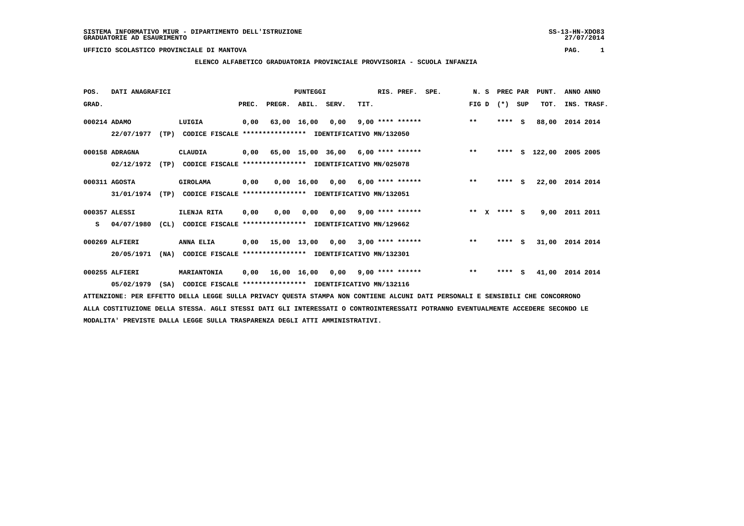SISTEMA INFORMATIVO MIUR - DIPARTIMENTO DELL'ISTRUZIONE
GRADUATORIE AD ESAURIMENTO

UFFICIO SCOLASTICO PROVINCIALE DI MANTOVA

**ELENCO ALFABETICO GRADUATORIA PROVINCIALE PROVVISORIA - SCUOLA INFANZIA**

| POS. GRAD. | DATI ANAGRAFICI | | PUNTEGGI PREC. | PREGR. | ABIL. | SERV. | TIT. | RIS. PREF. | SPE. | N. S FIG D | PREC (*) | PAR SUP | PUNT. TOT. | ANNO INS. | ANNO TRASF. |
|---|---|---|---|---|---|---|---|---|---|---|---|---|---|---|---|
| 000214 | ADAMO | LUIGIA | 0,00 | 63,00 | 16,00 | 0,00 | 9,00 | **** ****** | | ** | **** | S | 88,00 | 2014 | 2014 |
| | 22/07/1977 (TP) | CODICE FISCALE **************** IDENTIFICATIVO MN/132050 | | | | | | | | | | | | | |
| 000158 | ADRAGNA | CLAUDIA | 0,00 | 65,00 | 15,00 | 36,00 | 6,00 | **** ****** | | ** | **** | S | 122,00 | 2005 | 2005 |
| | 02/12/1972 (TP) | CODICE FISCALE **************** IDENTIFICATIVO MN/025078 | | | | | | | | | | | | | |
| 000311 | AGOSTA | GIROLAMA | 0,00 | 0,00 | 16,00 | 0,00 | 6,00 | **** ****** | | ** | **** | S | 22,00 | 2014 | 2014 |
| | 31/01/1974 (TP) | CODICE FISCALE **************** IDENTIFICATIVO MN/132051 | | | | | | | | | | | | | |
| 000357 | ALESSI | ILENJA RITA | 0,00 | 0,00 | 0,00 | 0,00 | 9,00 | **** ****** | | ** X | **** | S | 9,00 | 2011 | 2011 |
| S | 04/07/1980 (CL) | CODICE FISCALE **************** IDENTIFICATIVO MN/129662 | | | | | | | | | | | | | |
| 000269 | ALFIERI | ANNA ELIA | 0,00 | 15,00 | 13,00 | 0,00 | 3,00 | **** ****** | | ** | **** | S | 31,00 | 2014 | 2014 |
| | 20/05/1971 (NA) | CODICE FISCALE **************** IDENTIFICATIVO MN/132301 | | | | | | | | | | | | | |
| 000255 | ALFIERI | MARIANTONIA | 0,00 | 16,00 | 16,00 | 0,00 | 9,00 | **** ****** | | ** | **** | S | 41,00 | 2014 | 2014 |
| | 05/02/1979 (SA) | CODICE FISCALE **************** IDENTIFICATIVO MN/132116 | | | | | | | | | | | | | |

ATTENZIONE: PER EFFETTO DELLA LEGGE SULLA PRIVACY QUESTA STAMPA NON CONTIENE ALCUNI DATI PERSONALI E SENSIBILI CHE CONCORRONO ALLA COSTITUZIONE DELLA STESSA. AGLI STESSI DATI GLI INTERESSATI O CONTROINTERESSATI POTRANNO EVENTUALMENTE ACCEDERE SECONDO LE MODALITA' PREVISTE DALLA LEGGE SULLA TRASPARENZA DEGLI ATTI AMMINISTRATIVI.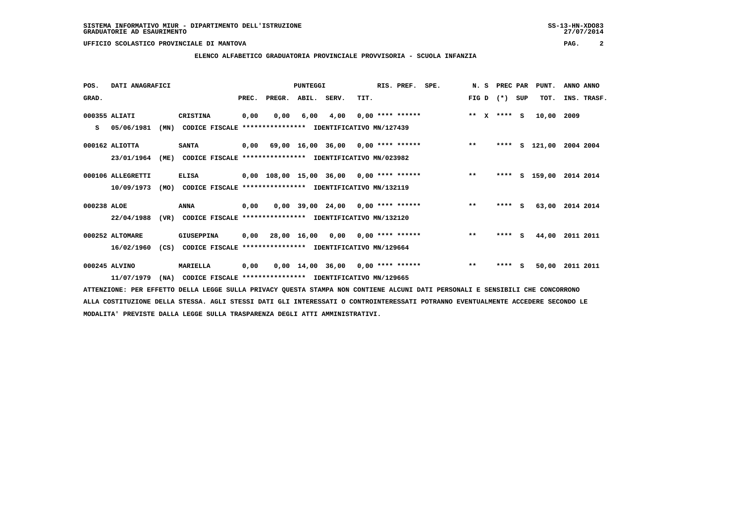ELENCO ALFABETICO GRADUATORIA PROVINCIALE PROVVISORIA - SCUOLA INFANZIA

| POS. GRAD. | DATI ANAGRAFICI | | | PUNTEGGI PREC. | PREGR. | ABIL. | SERV. | TIT. | RIS. PREF. | SPE. | N. S FIG D | PREC PAR (*) | SUP | PUNT. TOT. | ANNO INS. | ANNO TRASF. |
|---|---|---|---|---|---|---|---|---|---|---|---|---|---|---|---|---|
| 000355 | ALIATI | CRISTINA | | 0,00 | 0,00 | 6,00 | 4,00 | 0,00 | **** ****** | | ** X | **** | S | 10,00 | 2009 | |
| S | 05/06/1981 (MN) | CODICE FISCALE **************** | IDENTIFICATIVO MN/127439 | | | | | | | | | | | | | |
| 000162 | ALIOTTA | SANTA | | 0,00 | 69,00 | 16,00 | 36,00 | 0,00 | **** ****** | | ** | **** | S | 121,00 | 2004 | 2004 |
| | 23/01/1964 (ME) | CODICE FISCALE **************** | IDENTIFICATIVO MN/023982 | | | | | | | | | | | | | |
| 000106 | ALLEGRETTI | ELISA | | 0,00 | 108,00 | 15,00 | 36,00 | 0,00 | **** ****** | | ** | **** | S | 159,00 | 2014 | 2014 |
| | 10/09/1973 (MO) | CODICE FISCALE **************** | IDENTIFICATIVO MN/132119 | | | | | | | | | | | | | |
| 000238 | ALOE | ANNA | | 0,00 | 0,00 | 39,00 | 24,00 | 0,00 | **** ****** | | ** | **** | S | 63,00 | 2014 | 2014 |
| | 22/04/1988 (VR) | CODICE FISCALE **************** | IDENTIFICATIVO MN/132120 | | | | | | | | | | | | | |
| 000252 | ALTOMARE | GIUSEPPINA | | 0,00 | 28,00 | 16,00 | 0,00 | 0,00 | **** ****** | | ** | **** | S | 44,00 | 2011 | 2011 |
| | 16/02/1960 (CS) | CODICE FISCALE **************** | IDENTIFICATIVO MN/129664 | | | | | | | | | | | | | |
| 000245 | ALVINO | MARIELLA | | 0,00 | 0,00 | 14,00 | 36,00 | 0,00 | **** ****** | | ** | **** | S | 50,00 | 2011 | 2011 |
| | 11/07/1979 (NA) | CODICE FISCALE **************** | IDENTIFICATIVO MN/129665 | | | | | | | | | | | | | |

ATTENZIONE: PER EFFETTO DELLA LEGGE SULLA PRIVACY QUESTA STAMPA NON CONTIENE ALCUNI DATI PERSONALI E SENSIBILI CHE CONCORRONO ALLA COSTITUZIONE DELLA STESSA. AGLI STESSI DATI GLI INTERESSATI O CONTROINTERESSATI POTRANNO EVENTUALMENTE ACCEDERE SECONDO LE MODALITA' PREVISTE DALLA LEGGE SULLA TRASPARENZA DEGLI ATTI AMMINISTRATIVI.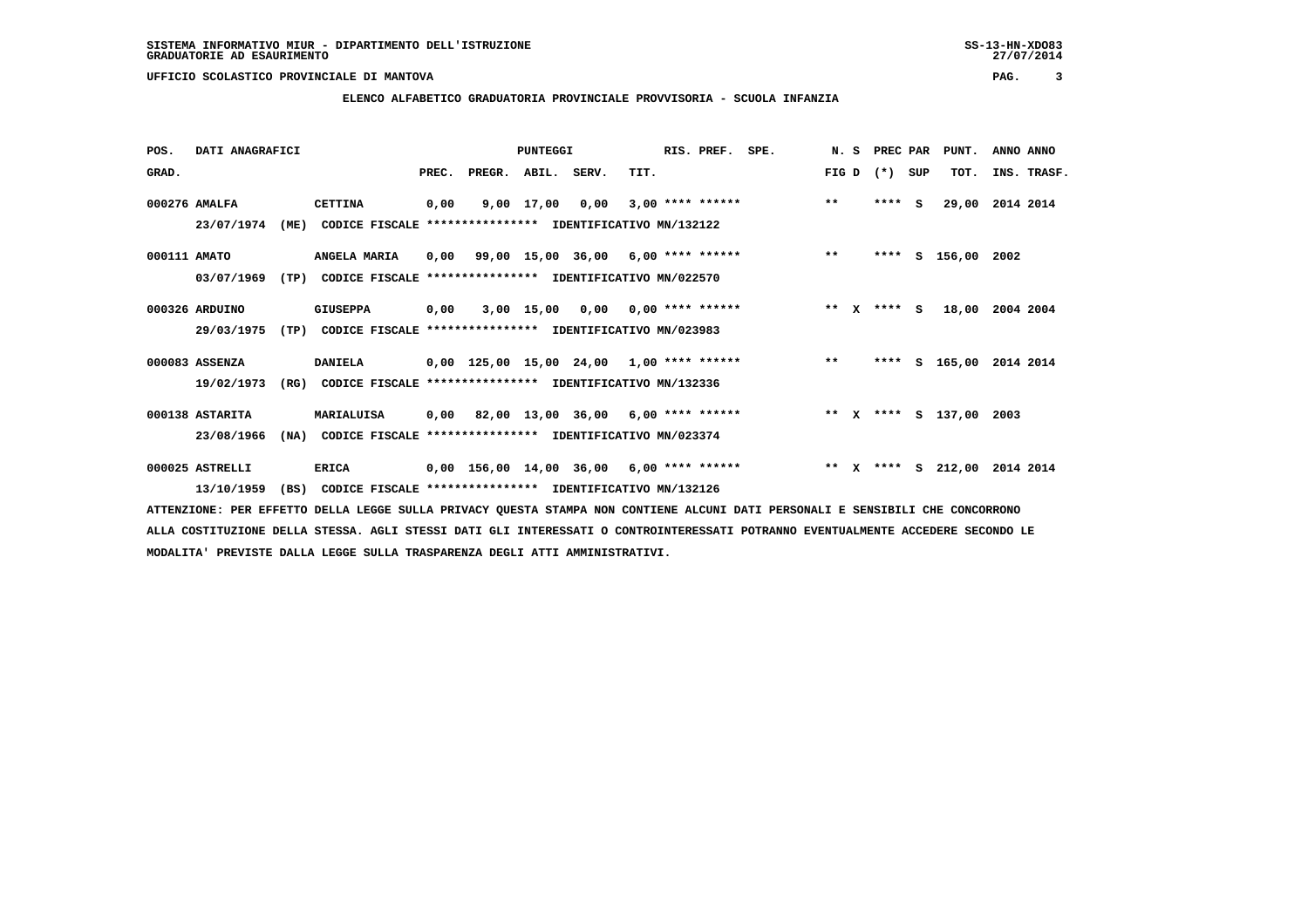UFFICIO SCOLASTICO PROVINCIALE DI MANTOVA

## ELENCO ALFABETICO GRADUATORIA PROVINCIALE PROVVISORIA - SCUOLA INFANZIA

| POS. GRAD. | DATI ANAGRAFICI | | PUNTEGGI PREC. | PREGR. | ABIL. | SERV. | TIT. | RIS. PREF. | SPE. | N. S FIG D | PREC PAR (*) SUP | PUNT. TOT. | ANNO INS. | ANNO TRASF. |
|---|---|---|---|---|---|---|---|---|---|---|---|---|---|---|
| 000276 | AMALFA<br>23/07/1974 (ME) CODICE FISCALE **************** IDENTIFICATIVO MN/132122 | CETTINA | 0,00 | 9,00 | 17,00 | 0,00 | 3,00 | **** ****** | | ** | **** S | 29,00 | 2014 | 2014 |
| 000111 | AMATO<br>03/07/1969 (TP) CODICE FISCALE **************** IDENTIFICATIVO MN/022570 | ANGELA MARIA | 0,00 | 99,00 | 15,00 | 36,00 | 6,00 | **** ****** | | ** | **** S | 156,00 | 2002 | |
| 000326 | ARDUINO<br>29/03/1975 (TP) CODICE FISCALE **************** IDENTIFICATIVO MN/023983 | GIUSEPPA | 0,00 | 3,00 | 15,00 | 0,00 | 0,00 | **** ****** | | ** X | **** S | 18,00 | 2004 | 2004 |
| 000083 | ASSENZA<br>19/02/1973 (RG) CODICE FISCALE **************** IDENTIFICATIVO MN/132336 | DANIELA | 0,00 | 125,00 | 15,00 | 24,00 | 1,00 | **** ****** | | ** | **** S | 165,00 | 2014 | 2014 |
| 000138 | ASTARITA<br>23/08/1966 (NA) CODICE FISCALE **************** IDENTIFICATIVO MN/023374 | MARIALUISA | 0,00 | 82,00 | 13,00 | 36,00 | 6,00 | **** ****** | | ** X | **** S | 137,00 | 2003 | |
| 000025 | ASTRELLI<br>13/10/1959 (BS) CODICE FISCALE **************** IDENTIFICATIVO MN/132126 | ERICA | 0,00 | 156,00 | 14,00 | 36,00 | 6,00 | **** ****** | | ** X | **** S | 212,00 | 2014 | 2014 |

ATTENZIONE: PER EFFETTO DELLA LEGGE SULLA PRIVACY QUESTA STAMPA NON CONTIENE ALCUNI DATI PERSONALI E SENSIBILI CHE CONCORRONO ALLA COSTITUZIONE DELLA STESSA. AGLI STESSI DATI GLI INTERESSATI O CONTROINTERESSATI POTRANNO EVENTUALMENTE ACCEDERE SECONDO LE MODALITA' PREVISTE DALLA LEGGE SULLA TRASPARENZA DEGLI ATTI AMMINISTRATIVI.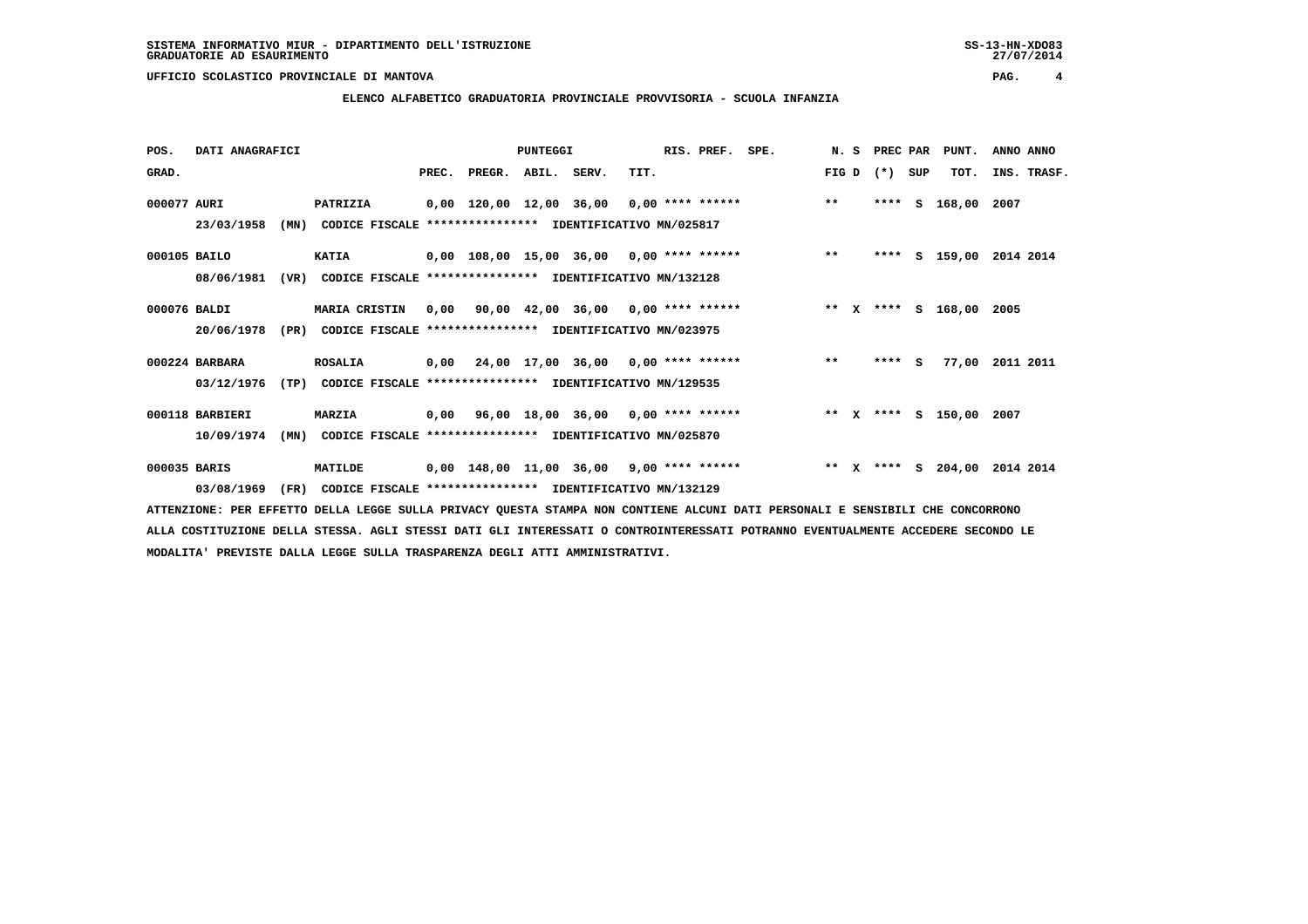SISTEMA INFORMATIVO MIUR - DIPARTIMENTO DELL'ISTRUZIONE
GRADUATORIE AD ESAURIMENTO

UFFICIO SCOLASTICO PROVINCIALE DI MANTOVA

**ELENCO ALFABETICO GRADUATORIA PROVINCIALE PROVVISORIA - SCUOLA INFANZIA**

| POS. GRAD. | DATI ANAGRAFICI | | PUNTEGGI PREC. | PREGR. | ABIL. | SERV. | TIT. | RIS. PREF. | SPE. | N. S FIG D | PREC PAR (*) SUP | PUNT. TOT. | ANNO ANNO INS. TRASF. |
|---|---|---|---|---|---|---|---|---|---|---|---|---|---|
| 000077 | AURI | PATRIZIA | 0,00 | 120,00 | 12,00 | 36,00 | 0,00 | **** ****** | | ** | **** S | 168,00 | 2007 |
| | 23/03/1958 (MN) | CODICE FISCALE **************** IDENTIFICATIVO MN/025817 | | | | | | | | | | | |
| 000105 | BAILO | KATIA | 0,00 | 108,00 | 15,00 | 36,00 | 0,00 | **** ****** | | ** | **** S | 159,00 | 2014 2014 |
| | 08/06/1981 (VR) | CODICE FISCALE **************** IDENTIFICATIVO MN/132128 | | | | | | | | | | | |
| 000076 | BALDI | MARIA CRISTIN | 0,00 | 90,00 | 42,00 | 36,00 | 0,00 | **** ****** | | ** X | **** S | 168,00 | 2005 |
| | 20/06/1978 (PR) | CODICE FISCALE **************** IDENTIFICATIVO MN/023975 | | | | | | | | | | | |
| 000224 | BARBARA | ROSALIA | 0,00 | 24,00 | 17,00 | 36,00 | 0,00 | **** ****** | | ** | **** S | 77,00 | 2011 2011 |
| | 03/12/1976 (TP) | CODICE FISCALE **************** IDENTIFICATIVO MN/129535 | | | | | | | | | | | |
| 000118 | BARBIERI | MARZIA | 0,00 | 96,00 | 18,00 | 36,00 | 0,00 | **** ****** | | ** X | **** S | 150,00 | 2007 |
| | 10/09/1974 (MN) | CODICE FISCALE **************** IDENTIFICATIVO MN/025870 | | | | | | | | | | | |
| 000035 | BARIS | MATILDE | 0,00 | 148,00 | 11,00 | 36,00 | 9,00 | **** ****** | | ** X | **** S | 204,00 | 2014 2014 |
| | 03/08/1969 (FR) | CODICE FISCALE **************** IDENTIFICATIVO MN/132129 | | | | | | | | | | | |

ATTENZIONE: PER EFFETTO DELLA LEGGE SULLA PRIVACY QUESTA STAMPA NON CONTIENE ALCUNI DATI PERSONALI E SENSIBILI CHE CONCORRONO ALLA COSTITUZIONE DELLA STESSA. AGLI STESSI DATI GLI INTERESSATI O CONTROINTERESSATI POTRANNO EVENTUALMENTE ACCEDERE SECONDO LE MODALITA' PREVISTE DALLA LEGGE SULLA TRASPARENZA DEGLI ATTI AMMINISTRATIVI.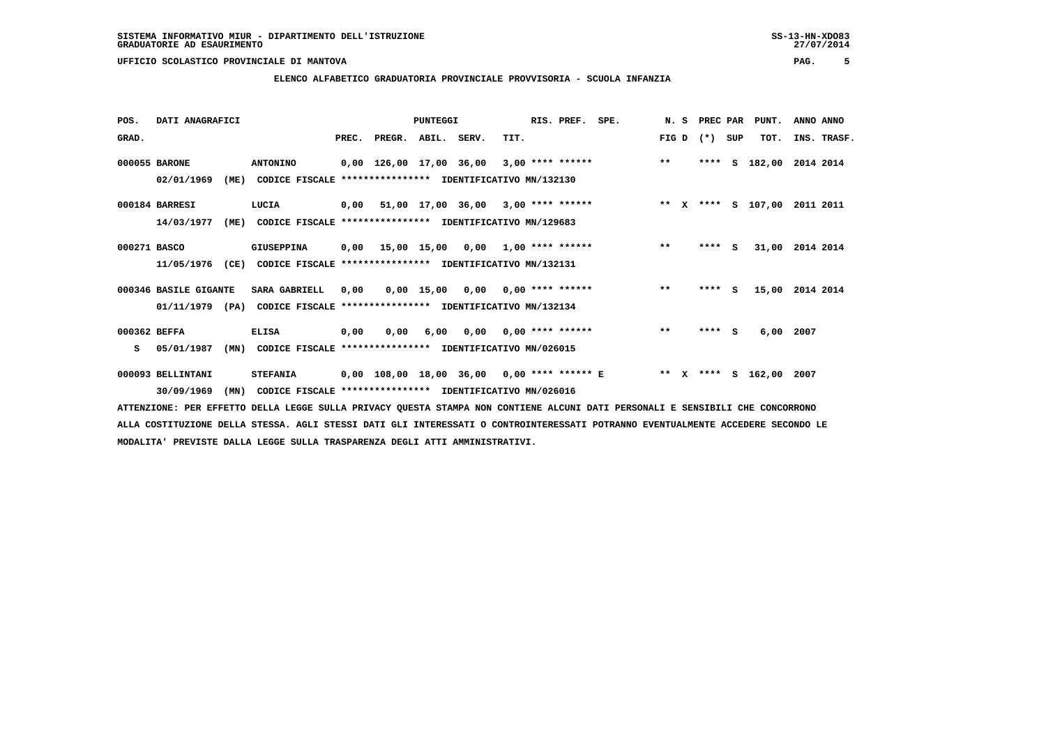SISTEMA INFORMATIVO MIUR - DIPARTIMENTO DELL'ISTRUZIONE
GRADUATORIE AD ESAURIMENTO

UFFICIO SCOLASTICO PROVINCIALE DI MANTOVA

## ELENCO ALFABETICO GRADUATORIA PROVINCIALE PROVVISORIA - SCUOLA INFANZIA

| POS. GRAD. | DATI ANAGRAFICI | | PREC. | PREGR. | ABIL. | SERV. | TIT. | RIS. PREF. | SPE. | N. S FIG D | PREC PAR (*) SUP | PUNT. TOT. | ANNO ANNO INS. TRASF. |
|---|---|---|---|---|---|---|---|---|---|---|---|---|---|
| 000055 | BARONE | ANTONINO | 0,00 | 126,00 | 17,00 | 36,00 | 3,00 | **** ****** | | ** | **** S | 182,00 | 2014 2014 |
| | 02/01/1969 (ME) | CODICE FISCALE **************** IDENTIFICATIVO MN/132130 | | | | | | | | | | | |
| 000184 | BARRESI | LUCIA | 0,00 | 51,00 | 17,00 | 36,00 | 3,00 | **** ****** | | ** X | **** S | 107,00 | 2011 2011 |
| | 14/03/1977 (ME) | CODICE FISCALE **************** IDENTIFICATIVO MN/129683 | | | | | | | | | | | |
| 000271 | BASCO | GIUSEPPINA | 0,00 | 15,00 | 15,00 | 0,00 | 1,00 | **** ****** | | ** | **** S | 31,00 | 2014 2014 |
| | 11/05/1976 (CE) | CODICE FISCALE **************** IDENTIFICATIVO MN/132131 | | | | | | | | | | | |
| 000346 | BASILE GIGANTE | SARA GABRIELL | 0,00 | 0,00 | 15,00 | 0,00 | 0,00 | **** ****** | | ** | **** S | 15,00 | 2014 2014 |
| | 01/11/1979 (PA) | CODICE FISCALE **************** IDENTIFICATIVO MN/132134 | | | | | | | | | | | |
| 000362 | BEFFA | ELISA | 0,00 | 0,00 | 6,00 | 0,00 | 0,00 | **** ****** | | ** | **** S | 6,00 | 2007 |
| S | 05/01/1987 (MN) | CODICE FISCALE **************** IDENTIFICATIVO MN/026015 | | | | | | | | | | | |
| 000093 | BELLINTANI | STEFANIA | 0,00 | 108,00 | 18,00 | 36,00 | 0,00 | **** ****** E | | ** X | **** S | 162,00 | 2007 |
| | 30/09/1969 (MN) | CODICE FISCALE **************** IDENTIFICATIVO MN/026016 | | | | | | | | | | | |

ATTENZIONE: PER EFFETTO DELLA LEGGE SULLA PRIVACY QUESTA STAMPA NON CONTIENE ALCUNI DATI PERSONALI E SENSIBILI CHE CONCORRONO ALLA COSTITUZIONE DELLA STESSA. AGLI STESSI DATI GLI INTERESSATI O CONTROINTERESSATI POTRANNO EVENTUALMENTE ACCEDERE SECONDO LE MODALITA' PREVISTE DALLA LEGGE SULLA TRASPARENZA DEGLI ATTI AMMINISTRATIVI.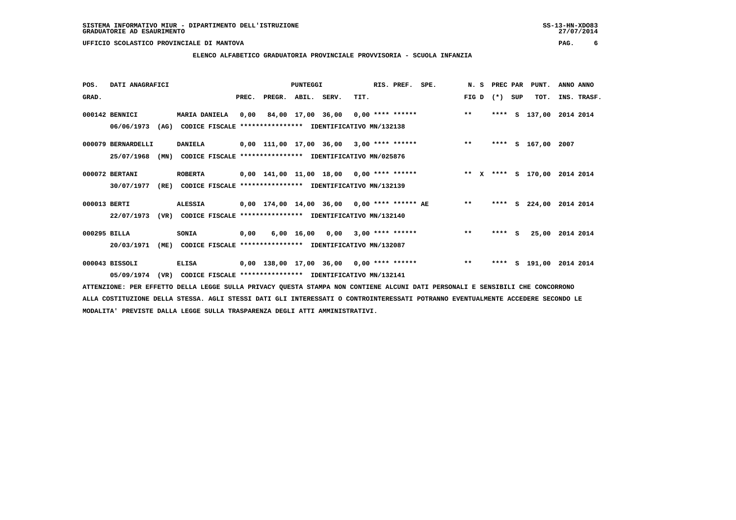SISTEMA INFORMATIVO MIUR - DIPARTIMENTO DELL'ISTRUZIONE
GRADUATORIE AD ESAURIMENTO

UFFICIO SCOLASTICO PROVINCIALE DI MANTOVA

## ELENCO ALFABETICO GRADUATORIA PROVINCIALE PROVVISORIA - SCUOLA INFANZIA

| POS. GRAD. | DATI ANAGRAFICI | | PREC. | PREGR. | ABIL. | SERV. | TIT. | RIS. PREF. | SPE. | N. S FIG D | PREC PAR (*) | SUP | PUNT. TOT. | ANNO INS. | ANNO TRASF. |
|---|---|---|---|---|---|---|---|---|---|---|---|---|---|---|---|
| 000142 | BENNICI 06/06/1973 (AG) | MARIA DANIELA CODICE FISCALE **************** IDENTIFICATIVO MN/132138 | 0,00 | 84,00 | 17,00 | 36,00 | 0,00 | **** ****** | | ** | **** | S | 137,00 | 2014 | 2014 |
| 000079 | BERNARDELLI 25/07/1968 (MN) | DANIELA CODICE FISCALE **************** IDENTIFICATIVO MN/025876 | 0,00 | 111,00 | 17,00 | 36,00 | 3,00 | **** ****** | | ** | **** | S | 167,00 | 2007 | |
| 000072 | BERTANI 30/07/1977 (RE) | ROBERTA CODICE FISCALE **************** IDENTIFICATIVO MN/132139 | 0,00 | 141,00 | 11,00 | 18,00 | 0,00 | **** ****** | | ** X | **** | S | 170,00 | 2014 | 2014 |
| 000013 | BERTI 22/07/1973 (VR) | ALESSIA CODICE FISCALE **************** IDENTIFICATIVO MN/132140 | 0,00 | 174,00 | 14,00 | 36,00 | 0,00 | **** ****** | AE | ** | **** | S | 224,00 | 2014 | 2014 |
| 000295 | BILLA 20/03/1971 (ME) | SONIA CODICE FISCALE **************** IDENTIFICATIVO MN/132087 | 0,00 | 6,00 | 16,00 | 0,00 | 3,00 | **** ****** | | ** | **** | S | 25,00 | 2014 | 2014 |
| 000043 | BISSOLI 05/09/1974 (VR) | ELISA CODICE FISCALE **************** IDENTIFICATIVO MN/132141 | 0,00 | 138,00 | 17,00 | 36,00 | 0,00 | **** ****** | | ** | **** | S | 191,00 | 2014 | 2014 |

ATTENZIONE: PER EFFETTO DELLA LEGGE SULLA PRIVACY QUESTA STAMPA NON CONTIENE ALCUNI DATI PERSONALI E SENSIBILI CHE CONCORRONO ALLA COSTITUZIONE DELLA STESSA. AGLI STESSI DATI GLI INTERESSATI O CONTROINTERESSATI POTRANNO EVENTUALMENTE ACCEDERE SECONDO LE MODALITA' PREVISTE DALLA LEGGE SULLA TRASPARENZA DEGLI ATTI AMMINISTRATIVI.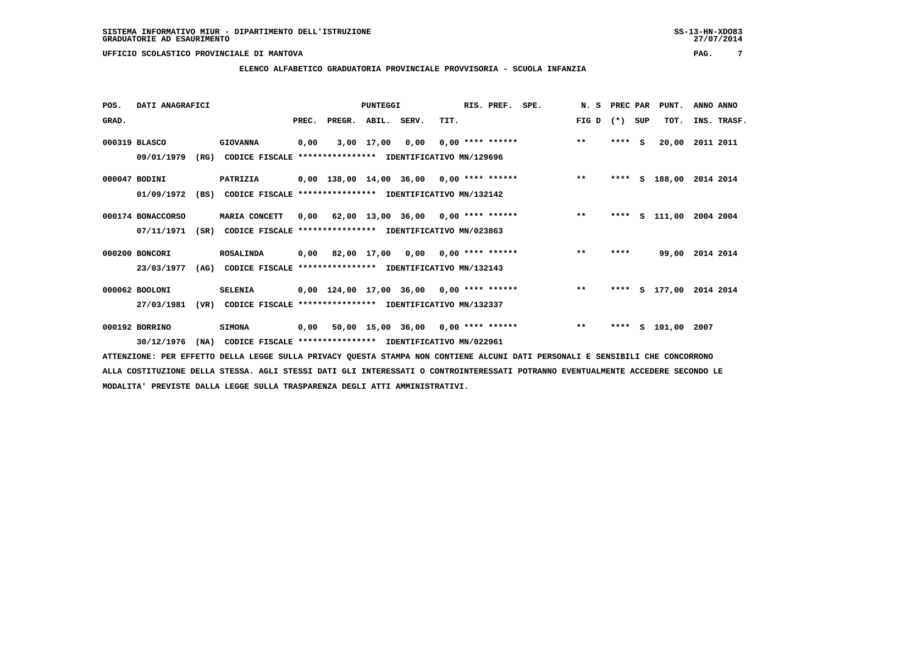# ELENCO ALFABETICO GRADUATORIA PROVINCIALE PROVVISORIA - SCUOLA INFANZIA

| POS. GRAD. | DATI ANAGRAFICI | | PREC. | PREGR. | ABIL. | SERV. | TIT. | RIS. PREF. | SPE. | N. S FIG D | PREC PAR (*) | SUP | PUNT. TOT. | ANNO INS. | ANNO TRASF. |
|---|---|---|---|---|---|---|---|---|---|---|---|---|---|---|---|
| 000319 | BLASCO | GIOVANNA | 0,00 | 3,00 | 17,00 | 0,00 | 0,00 | **** ****** | | ** | **** | S | 20,00 | 2011 | 2011 |
| | 09/01/1979 (RG) | CODICE FISCALE **************** IDENTIFICATIVO MN/129696 | | | | | | | | | | | | | |
| 000047 | BODINI | PATRIZIA | 0,00 | 138,00 | 14,00 | 36,00 | 0,00 | **** ****** | | ** | **** | S | 188,00 | 2014 | 2014 |
| | 01/09/1972 (BS) | CODICE FISCALE **************** IDENTIFICATIVO MN/132142 | | | | | | | | | | | | | |
| 000174 | BONACCORSO | MARIA CONCETT | 0,00 | 62,00 | 13,00 | 36,00 | 0,00 | **** ****** | | ** | **** | S | 111,00 | 2004 | 2004 |
| | 07/11/1971 (SR) | CODICE FISCALE **************** IDENTIFICATIVO MN/023863 | | | | | | | | | | | | | |
| 000200 | BONCORI | ROSALINDA | 0,00 | 82,00 | 17,00 | 0,00 | 0,00 | **** ****** | | ** | **** | | 99,00 | 2014 | 2014 |
| | 23/03/1977 (AG) | CODICE FISCALE **************** IDENTIFICATIVO MN/132143 | | | | | | | | | | | | | |
| 000062 | BOOLONI | SELENIA | 0,00 | 124,00 | 17,00 | 36,00 | 0,00 | **** ****** | | ** | **** | S | 177,00 | 2014 | 2014 |
| | 27/03/1981 (VR) | CODICE FISCALE **************** IDENTIFICATIVO MN/132337 | | | | | | | | | | | | | |
| 000192 | BORRINO | SIMONA | 0,00 | 50,00 | 15,00 | 36,00 | 0,00 | **** ****** | | ** | **** | S | 101,00 | 2007 | |
| | 30/12/1976 (NA) | CODICE FISCALE **************** IDENTIFICATIVO MN/022961 | | | | | | | | | | | | | |

ATTENZIONE: PER EFFETTO DELLA LEGGE SULLA PRIVACY QUESTA STAMPA NON CONTIENE ALCUNI DATI PERSONALI E SENSIBILI CHE CONCORRONO ALLA COSTITUZIONE DELLA STESSA. AGLI STESSI DATI GLI INTERESSATI O CONTROINTERESSATI POTRANNO EVENTUALMENTE ACCEDERE SECONDO LE MODALITA' PREVISTE DALLA LEGGE SULLA TRASPARENZA DEGLI ATTI AMMINISTRATIVI.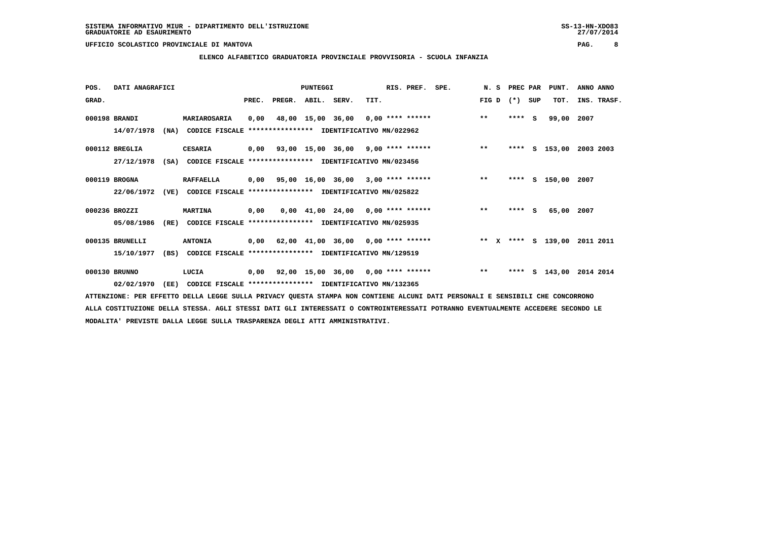SISTEMA INFORMATIVO MIUR - DIPARTIMENTO DELL'ISTRUZIONE
GRADUATORIE AD ESAURIMENTO

UFFICIO SCOLASTICO PROVINCIALE DI MANTOVA

**ELENCO ALFABETICO GRADUATORIA PROVINCIALE PROVVISORIA - SCUOLA INFANZIA**

| POS. GRAD. | DATI ANAGRAFICI | | PREC. | PREGR. | ABIL. | SERV. | TIT. | RIS. PREF. | SPE. | N. S FIG D | PREC PAR (*) | SUP | PUNT. TOT. | ANNO INS. | ANNO TRASF. |
|---|---|---|---|---|---|---|---|---|---|---|---|---|---|---|---|
| 000198 | BRANDI | MARIAROSARIA | 0,00 | 48,00 | 15,00 | 36,00 | 0,00 | **** ****** | | ** | **** | S | 99,00 | 2007 | |
| | 14/07/1978 (NA) | CODICE FISCALE **************** IDENTIFICATIVO MN/022962 | | | | | | | | | | | | | |
| 000112 | BREGLIA | CESARIA | 0,00 | 93,00 | 15,00 | 36,00 | 9,00 | **** ****** | | ** | **** | S | 153,00 | 2003 | 2003 |
| | 27/12/1978 (SA) | CODICE FISCALE **************** IDENTIFICATIVO MN/023456 | | | | | | | | | | | | | |
| 000119 | BROGNA | RAFFAELLA | 0,00 | 95,00 | 16,00 | 36,00 | 3,00 | **** ****** | | ** | **** | S | 150,00 | 2007 | |
| | 22/06/1972 (VE) | CODICE FISCALE **************** IDENTIFICATIVO MN/025822 | | | | | | | | | | | | | |
| 000236 | BROZZI | MARTINA | 0,00 | 0,00 | 41,00 | 24,00 | 0,00 | **** ****** | | ** | **** | S | 65,00 | 2007 | |
| | 05/08/1986 (RE) | CODICE FISCALE **************** IDENTIFICATIVO MN/025935 | | | | | | | | | | | | | |
| 000135 | BRUNELLI | ANTONIA | 0,00 | 62,00 | 41,00 | 36,00 | 0,00 | **** ****** | | ** X | **** | S | 139,00 | 2011 | 2011 |
| | 15/10/1977 (BS) | CODICE FISCALE **************** IDENTIFICATIVO MN/129519 | | | | | | | | | | | | | |
| 000130 | BRUNNO | LUCIA | 0,00 | 92,00 | 15,00 | 36,00 | 0,00 | **** ****** | | ** | **** | S | 143,00 | 2014 | 2014 |
| | 02/02/1970 (EE) | CODICE FISCALE **************** IDENTIFICATIVO MN/132365 | | | | | | | | | | | | | |

ATTENZIONE: PER EFFETTO DELLA LEGGE SULLA PRIVACY QUESTA STAMPA NON CONTIENE ALCUNI DATI PERSONALI E SENSIBILI CHE CONCORRONO ALLA COSTITUZIONE DELLA STESSA. AGLI STESSI DATI GLI INTERESSATI O CONTROINTERESSATI POTRANNO EVENTUALMENTE ACCEDERE SECONDO LE MODALITA' PREVISTE DALLA LEGGE SULLA TRASPARENZA DEGLI ATTI AMMINISTRATIVI.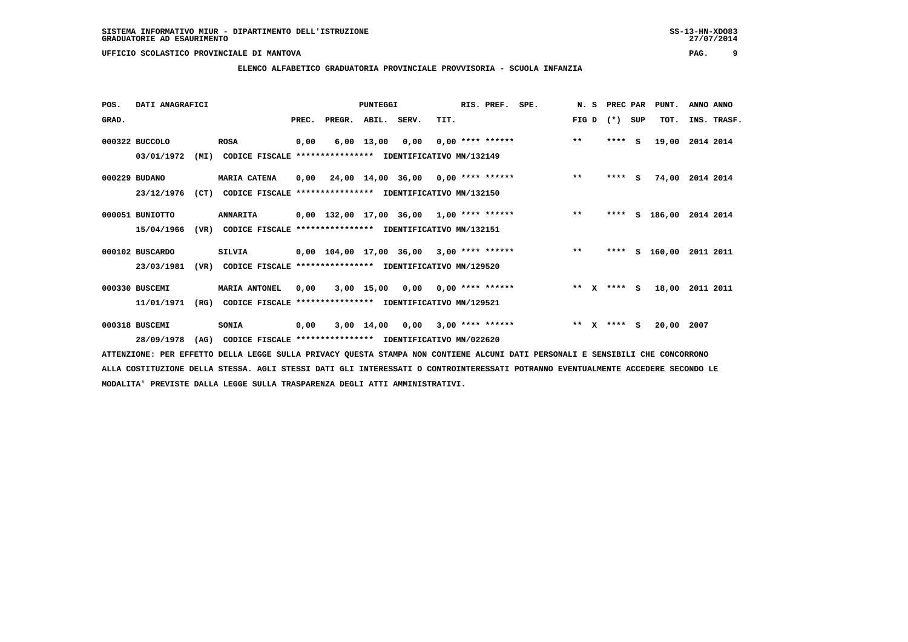SISTEMA INFORMATIVO MIUR - DIPARTIMENTO DELL'ISTRUZIONE
GRADUATORIE AD ESAURIMENTO

UFFICIO SCOLASTICO PROVINCIALE DI MANTOVA

## ELENCO ALFABETICO GRADUATORIA PROVINCIALE PROVVISORIA - SCUOLA INFANZIA

| POS. GRAD. | DATI ANAGRAFICI | | PREC. | PREGR. | ABIL. | SERV. | TIT. | RIS. PREF. | SPE. | N. S FIG D | PREC PAR (*) SUP | PUNT. TOT. | ANNO ANNO INS. TRASF. |
|---|---|---|---|---|---|---|---|---|---|---|---|---|---|
| 000322 | BUCCOLO 03/01/1972 (MI) | ROSA CODICE FISCALE **************** IDENTIFICATIVO MN/132149 | 0,00 | 6,00 | 13,00 | 0,00 | 0,00 | **** ****** | | ** | **** S | 19,00 | 2014 2014 |
| 000229 | BUDANO 23/12/1976 (CT) | MARIA CATENA CODICE FISCALE **************** IDENTIFICATIVO MN/132150 | 0,00 | 24,00 | 14,00 | 36,00 | 0,00 | **** ****** | | ** | **** S | 74,00 | 2014 2014 |
| 000051 | BUNIOTTO 15/04/1966 (VR) | ANNARITA CODICE FISCALE **************** IDENTIFICATIVO MN/132151 | 0,00 | 132,00 | 17,00 | 36,00 | 1,00 | **** ****** | | ** | **** S | 186,00 | 2014 2014 |
| 000102 | BUSCARDO 23/03/1981 (VR) | SILVIA CODICE FISCALE **************** IDENTIFICATIVO MN/129520 | 0,00 | 104,00 | 17,00 | 36,00 | 3,00 | **** ****** | | ** | **** S | 160,00 | 2011 2011 |
| 000330 | BUSCEMI 11/01/1971 (RG) | MARIA ANTONEL CODICE FISCALE **************** IDENTIFICATIVO MN/129521 | 0,00 | 3,00 | 15,00 | 0,00 | 0,00 | **** ****** | | ** X | **** S | 18,00 | 2011 2011 |
| 000318 | BUSCEMI 28/09/1978 (AG) | SONIA CODICE FISCALE **************** IDENTIFICATIVO MN/022620 | 0,00 | 3,00 | 14,00 | 0,00 | 3,00 | **** ****** | | ** X | **** S | 20,00 | 2007 |

ATTENZIONE: PER EFFETTO DELLA LEGGE SULLA PRIVACY QUESTA STAMPA NON CONTIENE ALCUNI DATI PERSONALI E SENSIBILI CHE CONCORRONO ALLA COSTITUZIONE DELLA STESSA. AGLI STESSI DATI GLI INTERESSATI O CONTROINTERESSATI POTRANNO EVENTUALMENTE ACCEDERE SECONDO LE MODALITA' PREVISTE DALLA LEGGE SULLA TRASPARENZA DEGLI ATTI AMMINISTRATIVI.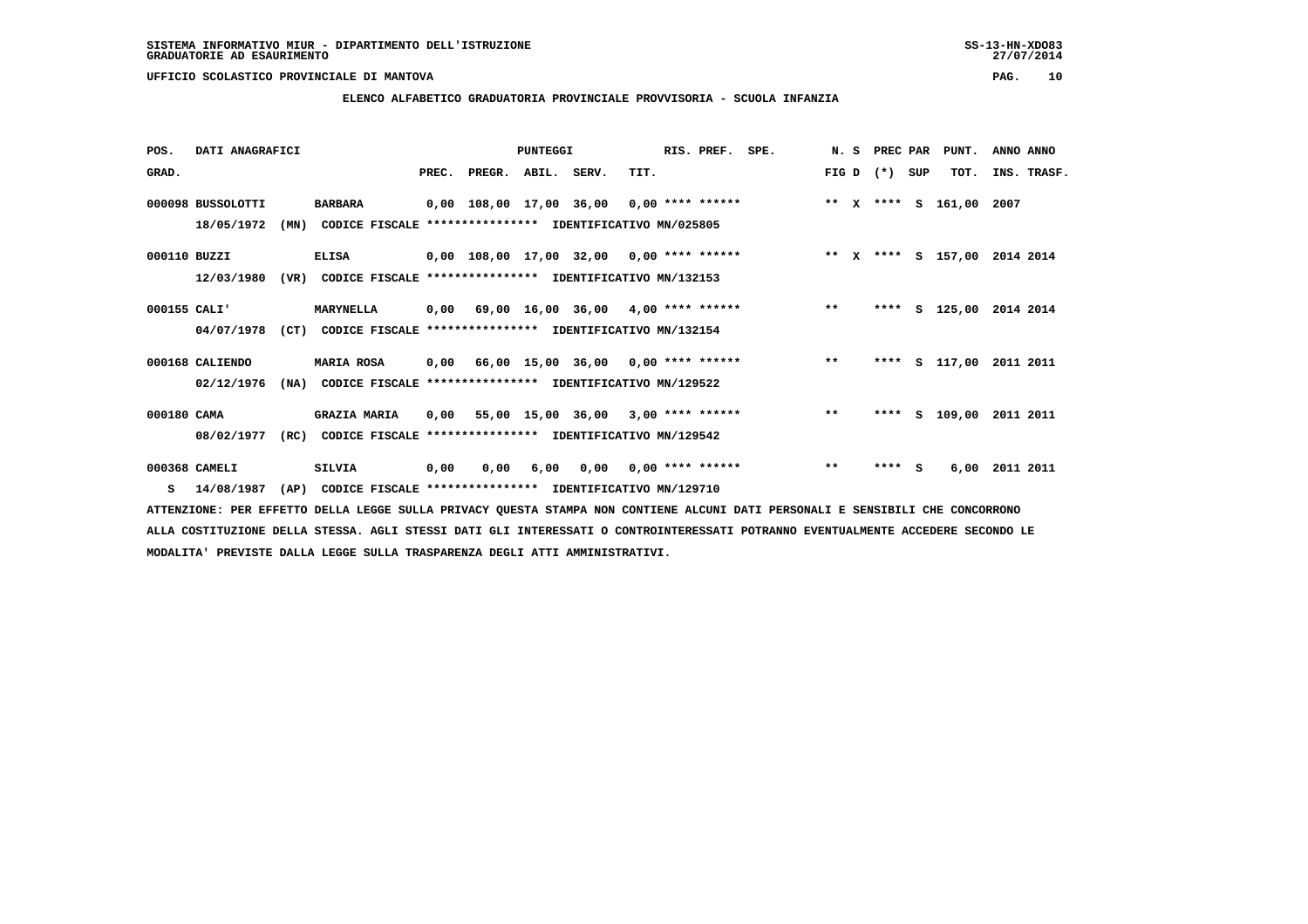SISTEMA INFORMATIVO MIUR - DIPARTIMENTO DELL'ISTRUZIONE
GRADUATORIE AD ESAURIMENTO

UFFICIO SCOLASTICO PROVINCIALE DI MANTOVA

**ELENCO ALFABETICO GRADUATORIA PROVINCIALE PROVVISORIA - SCUOLA INFANZIA**

| POS. GRAD. | DATI ANAGRAFICI | | PREC. | PREGR. | ABIL. | SERV. | TIT. | RIS. PREF. | SPE. | N. S FIG D | PREC PAR (*) SUP | PUNT. TOT. | ANNO INS. | ANNO TRASF. |
|---|---|---|---|---|---|---|---|---|---|---|---|---|---|---|
| 000098 | BUSSOLOTTI | BARBARA | 0,00 | 108,00 | 17,00 | 36,00 | 0,00 | **** ****** | | ** X | **** S | 161,00 | 2007 | |
| | 18/05/1972 (MN) | CODICE FISCALE **************** IDENTIFICATIVO MN/025805 | | | | | | | | | | | | |
| 000110 | BUZZI | ELISA | 0,00 | 108,00 | 17,00 | 32,00 | 0,00 | **** ****** | | ** X | **** S | 157,00 | 2014 | 2014 |
| | 12/03/1980 (VR) | CODICE FISCALE **************** IDENTIFICATIVO MN/132153 | | | | | | | | | | | | |
| 000155 | CALI' | MARYNELLA | 0,00 | 69,00 | 16,00 | 36,00 | 4,00 | **** ****** | | ** | **** S | 125,00 | 2014 | 2014 |
| | 04/07/1978 (CT) | CODICE FISCALE **************** IDENTIFICATIVO MN/132154 | | | | | | | | | | | | |
| 000168 | CALIENDO | MARIA ROSA | 0,00 | 66,00 | 15,00 | 36,00 | 0,00 | **** ****** | | ** | **** S | 117,00 | 2011 | 2011 |
| | 02/12/1976 (NA) | CODICE FISCALE **************** IDENTIFICATIVO MN/129522 | | | | | | | | | | | | |
| 000180 | CAMA | GRAZIA MARIA | 0,00 | 55,00 | 15,00 | 36,00 | 3,00 | **** ****** | | ** | **** S | 109,00 | 2011 | 2011 |
| | 08/02/1977 (RC) | CODICE FISCALE **************** IDENTIFICATIVO MN/129542 | | | | | | | | | | | | |
| 000368 | CAMELI | SILVIA | 0,00 | 0,00 | 6,00 | 0,00 | 0,00 | **** ****** | | ** | **** S | 6,00 | 2011 | 2011 |
| S | 14/08/1987 (AP) | CODICE FISCALE **************** IDENTIFICATIVO MN/129710 | | | | | | | | | | | | |

ATTENZIONE: PER EFFETTO DELLA LEGGE SULLA PRIVACY QUESTA STAMPA NON CONTIENE ALCUNI DATI PERSONALI E SENSIBILI CHE CONCORRONO ALLA COSTITUZIONE DELLA STESSA. AGLI STESSI DATI GLI INTERESSATI O CONTROINTERESSATI POTRANNO EVENTUALMENTE ACCEDERE SECONDO LE MODALITA' PREVISTE DALLA LEGGE SULLA TRASPARENZA DEGLI ATTI AMMINISTRATIVI.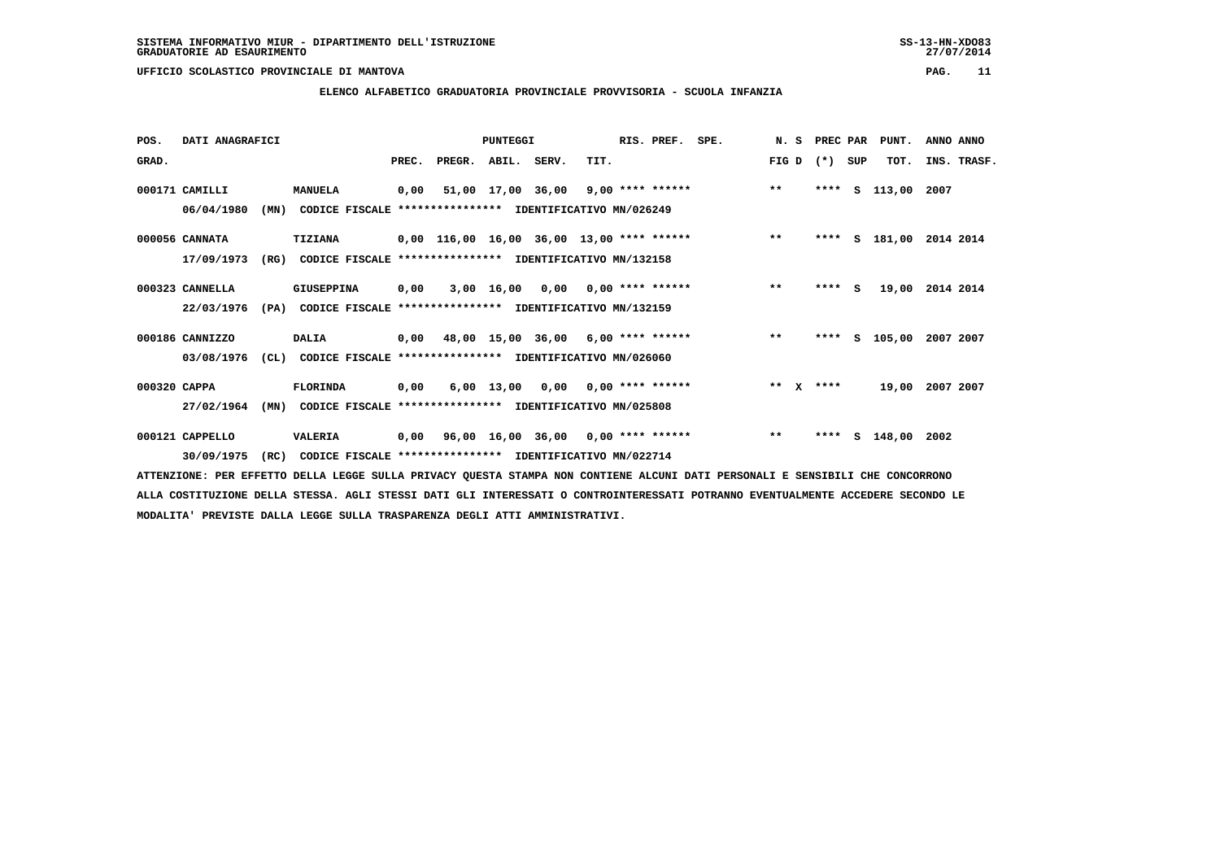SISTEMA INFORMATIVO MIUR - DIPARTIMENTO DELL'ISTRUZIONE
GRADUATORIE AD ESAURIMENTO

UFFICIO SCOLASTICO PROVINCIALE DI MANTOVA

ELENCO ALFABETICO GRADUATORIA PROVINCIALE PROVVISORIA - SCUOLA INFANZIA

| POS. GRAD. | DATI ANAGRAFICI | | PREC. | PREGR. | ABIL. | SERV. | TIT. | RIS. PREF. | SPE. | N. S FIG D | PREC PAR (*) SUP | PUNT. TOT. | ANNO INS. | ANNO TRASF. |
|---|---|---|---|---|---|---|---|---|---|---|---|---|---|---|
| 000171 | CAMILLI | MANUELA | 0,00 | 51,00 | 17,00 | 36,00 | 9,00 | **** ****** | | ** | **** S | 113,00 | 2007 | |
| | 06/04/1980 (MN) | CODICE FISCALE **************** IDENTIFICATIVO MN/026249 | | | | | | | | | | | | |
| 000056 | CANNATA | TIZIANA | 0,00 | 116,00 | 16,00 | 36,00 | 13,00 | **** ****** | | ** | **** S | 181,00 | 2014 | 2014 |
| | 17/09/1973 (RG) | CODICE FISCALE **************** IDENTIFICATIVO MN/132158 | | | | | | | | | | | | |
| 000323 | CANNELLA | GIUSEPPINA | 0,00 | 3,00 | 16,00 | 0,00 | 0,00 | **** ****** | | ** | **** S | 19,00 | 2014 | 2014 |
| | 22/03/1976 (PA) | CODICE FISCALE **************** IDENTIFICATIVO MN/132159 | | | | | | | | | | | | |
| 000186 | CANNIZZO | DALIA | 0,00 | 48,00 | 15,00 | 36,00 | 6,00 | **** ****** | | ** | **** S | 105,00 | 2007 | 2007 |
| | 03/08/1976 (CL) | CODICE FISCALE **************** IDENTIFICATIVO MN/026060 | | | | | | | | | | | | |
| 000320 | CAPPA | FLORINDA | 0,00 | 6,00 | 13,00 | 0,00 | 0,00 | **** ****** | | ** X | **** | 19,00 | 2007 | 2007 |
| | 27/02/1964 (MN) | CODICE FISCALE **************** IDENTIFICATIVO MN/025808 | | | | | | | | | | | | |
| 000121 | CAPPELLO | VALERIA | 0,00 | 96,00 | 16,00 | 36,00 | 0,00 | **** ****** | | ** | **** S | 148,00 | 2002 | |
| | 30/09/1975 (RC) | CODICE FISCALE **************** IDENTIFICATIVO MN/022714 | | | | | | | | | | | | |

ATTENZIONE: PER EFFETTO DELLA LEGGE SULLA PRIVACY QUESTA STAMPA NON CONTIENE ALCUNI DATI PERSONALI E SENSIBILI CHE CONCORRONO ALLA COSTITUZIONE DELLA STESSA. AGLI STESSI DATI GLI INTERESSATI O CONTROINTERESSATI POTRANNO EVENTUALMENTE ACCEDERE SECONDO LE MODALITA' PREVISTE DALLA LEGGE SULLA TRASPARENZA DEGLI ATTI AMMINISTRATIVI.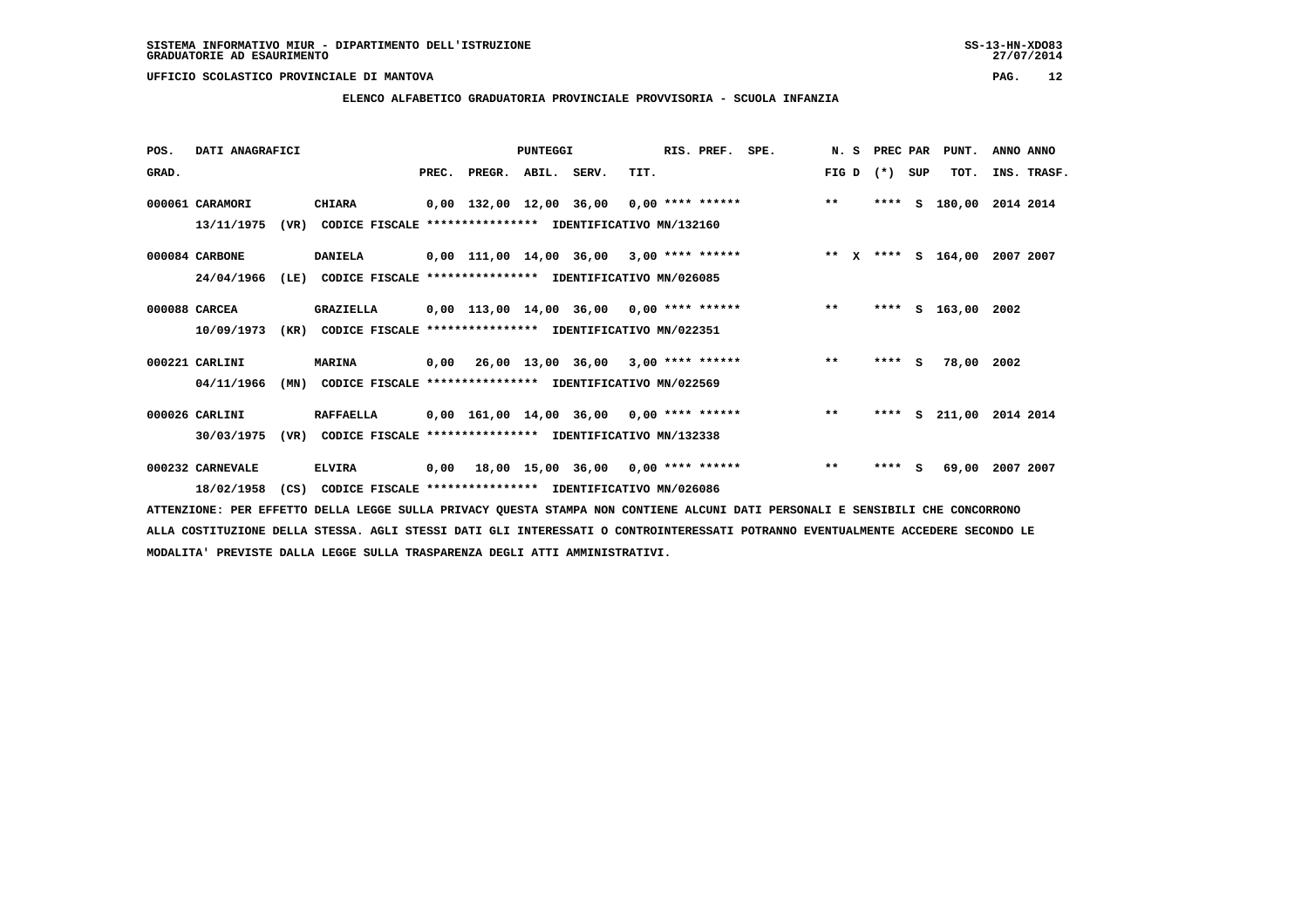SISTEMA INFORMATIVO MIUR - DIPARTIMENTO DELL'ISTRUZIONE
GRADUATORIE AD ESAURIMENTO

UFFICIO SCOLASTICO PROVINCIALE DI MANTOVA

## ELENCO ALFABETICO GRADUATORIA PROVINCIALE PROVVISORIA - SCUOLA INFANZIA

| POS. GRAD. | DATI ANAGRAFICI | | PUNTEGGI PREC. | PREGR. | ABIL. | SERV. | TIT. | RIS. PREF. | SPE. | N. S FIG D | PREC (*) | PAR SUP | PUNT. TOT. | ANNO INS. | ANNO TRASF. |
|---|---|---|---|---|---|---|---|---|---|---|---|---|---|---|---|
| 000061 | CARAMORI | CHIARA | 0,00 | 132,00 | 12,00 | 36,00 | 0,00 | **** ****** | | ** | **** | S | 180,00 | 2014 | 2014 |
| | 13/11/1975 (VR) | CODICE FISCALE **************** IDENTIFICATIVO MN/132160 | | | | | | | | | | | | | |
| 000084 | CARBONE | DANIELA | 0,00 | 111,00 | 14,00 | 36,00 | 3,00 | **** ****** | | ** X | **** | S | 164,00 | 2007 | 2007 |
| | 24/04/1966 (LE) | CODICE FISCALE **************** IDENTIFICATIVO MN/026085 | | | | | | | | | | | | | |
| 000088 | CARCEA | GRAZIELLA | 0,00 | 113,00 | 14,00 | 36,00 | 0,00 | **** ****** | | ** | **** | S | 163,00 | 2002 | |
| | 10/09/1973 (KR) | CODICE FISCALE **************** IDENTIFICATIVO MN/022351 | | | | | | | | | | | | | |
| 000221 | CARLINI | MARINA | 0,00 | 26,00 | 13,00 | 36,00 | 3,00 | **** ****** | | ** | **** | S | 78,00 | 2002 | |
| | 04/11/1966 (MN) | CODICE FISCALE **************** IDENTIFICATIVO MN/022569 | | | | | | | | | | | | | |
| 000026 | CARLINI | RAFFAELLA | 0,00 | 161,00 | 14,00 | 36,00 | 0,00 | **** ****** | | ** | **** | S | 211,00 | 2014 | 2014 |
| | 30/03/1975 (VR) | CODICE FISCALE **************** IDENTIFICATIVO MN/132338 | | | | | | | | | | | | | |
| 000232 | CARNEVALE | ELVIRA | 0,00 | 18,00 | 15,00 | 36,00 | 0,00 | **** ****** | | ** | **** | S | 69,00 | 2007 | 2007 |
| | 18/02/1958 (CS) | CODICE FISCALE **************** IDENTIFICATIVO MN/026086 | | | | | | | | | | | | | |

ATTENZIONE: PER EFFETTO DELLA LEGGE SULLA PRIVACY QUESTA STAMPA NON CONTIENE ALCUNI DATI PERSONALI E SENSIBILI CHE CONCORRONO ALLA COSTITUZIONE DELLA STESSA. AGLI STESSI DATI GLI INTERESSATI O CONTROINTERESSATI POTRANNO EVENTUALMENTE ACCEDERE SECONDO LE MODALITA' PREVISTE DALLA LEGGE SULLA TRASPARENZA DEGLI ATTI AMMINISTRATIVI.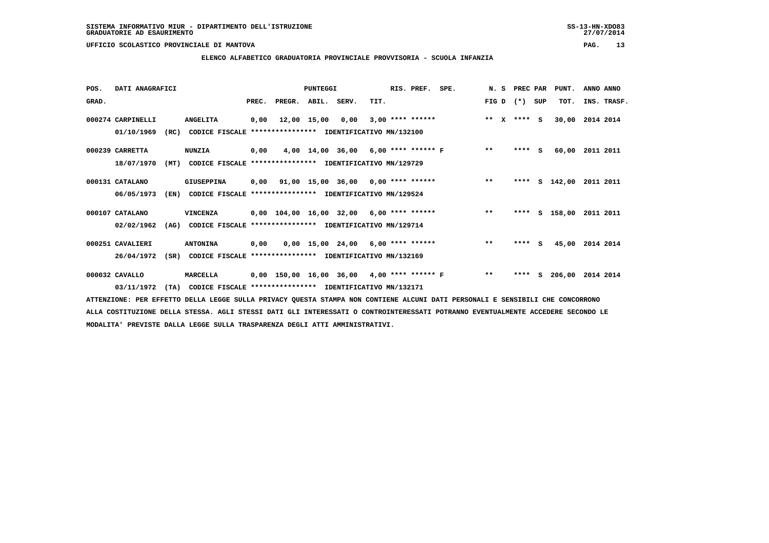SISTEMA INFORMATIVO MIUR - DIPARTIMENTO DELL'ISTRUZIONE
GRADUATORIE AD ESAURIMENTO

UFFICIO SCOLASTICO PROVINCIALE DI MANTOVA

**ELENCO ALFABETICO GRADUATORIA PROVINCIALE PROVVISORIA - SCUOLA INFANZIA**

| POS. GRAD. | DATI ANAGRAFICI | | PREC. | PREGR. | ABIL. | SERV. | TIT. | RIS. PREF. | SPE. | N. S FIG D | PREC (*) | PAR SUP | PUNT. TOT. | ANNO INS. | ANNO TRASF. |
|---|---|---|---|---|---|---|---|---|---|---|---|---|---|---|---|
| 000274 | CARPINELLI 01/10/1969 (RC) CODICE FISCALE **************** IDENTIFICATIVO MN/132100 | ANGELITA | 0,00 | 12,00 | 15,00 | 0,00 | 3,00 | **** ****** | | ** X | **** | S | 30,00 | 2014 | 2014 |
| 000239 | CARRETTA 18/07/1970 (MT) CODICE FISCALE **************** IDENTIFICATIVO MN/129729 | NUNZIA | 0,00 | 4,00 | 14,00 | 36,00 | 6,00 | **** ****** F | | ** | **** | S | 60,00 | 2011 | 2011 |
| 000131 | CATALANO 06/05/1973 (EN) CODICE FISCALE **************** IDENTIFICATIVO MN/129524 | GIUSEPPINA | 0,00 | 91,00 | 15,00 | 36,00 | 0,00 | **** ****** | | ** | **** | S | 142,00 | 2011 | 2011 |
| 000107 | CATALANO 02/02/1962 (AG) CODICE FISCALE **************** IDENTIFICATIVO MN/129714 | VINCENZA | 0,00 | 104,00 | 16,00 | 32,00 | 6,00 | **** ****** | | ** | **** | S | 158,00 | 2011 | 2011 |
| 000251 | CAVALIERI 26/04/1972 (SR) CODICE FISCALE **************** IDENTIFICATIVO MN/132169 | ANTONINA | 0,00 | 0,00 | 15,00 | 24,00 | 6,00 | **** ****** | | ** | **** | S | 45,00 | 2014 | 2014 |
| 000032 | CAVALLO 03/11/1972 (TA) CODICE FISCALE **************** IDENTIFICATIVO MN/132171 | MARCELLA | 0,00 | 150,00 | 16,00 | 36,00 | 4,00 | **** ****** F | | ** | **** | S | 206,00 | 2014 | 2014 |

ATTENZIONE: PER EFFETTO DELLA LEGGE SULLA PRIVACY QUESTA STAMPA NON CONTIENE ALCUNI DATI PERSONALI E SENSIBILI CHE CONCORRONO ALLA COSTITUZIONE DELLA STESSA. AGLI STESSI DATI GLI INTERESSATI O CONTROINTERESSATI POTRANNO EVENTUALMENTE ACCEDERE SECONDO LE MODALITA' PREVISTE DALLA LEGGE SULLA TRASPARENZA DEGLI ATTI AMMINISTRATIVI.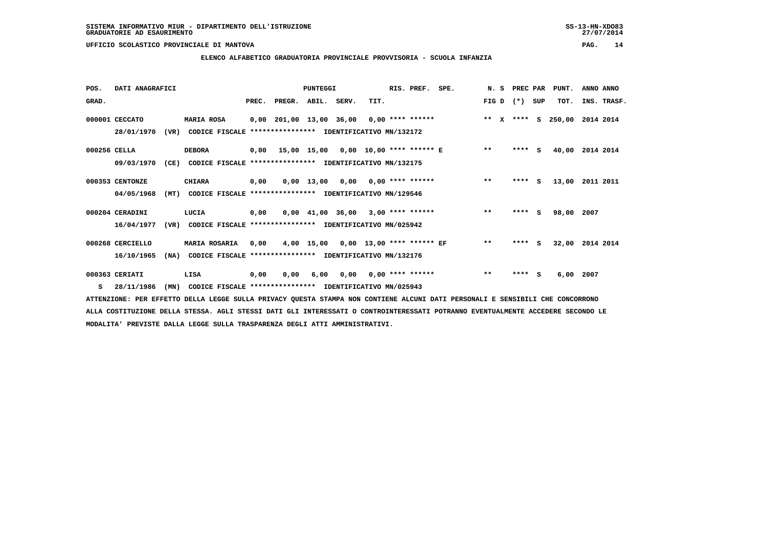SISTEMA INFORMATIVO MIUR - DIPARTIMENTO DELL'ISTRUZIONE
GRADUATORIE AD ESAURIMENTO

UFFICIO SCOLASTICO PROVINCIALE DI MANTOVA

**ELENCO ALFABETICO GRADUATORIA PROVINCIALE PROVVISORIA - SCUOLA INFANZIA**

| POS. GRAD. | DATI ANAGRAFICI | | PREC. | PREGR. | ABIL. | SERV. | TIT. | RIS. PREF. | SPE. | N. S FIG D | PREC PAR (*) SUP | PUNT. TOT. | ANNO INS. | ANNO TRASF. |
|---|---|---|---|---|---|---|---|---|---|---|---|---|---|---|
| 000001 | CECCATO | MARIA ROSA | 0,00 | 201,00 | 13,00 | 36,00 | 0,00 | **** ****** | | ** X | **** S | 250,00 | 2014 | 2014 |
| | 28/01/1970 (VR) | CODICE FISCALE **************** IDENTIFICATIVO MN/132172 | | | | | | | | | | | | |
| 000256 | CELLA | DEBORA | 0,00 | 15,00 | 15,00 | 0,00 | 10,00 | **** ****** | E | ** | **** S | 40,00 | 2014 | 2014 |
| | 09/03/1970 (CE) | CODICE FISCALE **************** IDENTIFICATIVO MN/132175 | | | | | | | | | | | | |
| 000353 | CENTONZE | CHIARA | 0,00 | 0,00 | 13,00 | 0,00 | 0,00 | **** ****** | | ** | **** S | 13,00 | 2011 | 2011 |
| | 04/05/1968 (MT) | CODICE FISCALE **************** IDENTIFICATIVO MN/129546 | | | | | | | | | | | | |
| 000204 | CERADINI | LUCIA | 0,00 | 0,00 | 41,00 | 36,00 | 3,00 | **** ****** | | ** | **** S | 98,00 | 2007 | |
| | 16/04/1977 (VR) | CODICE FISCALE **************** IDENTIFICATIVO MN/025942 | | | | | | | | | | | | |
| 000268 | CERCIELLO | MARIA ROSARIA | 0,00 | 4,00 | 15,00 | 0,00 | 13,00 | **** ****** | EF | ** | **** S | 32,00 | 2014 | 2014 |
| | 16/10/1965 (NA) | CODICE FISCALE **************** IDENTIFICATIVO MN/132176 | | | | | | | | | | | | |
| 000363 | CERIATI | LISA | 0,00 | 0,00 | 6,00 | 0,00 | 0,00 | **** ****** | | ** | **** S | 6,00 | 2007 | |
| S | 28/11/1986 (MN) | CODICE FISCALE **************** IDENTIFICATIVO MN/025943 | | | | | | | | | | | | |

ATTENZIONE: PER EFFETTO DELLA LEGGE SULLA PRIVACY QUESTA STAMPA NON CONTIENE ALCUNI DATI PERSONALI E SENSIBILI CHE CONCORRONO ALLA COSTITUZIONE DELLA STESSA. AGLI STESSI DATI GLI INTERESSATI O CONTROINTERESSATI POTRANNO EVENTUALMENTE ACCEDERE SECONDO LE MODALITA' PREVISTE DALLA LEGGE SULLA TRASPARENZA DEGLI ATTI AMMINISTRATIVI.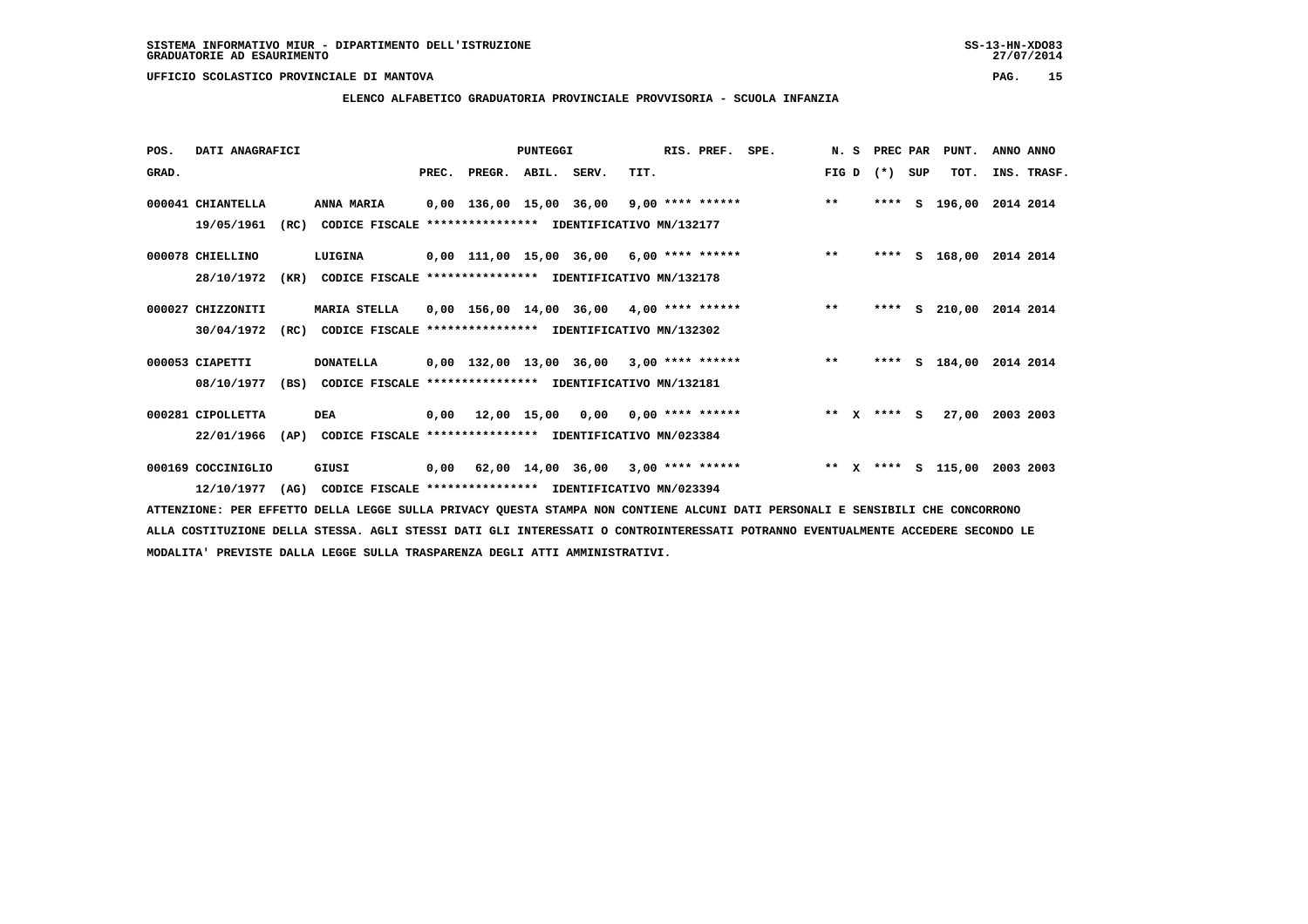SISTEMA INFORMATIVO MIUR - DIPARTIMENTO DELL'ISTRUZIONE
GRADUATORIE AD ESAURIMENTO

UFFICIO SCOLASTICO PROVINCIALE DI MANTOVA

## ELENCO ALFABETICO GRADUATORIA PROVINCIALE PROVVISORIA - SCUOLA INFANZIA

| POS. GRAD. | DATI ANAGRAFICI | | PREC. | PREGR. | ABIL. | SERV. | TIT. | RIS. PREF. | SPE. | N. S FIG D | PREC PAR (*) | SUP | PUNT. TOT. | ANNO INS. | ANNO TRASF. |
|---|---|---|---|---|---|---|---|---|---|---|---|---|---|---|---|
| 000041 | CHIANTELLA | ANNA MARIA | 0,00 | 136,00 | 15,00 | 36,00 | 9,00 | **** ****** | | ** | **** | S | 196,00 | 2014 | 2014 |
| | 19/05/1961 (RC) | CODICE FISCALE **************** IDENTIFICATIVO MN/132177 | | | | | | | | | | | | | |
| 000078 | CHIELLINO | LUIGINA | 0,00 | 111,00 | 15,00 | 36,00 | 6,00 | **** ****** | | ** | **** | S | 168,00 | 2014 | 2014 |
| | 28/10/1972 (KR) | CODICE FISCALE **************** IDENTIFICATIVO MN/132178 | | | | | | | | | | | | | |
| 000027 | CHIZZONITI | MARIA STELLA | 0,00 | 156,00 | 14,00 | 36,00 | 4,00 | **** ****** | | ** | **** | S | 210,00 | 2014 | 2014 |
| | 30/04/1972 (RC) | CODICE FISCALE **************** IDENTIFICATIVO MN/132302 | | | | | | | | | | | | | |
| 000053 | CIAPETTI | DONATELLA | 0,00 | 132,00 | 13,00 | 36,00 | 3,00 | **** ****** | | ** | **** | S | 184,00 | 2014 | 2014 |
| | 08/10/1977 (BS) | CODICE FISCALE **************** IDENTIFICATIVO MN/132181 | | | | | | | | | | | | | |
| 000281 | CIPOLLETTA | DEA | 0,00 | 12,00 | 15,00 | 0,00 | 0,00 | **** ****** | | ** X | **** | S | 27,00 | 2003 | 2003 |
| | 22/01/1966 (AP) | CODICE FISCALE **************** IDENTIFICATIVO MN/023384 | | | | | | | | | | | | | |
| 000169 | COCCINIGLIO | GIUSI | 0,00 | 62,00 | 14,00 | 36,00 | 3,00 | **** ****** | | ** X | **** | S | 115,00 | 2003 | 2003 |
| | 12/10/1977 (AG) | CODICE FISCALE **************** IDENTIFICATIVO MN/023394 | | | | | | | | | | | | | |

ATTENZIONE: PER EFFETTO DELLA LEGGE SULLA PRIVACY QUESTA STAMPA NON CONTIENE ALCUNI DATI PERSONALI E SENSIBILI CHE CONCORRONO ALLA COSTITUZIONE DELLA STESSA. AGLI STESSI DATI GLI INTERESSATI O CONTROINTERESSATI POTRANNO EVENTUALMENTE ACCEDERE SECONDO LE MODALITA' PREVISTE DALLA LEGGE SULLA TRASPARENZA DEGLI ATTI AMMINISTRATIVI.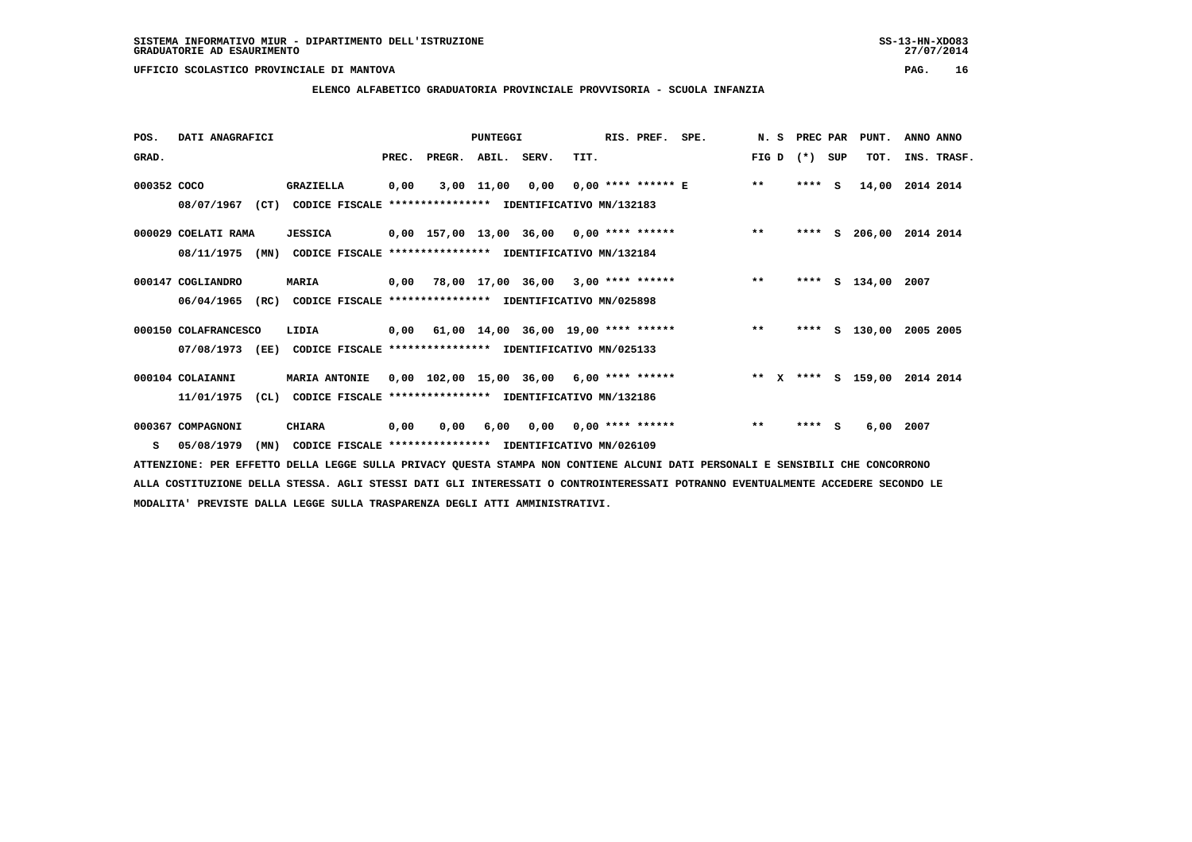SISTEMA INFORMATIVO MIUR - DIPARTIMENTO DELL'ISTRUZIONE
GRADUATORIE AD ESAURIMENTO

UFFICIO SCOLASTICO PROVINCIALE DI MANTOVA

## ELENCO ALFABETICO GRADUATORIA PROVINCIALE PROVVISORIA - SCUOLA INFANZIA

| POS. GRAD. | DATI ANAGRAFICI | | PREC. | PREGR. | ABIL. | SERV. | TIT. | RIS. PREF. | SPE. | N. S FIG D | PREC (*) | PAR SUP | PUNT. TOT. | ANNO INS. | ANNO TRASF. |
|---|---|---|---|---|---|---|---|---|---|---|---|---|---|---|---|
| 000352 | COCO 08/07/1967 (CT) CODICE FISCALE **************** IDENTIFICATIVO MN/132183 | GRAZIELLA | 0,00 | 3,00 | 11,00 | 0,00 | 0,00 | **** ****** E | | ** | **** | S | 14,00 | 2014 | 2014 |
| 000029 | COELATI RAMA 08/11/1975 (MN) CODICE FISCALE **************** IDENTIFICATIVO MN/132184 | JESSICA | 0,00 | 157,00 | 13,00 | 36,00 | 0,00 | **** ****** | | ** | **** | S | 206,00 | 2014 | 2014 |
| 000147 | COGLIANDRO 06/04/1965 (RC) CODICE FISCALE **************** IDENTIFICATIVO MN/025898 | MARIA | 0,00 | 78,00 | 17,00 | 36,00 | 3,00 | **** ****** | | ** | **** | S | 134,00 | 2007 | |
| 000150 | COLAFRANCESCO 07/08/1973 (EE) CODICE FISCALE **************** IDENTIFICATIVO MN/025133 | LIDIA | 0,00 | 61,00 | 14,00 | 36,00 | 19,00 | **** ****** | | ** | **** | S | 130,00 | 2005 | 2005 |
| 000104 | COLAIANNI 11/01/1975 (CL) CODICE FISCALE **************** IDENTIFICATIVO MN/132186 | MARIA ANTONIE | 0,00 | 102,00 | 15,00 | 36,00 | 6,00 | **** ****** | | ** X | **** | S | 159,00 | 2014 | 2014 |
| 000367 S | COMPAGNONI 05/08/1979 (MN) CODICE FISCALE **************** IDENTIFICATIVO MN/026109 | CHIARA | 0,00 | 0,00 | 6,00 | 0,00 | 0,00 | **** ****** | | ** | **** | S | 6,00 | 2007 | |

ATTENZIONE: PER EFFETTO DELLA LEGGE SULLA PRIVACY QUESTA STAMPA NON CONTIENE ALCUNI DATI PERSONALI E SENSIBILI CHE CONCORRONO ALLA COSTITUZIONE DELLA STESSA. AGLI STESSI DATI GLI INTERESSATI O CONTROINTERESSATI POTRANNO EVENTUALMENTE ACCEDERE SECONDO LE MODALITA' PREVISTE DALLA LEGGE SULLA TRASPARENZA DEGLI ATTI AMMINISTRATIVI.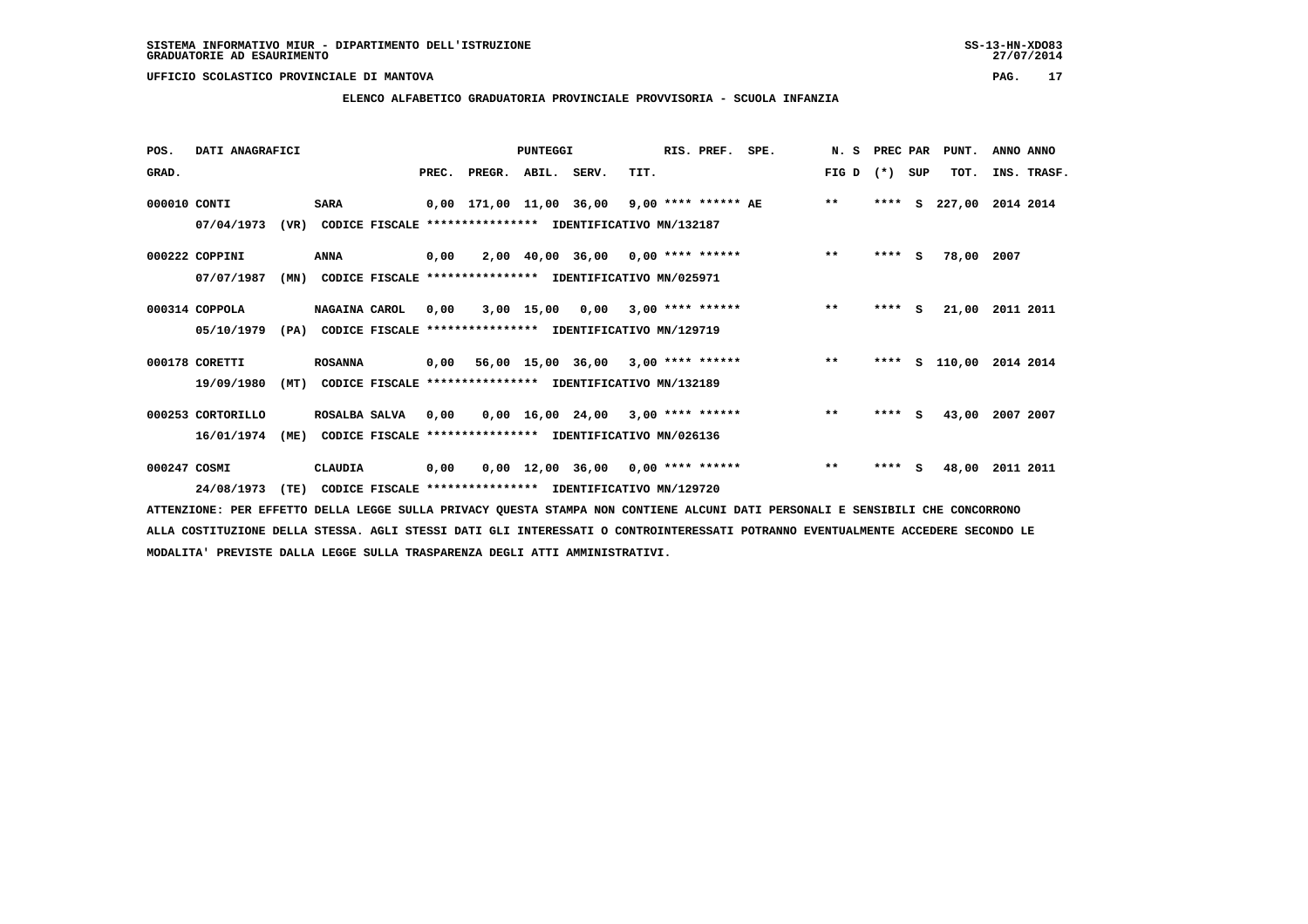SISTEMA INFORMATIVO MIUR - DIPARTIMENTO DELL'ISTRUZIONE
GRADUATORIE AD ESAURIMENTO

UFFICIO SCOLASTICO PROVINCIALE DI MANTOVA

## ELENCO ALFABETICO GRADUATORIA PROVINCIALE PROVVISORIA - SCUOLA INFANZIA

| POS. GRAD. | DATI ANAGRAFICI | | PREC. | PREGR. | ABIL. | SERV. | TIT. | RIS. PREF. | SPE. | N. S FIG D | PREC PAR (*) | SUP | PUNT. TOT. | ANNO INS. | ANNO TRASF. |
|---|---|---|---|---|---|---|---|---|---|---|---|---|---|---|---|
| 000010 | CONTI | SARA | 0,00 | 171,00 | 11,00 | 36,00 | 9,00 | **** ****** AE | | ** | **** | S | 227,00 | 2014 | 2014 |
| | 07/04/1973 (VR) | CODICE FISCALE **************** IDENTIFICATIVO MN/132187 | | | | | | | | | | | | | |
| 000222 | COPPINI | ANNA | 0,00 | 2,00 | 40,00 | 36,00 | 0,00 | **** ****** | | ** | **** | S | 78,00 | 2007 | |
| | 07/07/1987 (MN) | CODICE FISCALE **************** IDENTIFICATIVO MN/025971 | | | | | | | | | | | | | |
| 000314 | COPPOLA | NAGAINA CAROL | 0,00 | 3,00 | 15,00 | 0,00 | 3,00 | **** ****** | | ** | **** | S | 21,00 | 2011 | 2011 |
| | 05/10/1979 (PA) | CODICE FISCALE **************** IDENTIFICATIVO MN/129719 | | | | | | | | | | | | | |
| 000178 | CORETTI | ROSANNA | 0,00 | 56,00 | 15,00 | 36,00 | 3,00 | **** ****** | | ** | **** | S | 110,00 | 2014 | 2014 |
| | 19/09/1980 (MT) | CODICE FISCALE **************** IDENTIFICATIVO MN/132189 | | | | | | | | | | | | | |
| 000253 | CORTORILLO | ROSALBA SALVA | 0,00 | 0,00 | 16,00 | 24,00 | 3,00 | **** ****** | | ** | **** | S | 43,00 | 2007 | 2007 |
| | 16/01/1974 (ME) | CODICE FISCALE **************** IDENTIFICATIVO MN/026136 | | | | | | | | | | | | | |
| 000247 | COSMI | CLAUDIA | 0,00 | 0,00 | 12,00 | 36,00 | 0,00 | **** ****** | | ** | **** | S | 48,00 | 2011 | 2011 |
| | 24/08/1973 (TE) | CODICE FISCALE **************** IDENTIFICATIVO MN/129720 | | | | | | | | | | | | | |

ATTENZIONE: PER EFFETTO DELLA LEGGE SULLA PRIVACY QUESTA STAMPA NON CONTIENE ALCUNI DATI PERSONALI E SENSIBILI CHE CONCORRONO ALLA COSTITUZIONE DELLA STESSA. AGLI STESSI DATI GLI INTERESSATI O CONTROINTERESSATI POTRANNO EVENTUALMENTE ACCEDERE SECONDO LE MODALITA' PREVISTE DALLA LEGGE SULLA TRASPARENZA DEGLI ATTI AMMINISTRATIVI.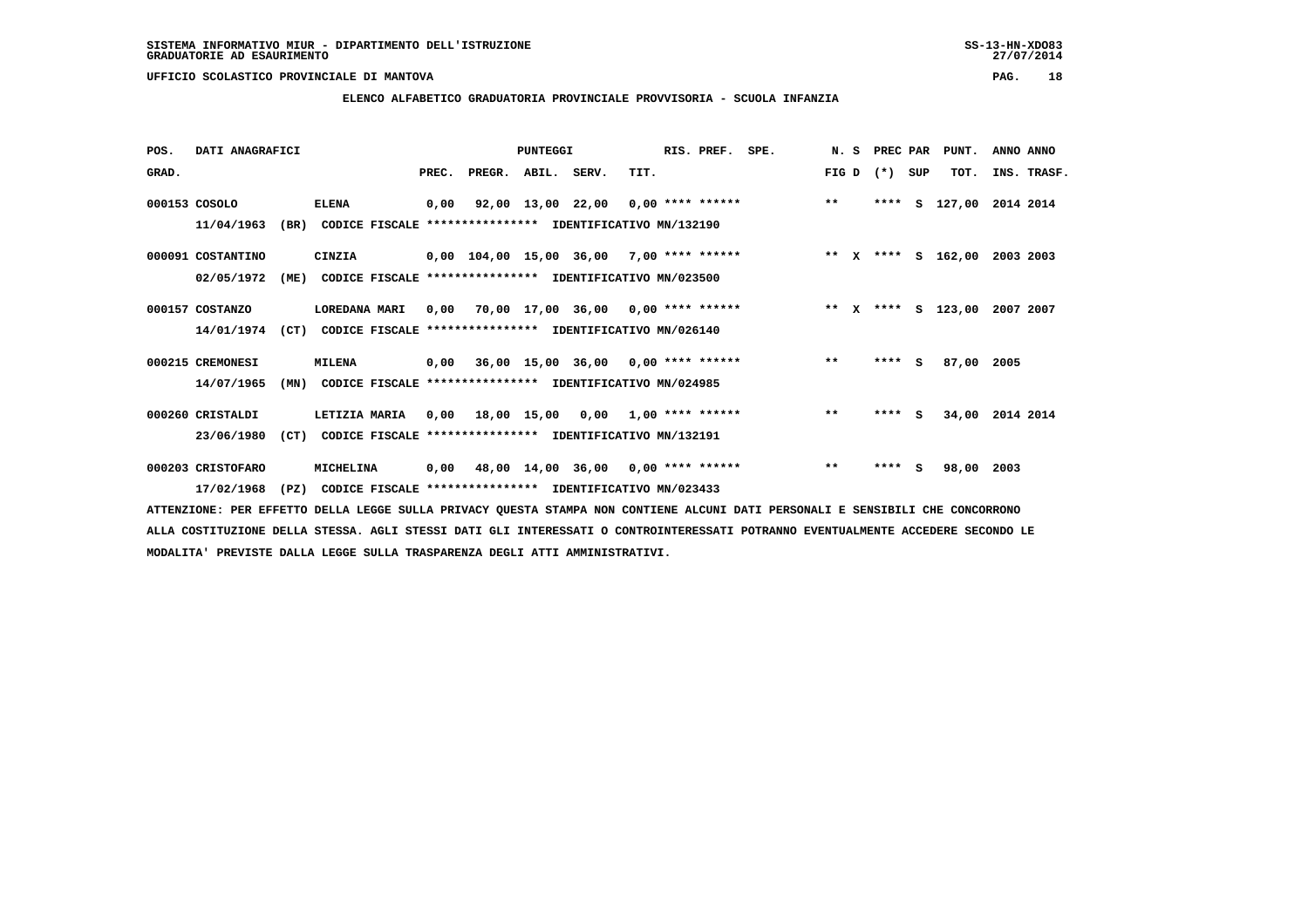SISTEMA INFORMATIVO MIUR - DIPARTIMENTO DELL'ISTRUZIONE
GRADUATORIE AD ESAURIMENTO

UFFICIO SCOLASTICO PROVINCIALE DI MANTOVA

ELENCO ALFABETICO GRADUATORIA PROVINCIALE PROVVISORIA - SCUOLA INFANZIA

| POS. GRAD. | DATI ANAGRAFICI | | PUNTEGGI PREC. | PREGR. | ABIL. | SERV. | TIT. | RIS. PREF. | SPE. | N. S FIG D | PREC PAR (*) | SUP | PUNT. TOT. | ANNO ANNO INS. TRASF. |
|---|---|---|---|---|---|---|---|---|---|---|---|---|---|---|
| 000153 | COSOLO 11/04/1963 (BR) | ELENA CODICE FISCALE **************** IDENTIFICATIVO MN/132190 | 0,00 | 92,00 | 13,00 | 22,00 | 0,00 | **** ****** | | ** | **** | S | 127,00 | 2014 2014 |
| 000091 | COSTANTINO 02/05/1972 (ME) | CINZIA CODICE FISCALE **************** IDENTIFICATIVO MN/023500 | 0,00 | 104,00 | 15,00 | 36,00 | 7,00 | **** ****** | | ** X | **** | S | 162,00 | 2003 2003 |
| 000157 | COSTANZO 14/01/1974 (CT) | LOREDANA MARI CODICE FISCALE **************** IDENTIFICATIVO MN/026140 | 0,00 | 70,00 | 17,00 | 36,00 | 0,00 | **** ****** | | ** X | **** | S | 123,00 | 2007 2007 |
| 000215 | CREMONESI 14/07/1965 (MN) | MILENA CODICE FISCALE **************** IDENTIFICATIVO MN/024985 | 0,00 | 36,00 | 15,00 | 36,00 | 0,00 | **** ****** | | ** | **** | S | 87,00 | 2005 |
| 000260 | CRISTALDI 23/06/1980 (CT) | LETIZIA MARIA CODICE FISCALE **************** IDENTIFICATIVO MN/132191 | 0,00 | 18,00 | 15,00 | 0,00 | 1,00 | **** ****** | | ** | **** | S | 34,00 | 2014 2014 |
| 000203 | CRISTOFARO 17/02/1968 (PZ) | MICHELINA CODICE FISCALE **************** IDENTIFICATIVO MN/023433 | 0,00 | 48,00 | 14,00 | 36,00 | 0,00 | **** ****** | | ** | **** | S | 98,00 | 2003 |

ATTENZIONE: PER EFFETTO DELLA LEGGE SULLA PRIVACY QUESTA STAMPA NON CONTIENE ALCUNI DATI PERSONALI E SENSIBILI CHE CONCORRONO ALLA COSTITUZIONE DELLA STESSA. AGLI STESSI DATI GLI INTERESSATI O CONTROINTERESSATI POTRANNO EVENTUALMENTE ACCEDERE SECONDO LE MODALITA' PREVISTE DALLA LEGGE SULLA TRASPARENZA DEGLI ATTI AMMINISTRATIVI.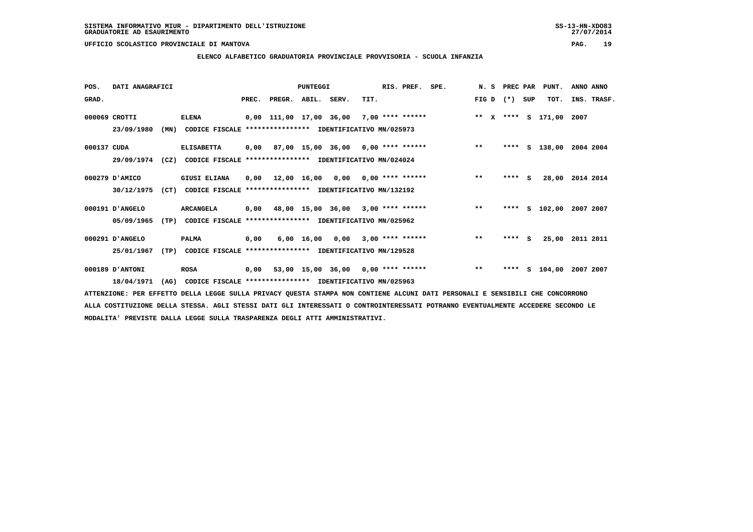SISTEMA INFORMATIVO MIUR - DIPARTIMENTO DELL'ISTRUZIONE
GRADUATORIE AD ESAURIMENTO

UFFICIO SCOLASTICO PROVINCIALE DI MANTOVA

## ELENCO ALFABETICO GRADUATORIA PROVINCIALE PROVVISORIA - SCUOLA INFANZIA

| POS. GRAD. | DATI ANAGRAFICI | | PREC. | PREGR. | ABIL. | SERV. | TIT. | RIS. PREF. | SPE. | N. S FIG D | PREC PAR (*) | SUP | PUNT. TOT. | ANNO INS. | ANNO TRASF. |
|---|---|---|---|---|---|---|---|---|---|---|---|---|---|---|---|
| 000069 | CROTTI | ELENA | 0,00 | 111,00 | 17,00 | 36,00 | 7,00 | **** ****** | | ** X | **** | S | 171,00 | 2007 | |
| | 23/09/1980 (MN) | CODICE FISCALE **************** IDENTIFICATIVO MN/025973 | | | | | | | | | | | | | |
| 000137 | CUDA | ELISABETTA | 0,00 | 87,00 | 15,00 | 36,00 | 0,00 | **** ****** | | ** | **** | S | 138,00 | 2004 | 2004 |
| | 29/09/1974 (CZ) | CODICE FISCALE **************** IDENTIFICATIVO MN/024024 | | | | | | | | | | | | | |
| 000279 | D'AMICO | GIUSI ELIANA | 0,00 | 12,00 | 16,00 | 0,00 | 0,00 | **** ****** | | ** | **** | S | 28,00 | 2014 | 2014 |
| | 30/12/1975 (CT) | CODICE FISCALE **************** IDENTIFICATIVO MN/132192 | | | | | | | | | | | | | |
| 000191 | D'ANGELO | ARCANGELA | 0,00 | 48,00 | 15,00 | 36,00 | 3,00 | **** ****** | | ** | **** | S | 102,00 | 2007 | 2007 |
| | 05/09/1965 (TP) | CODICE FISCALE **************** IDENTIFICATIVO MN/025962 | | | | | | | | | | | | | |
| 000291 | D'ANGELO | PALMA | 0,00 | 6,00 | 16,00 | 0,00 | 3,00 | **** ****** | | ** | **** | S | 25,00 | 2011 | 2011 |
| | 25/01/1967 (TP) | CODICE FISCALE **************** IDENTIFICATIVO MN/129528 | | | | | | | | | | | | | |
| 000189 | D'ANTONI | ROSA | 0,00 | 53,00 | 15,00 | 36,00 | 0,00 | **** ****** | | ** | **** | S | 104,00 | 2007 | 2007 |
| | 18/04/1971 (AG) | CODICE FISCALE **************** IDENTIFICATIVO MN/025963 | | | | | | | | | | | | | |

ATTENZIONE: PER EFFETTO DELLA LEGGE SULLA PRIVACY QUESTA STAMPA NON CONTIENE ALCUNI DATI PERSONALI E SENSIBILI CHE CONCORRONO ALLA COSTITUZIONE DELLA STESSA. AGLI STESSI DATI GLI INTERESSATI O CONTROINTERESSATI POTRANNO EVENTUALMENTE ACCEDERE SECONDO LE MODALITA' PREVISTE DALLA LEGGE SULLA TRASPARENZA DEGLI ATTI AMMINISTRATIVI.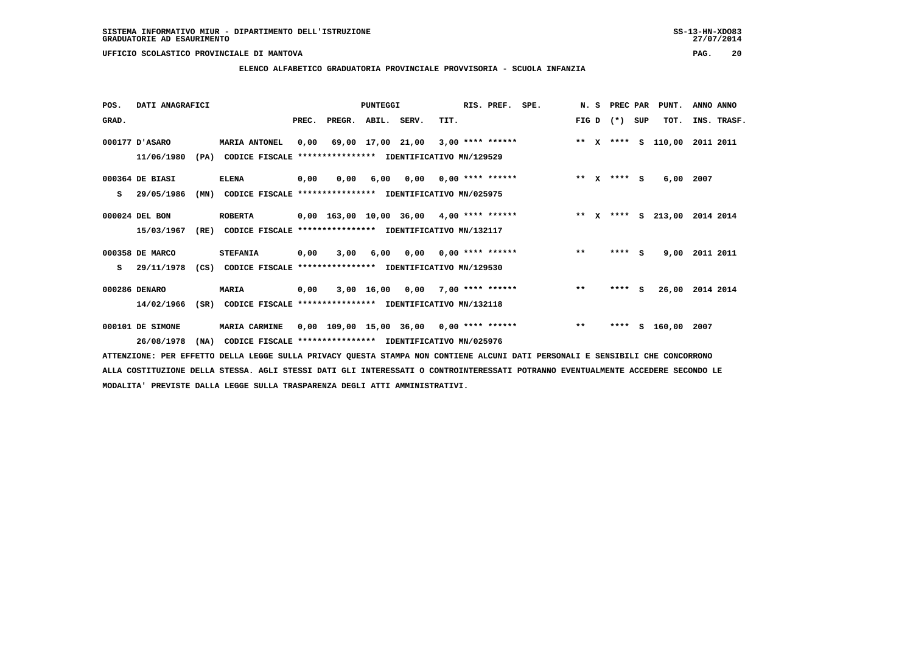SISTEMA INFORMATIVO MIUR - DIPARTIMENTO DELL'ISTRUZIONE
GRADUATORIE AD ESAURIMENTO

UFFICIO SCOLASTICO PROVINCIALE DI MANTOVA

## ELENCO ALFABETICO GRADUATORIA PROVINCIALE PROVVISORIA - SCUOLA INFANZIA

| POS. GRAD. | DATI ANAGRAFICI | | PREC. | PREGR. | ABIL. | SERV. | TIT. | RIS. PREF. | SPE. | N. S FIG D | PREC PAR (*) SUP | PUNT. TOT. | ANNO ANNO INS. TRASF. |
|---|---|---|---|---|---|---|---|---|---|---|---|---|---|
| 000177 | D'ASARO 11/06/1980 (PA) | MARIA ANTONEL CODICE FISCALE **************** IDENTIFICATIVO MN/129529 | 0,00 | 69,00 | 17,00 | 21,00 | 3,00 | **** ****** | | ** X | **** S | 110,00 | 2011 2011 |
| 000364 | DE BIASI S 29/05/1986 (MN) | ELENA CODICE FISCALE **************** IDENTIFICATIVO MN/025975 | 0,00 | 0,00 | 6,00 | 0,00 | 0,00 | **** ****** | | ** X | **** S | 6,00 | 2007 |
| 000024 | DEL BON 15/03/1967 (RE) | ROBERTA CODICE FISCALE **************** IDENTIFICATIVO MN/132117 | 0,00 | 163,00 | 10,00 | 36,00 | 4,00 | **** ****** | | ** X | **** S | 213,00 | 2014 2014 |
| 000358 | DE MARCO S 29/11/1978 (CS) | STEFANIA CODICE FISCALE **************** IDENTIFICATIVO MN/129530 | 0,00 | 3,00 | 6,00 | 0,00 | 0,00 | **** ****** | | ** | **** S | 9,00 | 2011 2011 |
| 000286 | DENARO 14/02/1966 (SR) | MARIA CODICE FISCALE **************** IDENTIFICATIVO MN/132118 | 0,00 | 3,00 | 16,00 | 0,00 | 7,00 | **** ****** | | ** | **** S | 26,00 | 2014 2014 |
| 000101 | DE SIMONE 26/08/1978 (NA) | MARIA CARMINE CODICE FISCALE **************** IDENTIFICATIVO MN/025976 | 0,00 | 109,00 | 15,00 | 36,00 | 0,00 | **** ****** | | ** | **** S | 160,00 | 2007 |

ATTENZIONE: PER EFFETTO DELLA LEGGE SULLA PRIVACY QUESTA STAMPA NON CONTIENE ALCUNI DATI PERSONALI E SENSIBILI CHE CONCORRONO ALLA COSTITUZIONE DELLA STESSA. AGLI STESSI DATI GLI INTERESSATI O CONTROINTERESSATI POTRANNO EVENTUALMENTE ACCEDERE SECONDO LE MODALITA' PREVISTE DALLA LEGGE SULLA TRASPARENZA DEGLI ATTI AMMINISTRATIVI.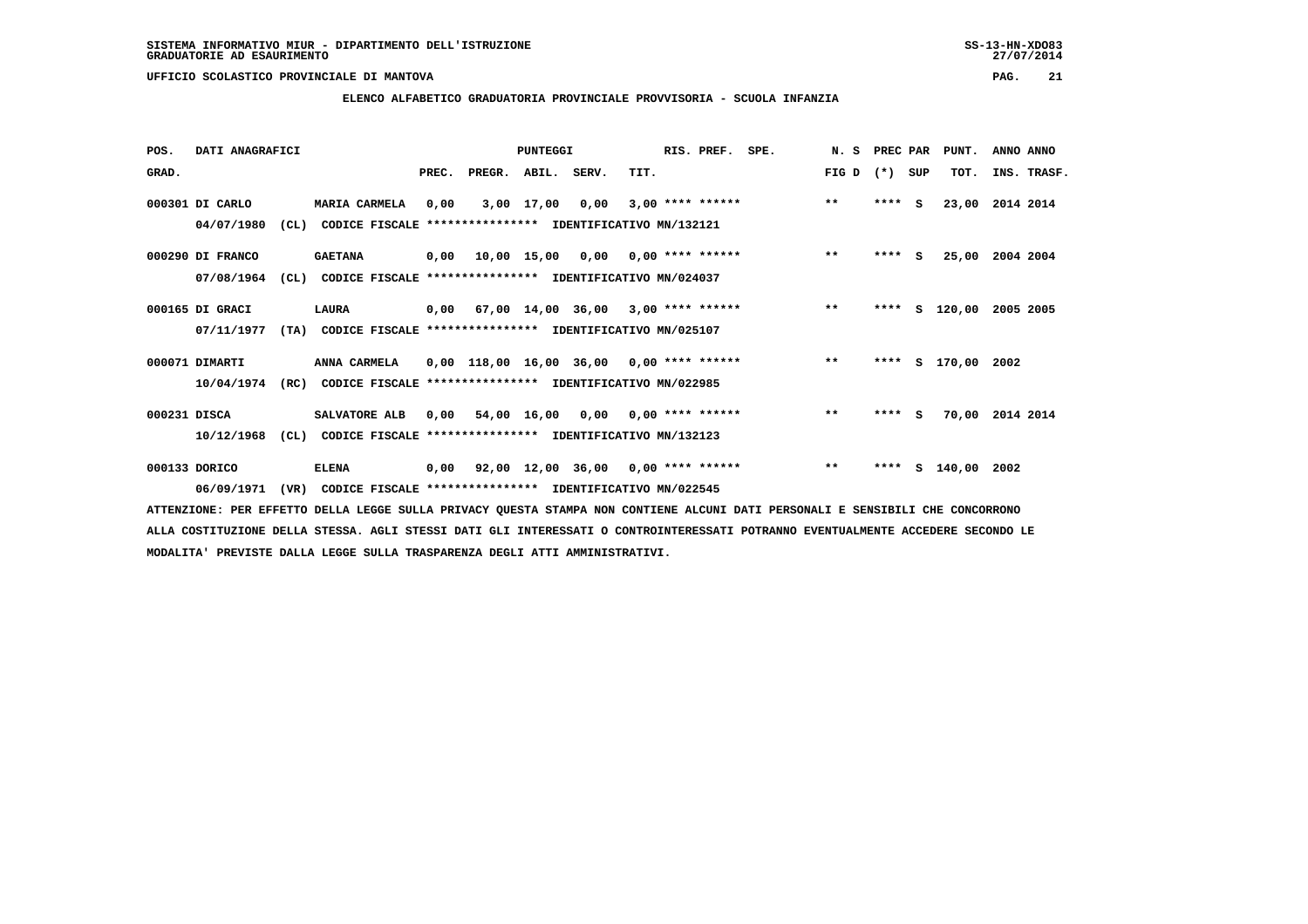SISTEMA INFORMATIVO MIUR - DIPARTIMENTO DELL'ISTRUZIONE
GRADUATORIE AD ESAURIMENTO

UFFICIO SCOLASTICO PROVINCIALE DI MANTOVA

**ELENCO ALFABETICO GRADUATORIA PROVINCIALE PROVVISORIA - SCUOLA INFANZIA**

| POS. GRAD. | DATI ANAGRAFICI | | PREC. | PREGR. | ABIL. | SERV. | TIT. | RIS. PREF. | SPE. | N. S FIG D | PREC PAR (*) | SUP | PUNT. TOT. | ANNO INS. | ANNO TRASF. |
|---|---|---|---|---|---|---|---|---|---|---|---|---|---|---|---|
| 000301 | DI CARLO 04/07/1980 (CL) CODICE FISCALE **************** IDENTIFICATIVO MN/132121 | MARIA CARMELA | 0,00 | 3,00 | 17,00 | 0,00 | 3,00 | **** ****** | | ** | **** | S | 23,00 | 2014 | 2014 |
| 000290 | DI FRANCO 07/08/1964 (CL) CODICE FISCALE **************** IDENTIFICATIVO MN/024037 | GAETANA | 0,00 | 10,00 | 15,00 | 0,00 | 0,00 | **** ****** | | ** | **** | S | 25,00 | 2004 | 2004 |
| 000165 | DI GRACI 07/11/1977 (TA) CODICE FISCALE **************** IDENTIFICATIVO MN/025107 | LAURA | 0,00 | 67,00 | 14,00 | 36,00 | 3,00 | **** ****** | | ** | **** | S | 120,00 | 2005 | 2005 |
| 000071 | DIMARTI 10/04/1974 (RC) CODICE FISCALE **************** IDENTIFICATIVO MN/022985 | ANNA CARMELA | 0,00 | 118,00 | 16,00 | 36,00 | 0,00 | **** ****** | | ** | **** | S | 170,00 | 2002 | |
| 000231 | DISCA 10/12/1968 (CL) CODICE FISCALE **************** IDENTIFICATIVO MN/132123 | SALVATORE ALB | 0,00 | 54,00 | 16,00 | 0,00 | 0,00 | **** ****** | | ** | **** | S | 70,00 | 2014 | 2014 |
| 000133 | DORICO 06/09/1971 (VR) CODICE FISCALE **************** IDENTIFICATIVO MN/022545 | ELENA | 0,00 | 92,00 | 12,00 | 36,00 | 0,00 | **** ****** | | ** | **** | S | 140,00 | 2002 | |

ATTENZIONE: PER EFFETTO DELLA LEGGE SULLA PRIVACY QUESTA STAMPA NON CONTIENE ALCUNI DATI PERSONALI E SENSIBILI CHE CONCORRONO ALLA COSTITUZIONE DELLA STESSA. AGLI STESSI DATI GLI INTERESSATI O CONTROINTERESSATI POTRANNO EVENTUALMENTE ACCEDERE SECONDO LE MODALITA' PREVISTE DALLA LEGGE SULLA TRASPARENZA DEGLI ATTI AMMINISTRATIVI.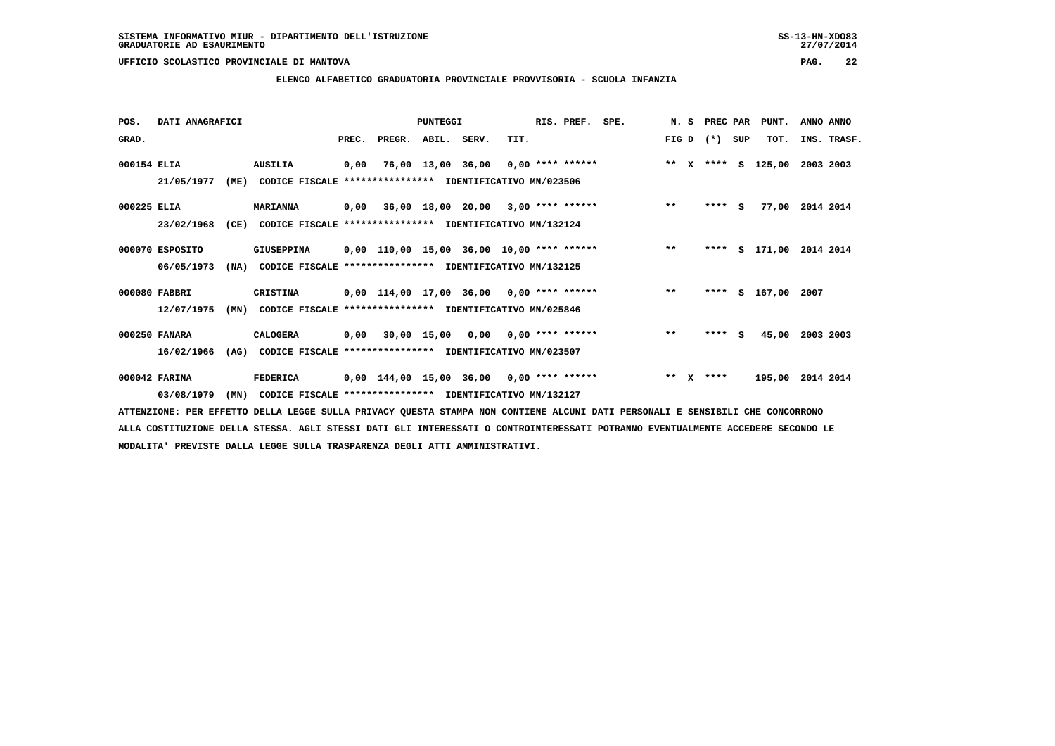SISTEMA INFORMATIVO MIUR - DIPARTIMENTO DELL'ISTRUZIONE
GRADUATORIE AD ESAURIMENTO

UFFICIO SCOLASTICO PROVINCIALE DI MANTOVA

**ELENCO ALFABETICO GRADUATORIA PROVINCIALE PROVVISORIA - SCUOLA INFANZIA**

| POS. GRAD. | DATI ANAGRAFICI | | PREC. | PREGR. | ABIL. | SERV. | TIT. | RIS. PREF. | SPE. | N. S FIG D | (*) | PREC PAR SUP | PUNT. TOT. | ANNO INS. | ANNO TRASF. |
|---|---|---|---|---|---|---|---|---|---|---|---|---|---|---|---|
| 000154 | ELIA | AUSILIA | 0,00 | 76,00 | 13,00 | 36,00 | 0,00 | **** ****** | | ** X | **** | S | 125,00 | 2003 | 2003 |
| | 21/05/1977 (ME) | CODICE FISCALE **************** IDENTIFICATIVO MN/023506 | | | | | | | | | | | | | |
| 000225 | ELIA | MARIANNA | 0,00 | 36,00 | 18,00 | 20,00 | 3,00 | **** ****** | | ** | **** | S | 77,00 | 2014 | 2014 |
| | 23/02/1968 (CE) | CODICE FISCALE **************** IDENTIFICATIVO MN/132124 | | | | | | | | | | | | | |
| 000070 | ESPOSITO | GIUSEPPINA | 0,00 | 110,00 | 15,00 | 36,00 | 10,00 | **** ****** | | ** | **** | S | 171,00 | 2014 | 2014 |
| | 06/05/1973 (NA) | CODICE FISCALE **************** IDENTIFICATIVO MN/132125 | | | | | | | | | | | | | |
| 000080 | FABBRI | CRISTINA | 0,00 | 114,00 | 17,00 | 36,00 | 0,00 | **** ****** | | ** | **** | S | 167,00 | 2007 | |
| | 12/07/1975 (MN) | CODICE FISCALE **************** IDENTIFICATIVO MN/025846 | | | | | | | | | | | | | |
| 000250 | FANARA | CALOGERA | 0,00 | 30,00 | 15,00 | 0,00 | 0,00 | **** ****** | | ** | **** | S | 45,00 | 2003 | 2003 |
| | 16/02/1966 (AG) | CODICE FISCALE **************** IDENTIFICATIVO MN/023507 | | | | | | | | | | | | | |
| 000042 | FARINA | FEDERICA | 0,00 | 144,00 | 15,00 | 36,00 | 0,00 | **** ****** | | ** X | **** | | 195,00 | 2014 | 2014 |
| | 03/08/1979 (MN) | CODICE FISCALE **************** IDENTIFICATIVO MN/132127 | | | | | | | | | | | | | |

ATTENZIONE: PER EFFETTO DELLA LEGGE SULLA PRIVACY QUESTA STAMPA NON CONTIENE ALCUNI DATI PERSONALI E SENSIBILI CHE CONCORRONO ALLA COSTITUZIONE DELLA STESSA. AGLI STESSI DATI GLI INTERESSATI O CONTROINTERESSATI POTRANNO EVENTUALMENTE ACCEDERE SECONDO LE MODALITA' PREVISTE DALLA LEGGE SULLA TRASPARENZA DEGLI ATTI AMMINISTRATIVI.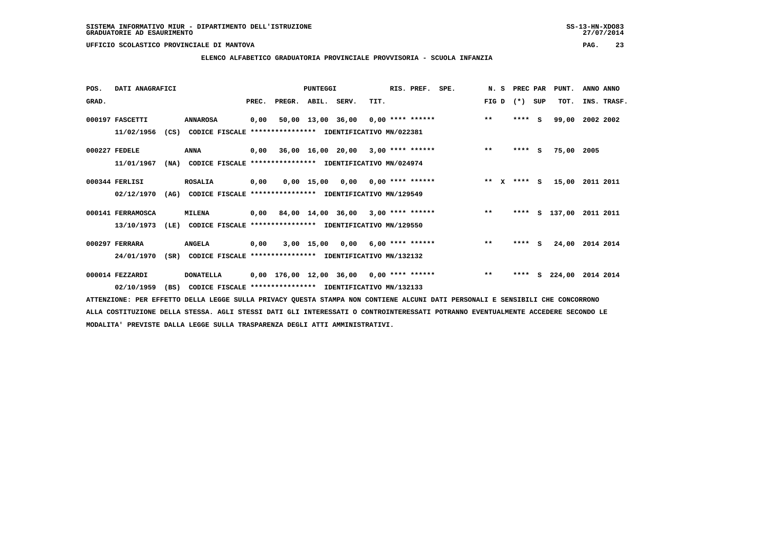SISTEMA INFORMATIVO MIUR - DIPARTIMENTO DELL'ISTRUZIONE
GRADUATORIE AD ESAURIMENTO

UFFICIO SCOLASTICO PROVINCIALE DI MANTOVA

**ELENCO ALFABETICO GRADUATORIA PROVINCIALE PROVVISORIA - SCUOLA INFANZIA**

| POS. GRAD. | DATI ANAGRAFICI | | PREC. | PREGR. | ABIL. | SERV. | TIT. | RIS. PREF. | SPE. | N. S FIG D | PREC PAR (*) | SUP | PUNT. TOT. | ANNO INS. | ANNO TRASF. |
|---|---|---|---|---|---|---|---|---|---|---|---|---|---|---|---|
| 000197 | FASCETTI | ANNAROSA | 0,00 | 50,00 | 13,00 | 36,00 | 0,00 | **** ****** | | ** | **** | S | 99,00 | 2002 | 2002 |
| | 11/02/1956 (CS) | CODICE FISCALE **************** IDENTIFICATIVO MN/022381 | | | | | | | | | | | | | |
| 000227 | FEDELE | ANNA | 0,00 | 36,00 | 16,00 | 20,00 | 3,00 | **** ****** | | ** | **** | S | 75,00 | 2005 | |
| | 11/01/1967 (NA) | CODICE FISCALE **************** IDENTIFICATIVO MN/024974 | | | | | | | | | | | | | |
| 000344 | FERLISI | ROSALIA | 0,00 | 0,00 | 15,00 | 0,00 | 0,00 | **** ****** | | ** X | **** | S | 15,00 | 2011 | 2011 |
| | 02/12/1970 (AG) | CODICE FISCALE **************** IDENTIFICATIVO MN/129549 | | | | | | | | | | | | | |
| 000141 | FERRAMOSCA | MILENA | 0,00 | 84,00 | 14,00 | 36,00 | 3,00 | **** ****** | | ** | **** | S | 137,00 | 2011 | 2011 |
| | 13/10/1973 (LE) | CODICE FISCALE **************** IDENTIFICATIVO MN/129550 | | | | | | | | | | | | | |
| 000297 | FERRARA | ANGELA | 0,00 | 3,00 | 15,00 | 0,00 | 6,00 | **** ****** | | ** | **** | S | 24,00 | 2014 | 2014 |
| | 24/01/1970 (SR) | CODICE FISCALE **************** IDENTIFICATIVO MN/132132 | | | | | | | | | | | | | |
| 000014 | FEZZARDI | DONATELLA | 0,00 | 176,00 | 12,00 | 36,00 | 0,00 | **** ****** | | ** | **** | S | 224,00 | 2014 | 2014 |
| | 02/10/1959 (BS) | CODICE FISCALE **************** IDENTIFICATIVO MN/132133 | | | | | | | | | | | | | |

ATTENZIONE: PER EFFETTO DELLA LEGGE SULLA PRIVACY QUESTA STAMPA NON CONTIENE ALCUNI DATI PERSONALI E SENSIBILI CHE CONCORRONO ALLA COSTITUZIONE DELLA STESSA. AGLI STESSI DATI GLI INTERESSATI O CONTROINTERESSATI POTRANNO EVENTUALMENTE ACCEDERE SECONDO LE MODALITA' PREVISTE DALLA LEGGE SULLA TRASPARENZA DEGLI ATTI AMMINISTRATIVI.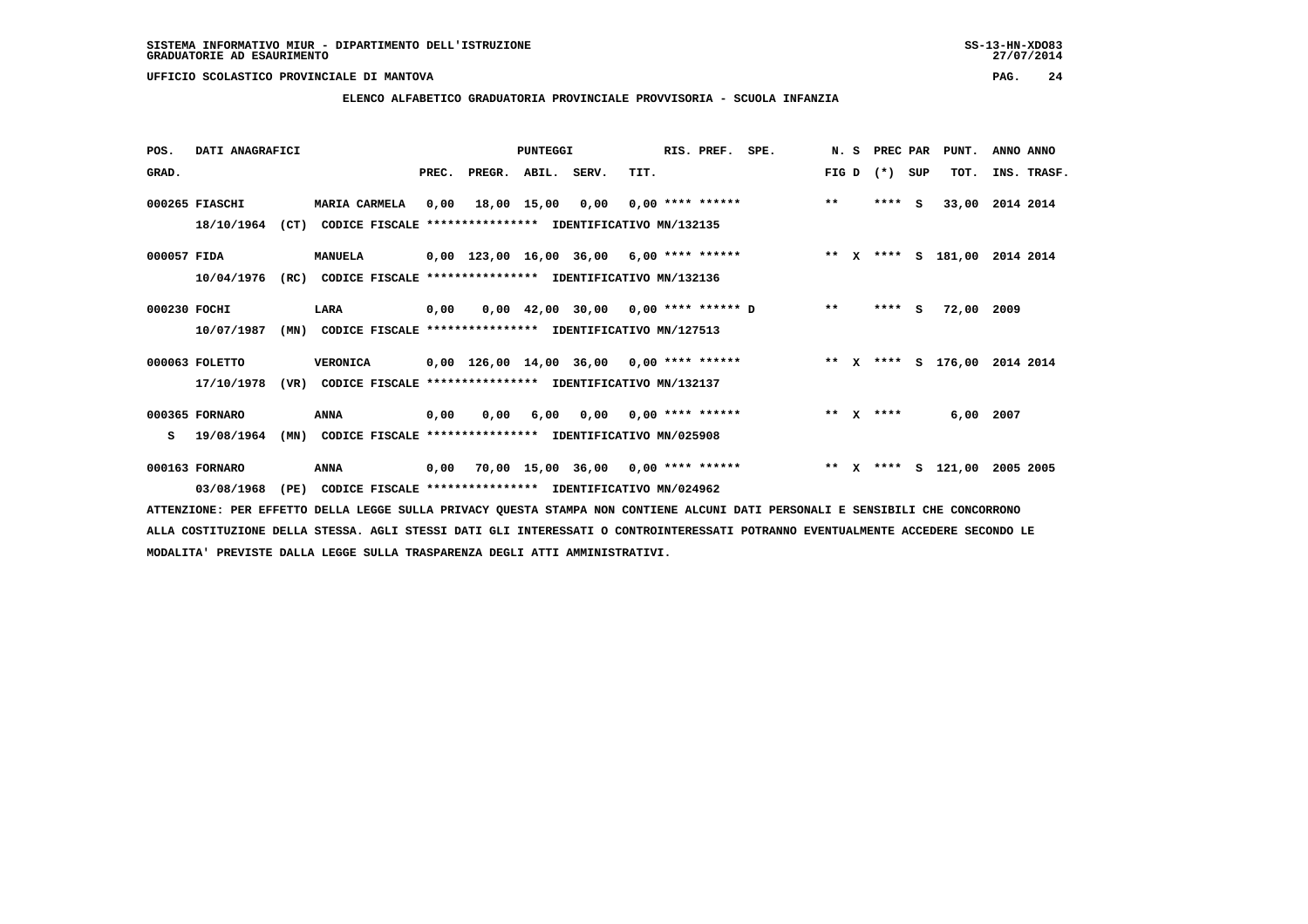SISTEMA INFORMATIVO MIUR - DIPARTIMENTO DELL'ISTRUZIONE
GRADUATORIE AD ESAURIMENTO

UFFICIO SCOLASTICO PROVINCIALE DI MANTOVA

**ELENCO ALFABETICO GRADUATORIA PROVINCIALE PROVVISORIA - SCUOLA INFANZIA**

| POS. GRAD. | DATI ANAGRAFICI | | PUNTEGGI PREC. | PREGR. | ABIL. | SERV. | TIT. | RIS. PREF. | SPE. | N. S FIG D | PREC (*) | PAR SUP | PUNT. TOT. | ANNO INS. | ANNO TRASF. |
|---|---|---|---|---|---|---|---|---|---|---|---|---|---|---|---|
| 000265 | FIASCHI 18/10/1964 (CT) CODICE FISCALE **************** IDENTIFICATIVO MN/132135 | MARIA CARMELA | 0,00 | 18,00 | 15,00 | 0,00 | 0,00 | **** ****** | | ** | **** | S | 33,00 | 2014 | 2014 |
| 000057 | FIDA 10/04/1976 (RC) CODICE FISCALE **************** IDENTIFICATIVO MN/132136 | MANUELA | 0,00 | 123,00 | 16,00 | 36,00 | 6,00 | **** ****** | | ** X | **** | S | 181,00 | 2014 | 2014 |
| 000230 | FOCHI 10/07/1987 (MN) CODICE FISCALE **************** IDENTIFICATIVO MN/127513 | LARA | 0,00 | 0,00 | 42,00 | 30,00 | 0,00 | **** ****** | D | ** | **** | S | 72,00 | 2009 | |
| 000063 | FOLETTO 17/10/1978 (VR) CODICE FISCALE **************** IDENTIFICATIVO MN/132137 | VERONICA | 0,00 | 126,00 | 14,00 | 36,00 | 0,00 | **** ****** | | ** X | **** | S | 176,00 | 2014 | 2014 |
| 000365 S | FORNARO 19/08/1964 (MN) CODICE FISCALE **************** IDENTIFICATIVO MN/025908 | ANNA | 0,00 | 0,00 | 6,00 | 0,00 | 0,00 | **** ****** | | ** X | **** | | 6,00 | 2007 | |
| 000163 | FORNARO 03/08/1968 (PE) CODICE FISCALE **************** IDENTIFICATIVO MN/024962 | ANNA | 0,00 | 70,00 | 15,00 | 36,00 | 0,00 | **** ****** | | ** X | **** | S | 121,00 | 2005 | 2005 |

ATTENZIONE: PER EFFETTO DELLA LEGGE SULLA PRIVACY QUESTA STAMPA NON CONTIENE ALCUNI DATI PERSONALI E SENSIBILI CHE CONCORRONO ALLA COSTITUZIONE DELLA STESSA. AGLI STESSI DATI GLI INTERESSATI O CONTROINTERESSATI POTRANNO EVENTUALMENTE ACCEDERE SECONDO LE MODALITA' PREVISTE DALLA LEGGE SULLA TRASPARENZA DEGLI ATTI AMMINISTRATIVI.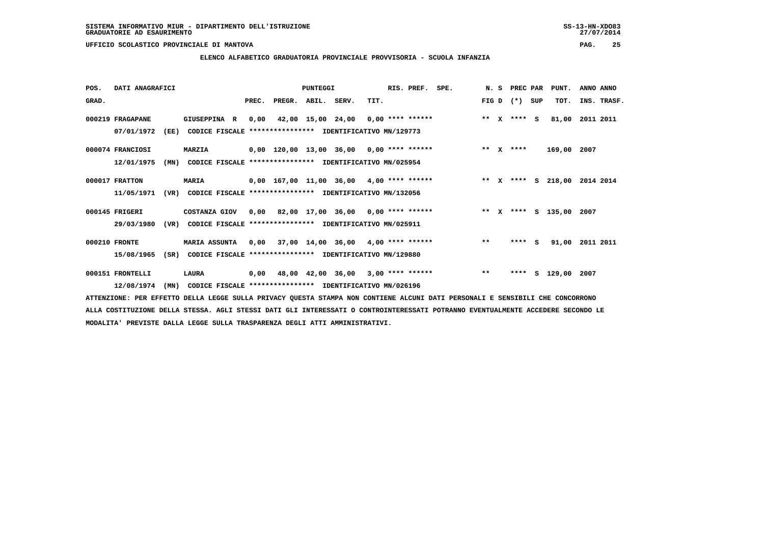SISTEMA INFORMATIVO MIUR - DIPARTIMENTO DELL'ISTRUZIONE
GRADUATORIE AD ESAURIMENTO

UFFICIO SCOLASTICO PROVINCIALE DI MANTOVA

## ELENCO ALFABETICO GRADUATORIA PROVINCIALE PROVVISORIA - SCUOLA INFANZIA

| POS. GRAD. | DATI ANAGRAFICI | | PREC. | PREGR. | ABIL. | SERV. | TIT. | RIS. PREF. | SPE. | N. S FIG D | PREC PAR (*) SUP | PUNT. TOT. | ANNO ANNO INS. TRASF. |
|---|---|---|---|---|---|---|---|---|---|---|---|---|---|
| 000219 | FRAGAPANE | GIUSEPPINA R | 0,00 | 42,00 | 15,00 | 24,00 | 0,00 | **** ****** | | ** X | **** S | 81,00 | 2011 2011 |
| | 07/01/1972 (EE) | CODICE FISCALE **************** IDENTIFICATIVO MN/129773 | | | | | | | | | | | |
| 000074 | FRANCIOSI | MARZIA | 0,00 | 120,00 | 13,00 | 36,00 | 0,00 | **** ****** | | ** X | **** | 169,00 | 2007 |
| | 12/01/1975 (MN) | CODICE FISCALE **************** IDENTIFICATIVO MN/025954 | | | | | | | | | | | |
| 000017 | FRATTON | MARIA | 0,00 | 167,00 | 11,00 | 36,00 | 4,00 | **** ****** | | ** X | **** S | 218,00 | 2014 2014 |
| | 11/05/1971 (VR) | CODICE FISCALE **************** IDENTIFICATIVO MN/132056 | | | | | | | | | | | |
| 000145 | FRIGERI | COSTANZA GIOV | 0,00 | 82,00 | 17,00 | 36,00 | 0,00 | **** ****** | | ** X | **** S | 135,00 | 2007 |
| | 29/03/1980 (VR) | CODICE FISCALE **************** IDENTIFICATIVO MN/025911 | | | | | | | | | | | |
| 000210 | FRONTE | MARIA ASSUNTA | 0,00 | 37,00 | 14,00 | 36,00 | 4,00 | **** ****** | | ** | **** S | 91,00 | 2011 2011 |
| | 15/08/1965 (SR) | CODICE FISCALE **************** IDENTIFICATIVO MN/129880 | | | | | | | | | | | |
| 000151 | FRONTELLI | LAURA | 0,00 | 48,00 | 42,00 | 36,00 | 3,00 | **** ****** | | ** | **** S | 129,00 | 2007 |
| | 12/08/1974 (MN) | CODICE FISCALE **************** IDENTIFICATIVO MN/026196 | | | | | | | | | | | |

ATTENZIONE: PER EFFETTO DELLA LEGGE SULLA PRIVACY QUESTA STAMPA NON CONTIENE ALCUNI DATI PERSONALI E SENSIBILI CHE CONCORRONO ALLA COSTITUZIONE DELLA STESSA. AGLI STESSI DATI GLI INTERESSATI O CONTROINTERESSATI POTRANNO EVENTUALMENTE ACCEDERE SECONDO LE MODALITA' PREVISTE DALLA LEGGE SULLA TRASPARENZA DEGLI ATTI AMMINISTRATIVI.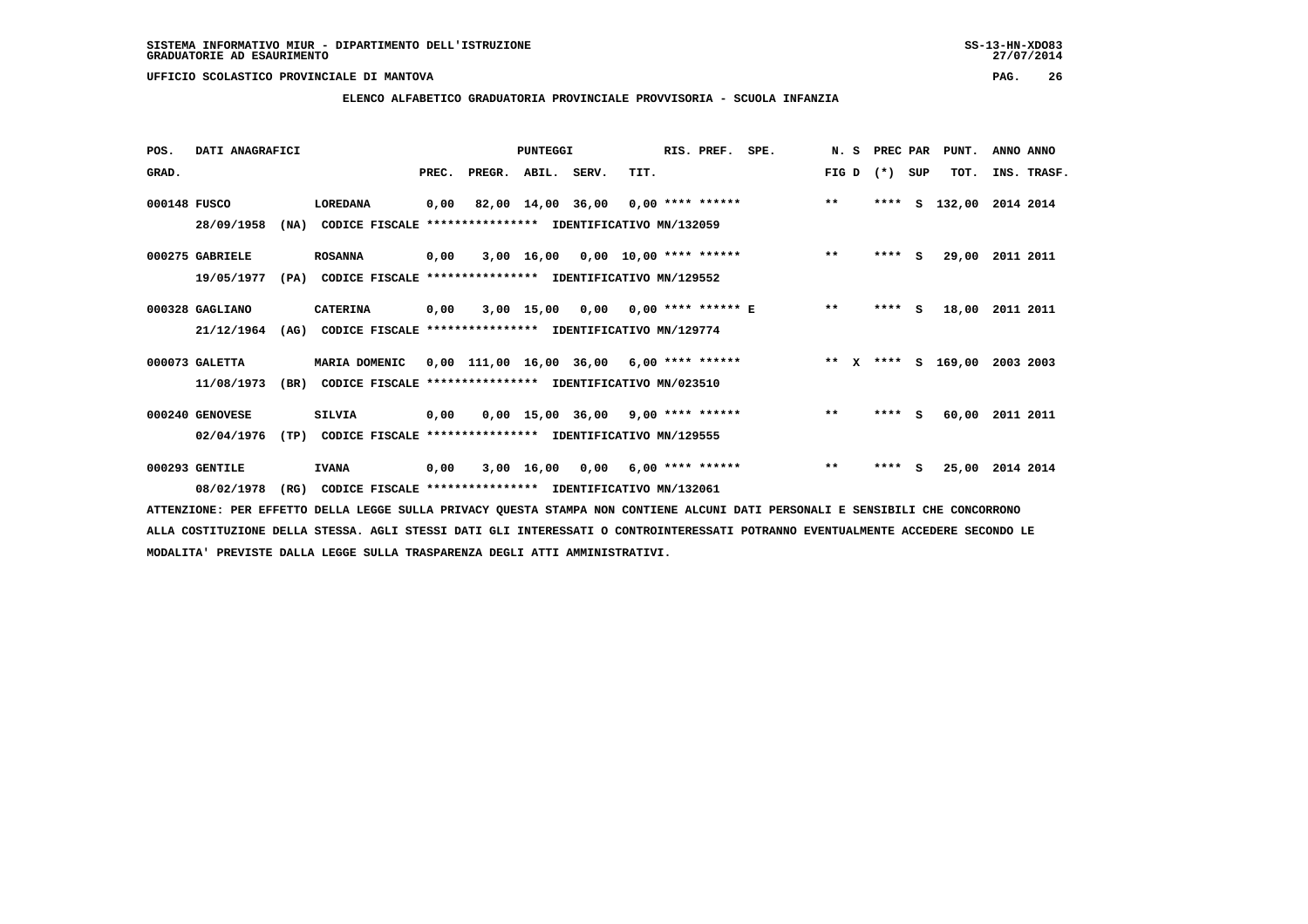SISTEMA INFORMATIVO MIUR - DIPARTIMENTO DELL'ISTRUZIONE
GRADUATORIE AD ESAURIMENTO

UFFICIO SCOLASTICO PROVINCIALE DI MANTOVA

**ELENCO ALFABETICO GRADUATORIA PROVINCIALE PROVVISORIA - SCUOLA INFANZIA**

| POS. GRAD. | DATI ANAGRAFICI | | PUNTEGGI PREC. | PREGR. | ABIL. | SERV. | TIT. | RIS. PREF. | SPE. | N. S FIG D | PREC PAR (*) | SUP | PUNT. TOT. | ANNO INS. | ANNO TRASF. |
|---|---|---|---|---|---|---|---|---|---|---|---|---|---|---|---|
| 000148 | FUSCO 28/09/1958 (NA) | LOREDANA CODICE FISCALE **************** IDENTIFICATIVO MN/132059 | 0,00 | 82,00 | 14,00 | 36,00 | 0,00 | **** ****** | | ** | **** | S | 132,00 | 2014 | 2014 |
| 000275 | GABRIELE 19/05/1977 (PA) | ROSANNA CODICE FISCALE **************** IDENTIFICATIVO MN/129552 | 0,00 | 3,00 | 16,00 | 0,00 | 10,00 | **** ****** | | ** | **** | S | 29,00 | 2011 | 2011 |
| 000328 | GAGLIANO 21/12/1964 (AG) | CATERINA CODICE FISCALE **************** IDENTIFICATIVO MN/129774 | 0,00 | 3,00 | 15,00 | 0,00 | 0,00 | **** ****** | E | ** | **** | S | 18,00 | 2011 | 2011 |
| 000073 | GALETTA 11/08/1973 (BR) | MARIA DOMENIC CODICE FISCALE **************** IDENTIFICATIVO MN/023510 | 0,00 | 111,00 | 16,00 | 36,00 | 6,00 | **** ****** | | ** X | **** | S | 169,00 | 2003 | 2003 |
| 000240 | GENOVESE 02/04/1976 (TP) | SILVIA CODICE FISCALE **************** IDENTIFICATIVO MN/129555 | 0,00 | 0,00 | 15,00 | 36,00 | 9,00 | **** ****** | | ** | **** | S | 60,00 | 2011 | 2011 |
| 000293 | GENTILE 08/02/1978 (RG) | IVANA CODICE FISCALE **************** IDENTIFICATIVO MN/132061 | 0,00 | 3,00 | 16,00 | 0,00 | 6,00 | **** ****** | | ** | **** | S | 25,00 | 2014 | 2014 |

ATTENZIONE: PER EFFETTO DELLA LEGGE SULLA PRIVACY QUESTA STAMPA NON CONTIENE ALCUNI DATI PERSONALI E SENSIBILI CHE CONCORRONO ALLA COSTITUZIONE DELLA STESSA. AGLI STESSI DATI GLI INTERESSATI O CONTROINTERESSATI POTRANNO EVENTUALMENTE ACCEDERE SECONDO LE MODALITA' PREVISTE DALLA LEGGE SULLA TRASPARENZA DEGLI ATTI AMMINISTRATIVI.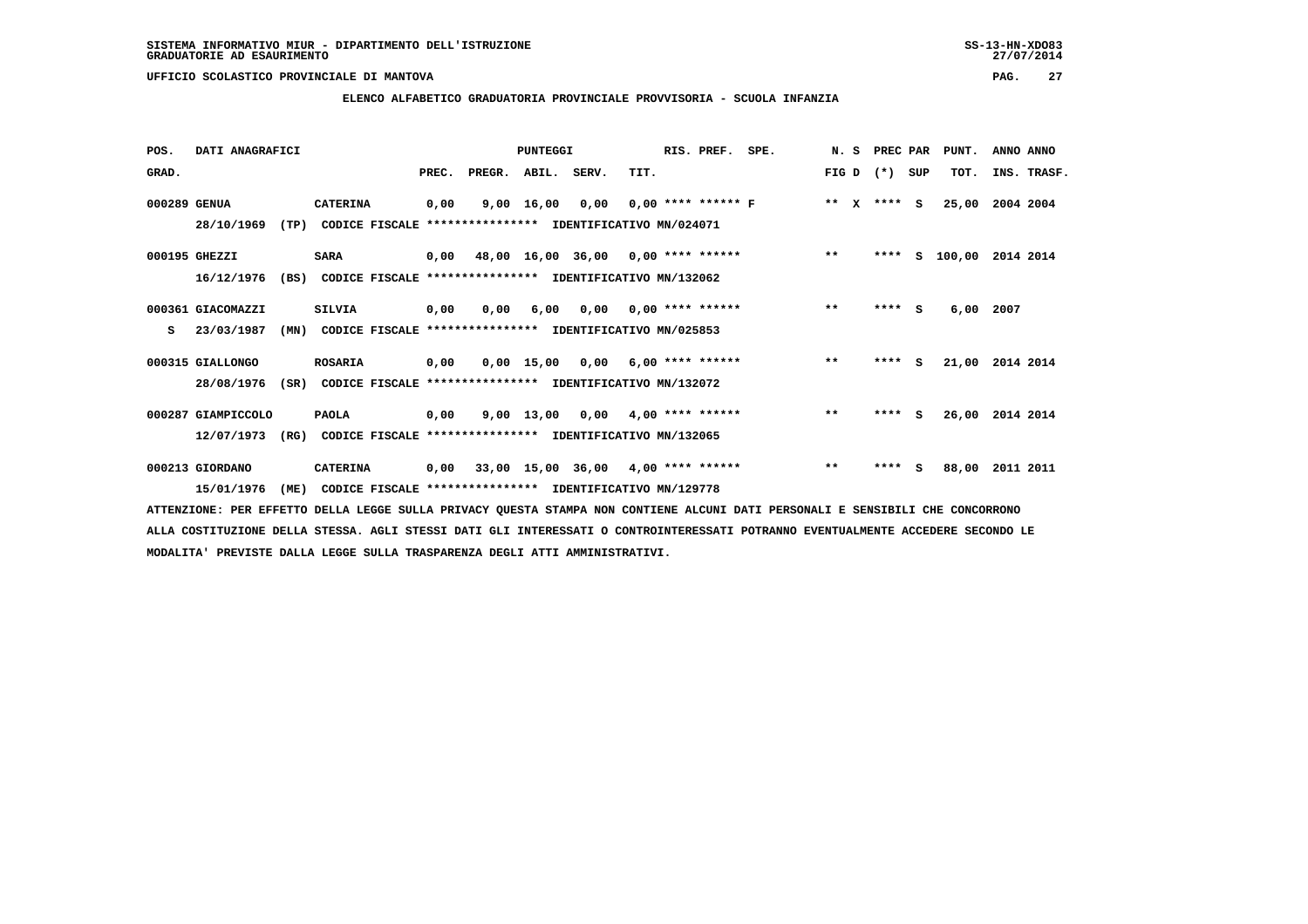SISTEMA INFORMATIVO MIUR - DIPARTIMENTO DELL'ISTRUZIONE
GRADUATORIE AD ESAURIMENTO

UFFICIO SCOLASTICO PROVINCIALE DI MANTOVA

## ELENCO ALFABETICO GRADUATORIA PROVINCIALE PROVVISORIA - SCUOLA INFANZIA

| POS. GRAD. | DATI ANAGRAFICI | | PREC. | PREGR. | ABIL. | SERV. | TIT. | RIS. PREF. SPE. | N. S FIG D | PREC PAR (*) SUP | PUNT. TOT. | ANNO ANNO INS. TRASF. |
|---|---|---|---|---|---|---|---|---|---|---|---|---|
| 000289 | GENUA 28/10/1969 (TP) | CATERINA CODICE FISCALE **************** IDENTIFICATIVO MN/024071 | 0,00 | 9,00 | 16,00 | 0,00 | 0,00 | **** ****** F | ** X | **** S | 25,00 | 2004 2004 |
| 000195 | GHEZZI 16/12/1976 (BS) | SARA CODICE FISCALE **************** IDENTIFICATIVO MN/132062 | 0,00 | 48,00 | 16,00 | 36,00 | 0,00 | **** ****** | ** | **** S | 100,00 | 2014 2014 |
| 000361 S | GIACOMAZZI 23/03/1987 (MN) | SILVIA CODICE FISCALE **************** IDENTIFICATIVO MN/025853 | 0,00 | 0,00 | 6,00 | 0,00 | 0,00 | **** ****** | ** | **** S | 6,00 | 2007 |
| 000315 | GIALLONGO 28/08/1976 (SR) | ROSARIA CODICE FISCALE **************** IDENTIFICATIVO MN/132072 | 0,00 | 0,00 | 15,00 | 0,00 | 6,00 | **** ****** | ** | **** S | 21,00 | 2014 2014 |
| 000287 | GIAMPICCOLO 12/07/1973 (RG) | PAOLA CODICE FISCALE **************** IDENTIFICATIVO MN/132065 | 0,00 | 9,00 | 13,00 | 0,00 | 4,00 | **** ****** | ** | **** S | 26,00 | 2014 2014 |
| 000213 | GIORDANO 15/01/1976 (ME) | CATERINA CODICE FISCALE **************** IDENTIFICATIVO MN/129778 | 0,00 | 33,00 | 15,00 | 36,00 | 4,00 | **** ****** | ** | **** S | 88,00 | 2011 2011 |

ATTENZIONE: PER EFFETTO DELLA LEGGE SULLA PRIVACY QUESTA STAMPA NON CONTIENE ALCUNI DATI PERSONALI E SENSIBILI CHE CONCORRONO ALLA COSTITUZIONE DELLA STESSA. AGLI STESSI DATI GLI INTERESSATI O CONTROINTERESSATI POTRANNO EVENTUALMENTE ACCEDERE SECONDO LE MODALITA' PREVISTE DALLA LEGGE SULLA TRASPARENZA DEGLI ATTI AMMINISTRATIVI.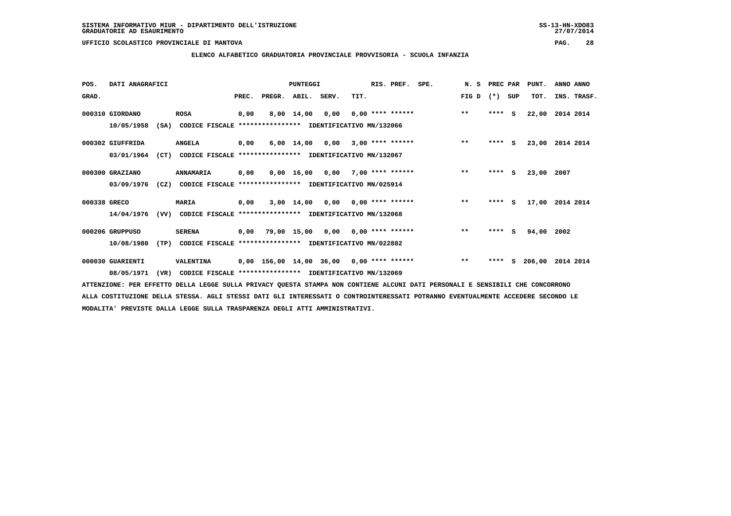SISTEMA INFORMATIVO MIUR - DIPARTIMENTO DELL'ISTRUZIONE
GRADUATORIE AD ESAURIMENTO

UFFICIO SCOLASTICO PROVINCIALE DI MANTOVA

ELENCO ALFABETICO GRADUATORIA PROVINCIALE PROVVISORIA - SCUOLA INFANZIA

| POS. GRAD. | DATI ANAGRAFICI | | PREC. | PREGR. | ABIL. | SERV. | TIT. | RIS. PREF. | SPE. | N. S FIG D | PREC PAR (*) | SUP | PUNT. TOT. | ANNO INS. | ANNO TRASF. |
|---|---|---|---|---|---|---|---|---|---|---|---|---|---|---|---|
| 000310 | GIORDANO 10/05/1958 (SA) CODICE FISCALE **************** IDENTIFICATIVO MN/132066 | ROSA | 0,00 | 8,00 | 14,00 | 0,00 | 0,00 | **** ****** | | ** | **** | S | 22,00 | 2014 | 2014 |
| 000302 | GIUFFRIDA 03/01/1964 (CT) CODICE FISCALE **************** IDENTIFICATIVO MN/132067 | ANGELA | 0,00 | 6,00 | 14,00 | 0,00 | 3,00 | **** ****** | | ** | **** | S | 23,00 | 2014 | 2014 |
| 000300 | GRAZIANO 03/09/1976 (CZ) CODICE FISCALE **************** IDENTIFICATIVO MN/025914 | ANNAMARIA | 0,00 | 0,00 | 16,00 | 0,00 | 7,00 | **** ****** | | ** | **** | S | 23,00 | 2007 | |
| 000338 | GRECO 14/04/1976 (VV) CODICE FISCALE **************** IDENTIFICATIVO MN/132068 | MARIA | 0,00 | 3,00 | 14,00 | 0,00 | 0,00 | **** ****** | | ** | **** | S | 17,00 | 2014 | 2014 |
| 000206 | GRUPPUSO 10/08/1980 (TP) CODICE FISCALE **************** IDENTIFICATIVO MN/022882 | SERENA | 0,00 | 79,00 | 15,00 | 0,00 | 0,00 | **** ****** | | ** | **** | S | 94,00 | 2002 | |
| 000030 | GUARIENTI 08/05/1971 (VR) CODICE FISCALE **************** IDENTIFICATIVO MN/132069 | VALENTINA | 0,00 | 156,00 | 14,00 | 36,00 | 0,00 | **** ****** | | ** | **** | S | 206,00 | 2014 | 2014 |

ATTENZIONE: PER EFFETTO DELLA LEGGE SULLA PRIVACY QUESTA STAMPA NON CONTIENE ALCUNI DATI PERSONALI E SENSIBILI CHE CONCORRONO ALLA COSTITUZIONE DELLA STESSA. AGLI STESSI DATI GLI INTERESSATI O CONTROINTERESSATI POTRANNO EVENTUALMENTE ACCEDERE SECONDO LE MODALITA' PREVISTE DALLA LEGGE SULLA TRASPARENZA DEGLI ATTI AMMINISTRATIVI.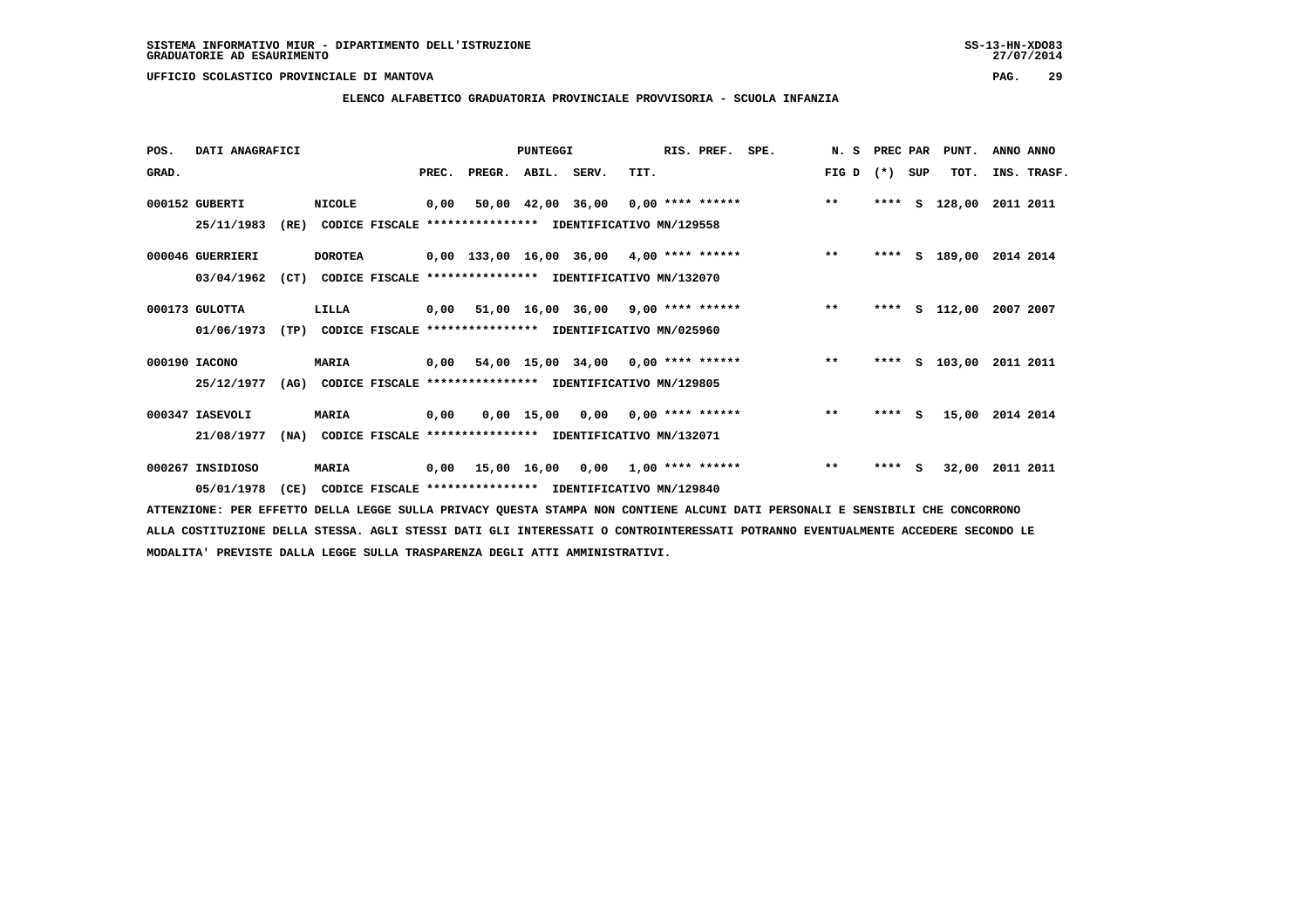SISTEMA INFORMATIVO MIUR - DIPARTIMENTO DELL'ISTRUZIONE
GRADUATORIE AD ESAURIMENTO

UFFICIO SCOLASTICO PROVINCIALE DI MANTOVA

ELENCO ALFABETICO GRADUATORIA PROVINCIALE PROVVISORIA - SCUOLA INFANZIA

| POS. GRAD. | DATI ANAGRAFICI | | PREC. | PREGR. | ABIL. | SERV. | TIT. | RIS. PREF. | SPE. | N. S FIG D | PREC PAR (*) | SUP | PUNT. TOT. | ANNO INS. | ANNO TRASF. |
|---|---|---|---|---|---|---|---|---|---|---|---|---|---|---|---|
| 000152 | GUBERTI | NICOLE | 0,00 | 50,00 | 42,00 | 36,00 | 0,00 | **** ****** | | ** | **** | S | 128,00 | 2011 | 2011 |
| | 25/11/1983 (RE) | CODICE FISCALE **************** IDENTIFICATIVO MN/129558 | | | | | | | | | | | | | |
| 000046 | GUERRIERI | DOROTEA | 0,00 | 133,00 | 16,00 | 36,00 | 4,00 | **** ****** | | ** | **** | S | 189,00 | 2014 | 2014 |
| | 03/04/1962 (CT) | CODICE FISCALE **************** IDENTIFICATIVO MN/132070 | | | | | | | | | | | | | |
| 000173 | GULOTTA | LILLA | 0,00 | 51,00 | 16,00 | 36,00 | 9,00 | **** ****** | | ** | **** | S | 112,00 | 2007 | 2007 |
| | 01/06/1973 (TP) | CODICE FISCALE **************** IDENTIFICATIVO MN/025960 | | | | | | | | | | | | | |
| 000190 | IACONO | MARIA | 0,00 | 54,00 | 15,00 | 34,00 | 0,00 | **** ****** | | ** | **** | S | 103,00 | 2011 | 2011 |
| | 25/12/1977 (AG) | CODICE FISCALE **************** IDENTIFICATIVO MN/129805 | | | | | | | | | | | | | |
| 000347 | IASEVOLI | MARIA | 0,00 | 0,00 | 15,00 | 0,00 | 0,00 | **** ****** | | ** | **** | S | 15,00 | 2014 | 2014 |
| | 21/08/1977 (NA) | CODICE FISCALE **************** IDENTIFICATIVO MN/132071 | | | | | | | | | | | | | |
| 000267 | INSIDIOSO | MARIA | 0,00 | 15,00 | 16,00 | 0,00 | 1,00 | **** ****** | | ** | **** | S | 32,00 | 2011 | 2011 |
| | 05/01/1978 (CE) | CODICE FISCALE **************** IDENTIFICATIVO MN/129840 | | | | | | | | | | | | | |

ATTENZIONE: PER EFFETTO DELLA LEGGE SULLA PRIVACY QUESTA STAMPA NON CONTIENE ALCUNI DATI PERSONALI E SENSIBILI CHE CONCORRONO ALLA COSTITUZIONE DELLA STESSA. AGLI STESSI DATI GLI INTERESSATI O CONTROINTERESSATI POTRANNO EVENTUALMENTE ACCEDERE SECONDO LE MODALITA' PREVISTE DALLA LEGGE SULLA TRASPARENZA DEGLI ATTI AMMINISTRATIVI.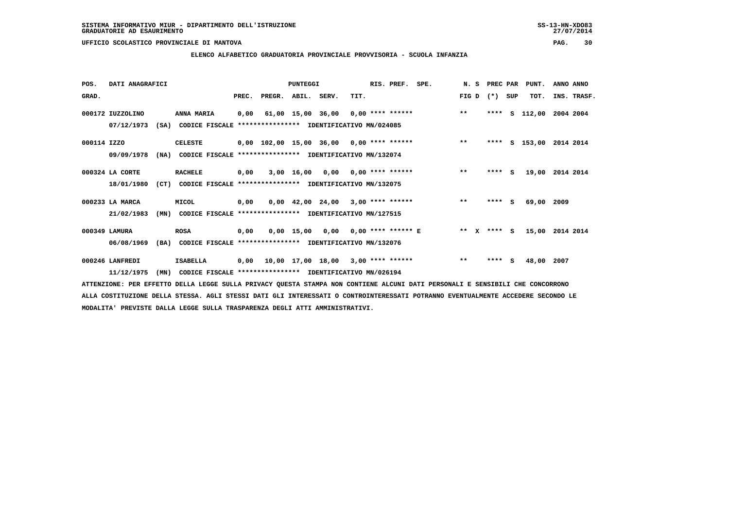SISTEMA INFORMATIVO MIUR - DIPARTIMENTO DELL'ISTRUZIONE
GRADUATORIE AD ESAURIMENTO

UFFICIO SCOLASTICO PROVINCIALE DI MANTOVA

## ELENCO ALFABETICO GRADUATORIA PROVINCIALE PROVVISORIA - SCUOLA INFANZIA

| POS. GRAD. | DATI ANAGRAFICI | | PUNTEGGI PREC. | PREGR. | ABIL. | SERV. | TIT. | RIS. PREF. | SPE. | N. S FIG D | PREC PAR (*) SUP | | PUNT. TOT. | ANNO ANNO INS. TRASF. |
|---|---|---|---|---|---|---|---|---|---|---|---|---|---|---|
| 000172 | IUZZOLINO | ANNA MARIA | 0,00 | 61,00 | 15,00 | 36,00 | 0,00 | **** ****** | | ** | **** | S | 112,00 | 2004 2004 |
| | 07/12/1973 (SA) | CODICE FISCALE **************** IDENTIFICATIVO MN/024085 | | | | | | | | | | | | |
| 000114 | IZZO | CELESTE | 0,00 | 102,00 | 15,00 | 36,00 | 0,00 | **** ****** | | ** | **** | S | 153,00 | 2014 2014 |
| | 09/09/1978 (NA) | CODICE FISCALE **************** IDENTIFICATIVO MN/132074 | | | | | | | | | | | | |
| 000324 | LA CORTE | RACHELE | 0,00 | 3,00 | 16,00 | 0,00 | 0,00 | **** ****** | | ** | **** | S | 19,00 | 2014 2014 |
| | 18/01/1980 (CT) | CODICE FISCALE **************** IDENTIFICATIVO MN/132075 | | | | | | | | | | | | |
| 000233 | LA MARCA | MICOL | 0,00 | 0,00 | 42,00 | 24,00 | 3,00 | **** ****** | | ** | **** | S | 69,00 | 2009 |
| | 21/02/1983 (MN) | CODICE FISCALE **************** IDENTIFICATIVO MN/127515 | | | | | | | | | | | | |
| 000349 | LAMURA | ROSA | 0,00 | 0,00 | 15,00 | 0,00 | 0,00 | **** ****** | E | ** X | **** | S | 15,00 | 2014 2014 |
| | 06/08/1969 (BA) | CODICE FISCALE **************** IDENTIFICATIVO MN/132076 | | | | | | | | | | | | |
| 000246 | LANFREDI | ISABELLA | 0,00 | 10,00 | 17,00 | 18,00 | 3,00 | **** ****** | | ** | **** | S | 48,00 | 2007 |
| | 11/12/1975 (MN) | CODICE FISCALE **************** IDENTIFICATIVO MN/026194 | | | | | | | | | | | | |

ATTENZIONE: PER EFFETTO DELLA LEGGE SULLA PRIVACY QUESTA STAMPA NON CONTIENE ALCUNI DATI PERSONALI E SENSIBILI CHE CONCORRONO ALLA COSTITUZIONE DELLA STESSA. AGLI STESSI DATI GLI INTERESSATI O CONTROINTERESSATI POTRANNO EVENTUALMENTE ACCEDERE SECONDO LE MODALITA' PREVISTE DALLA LEGGE SULLA TRASPARENZA DEGLI ATTI AMMINISTRATIVI.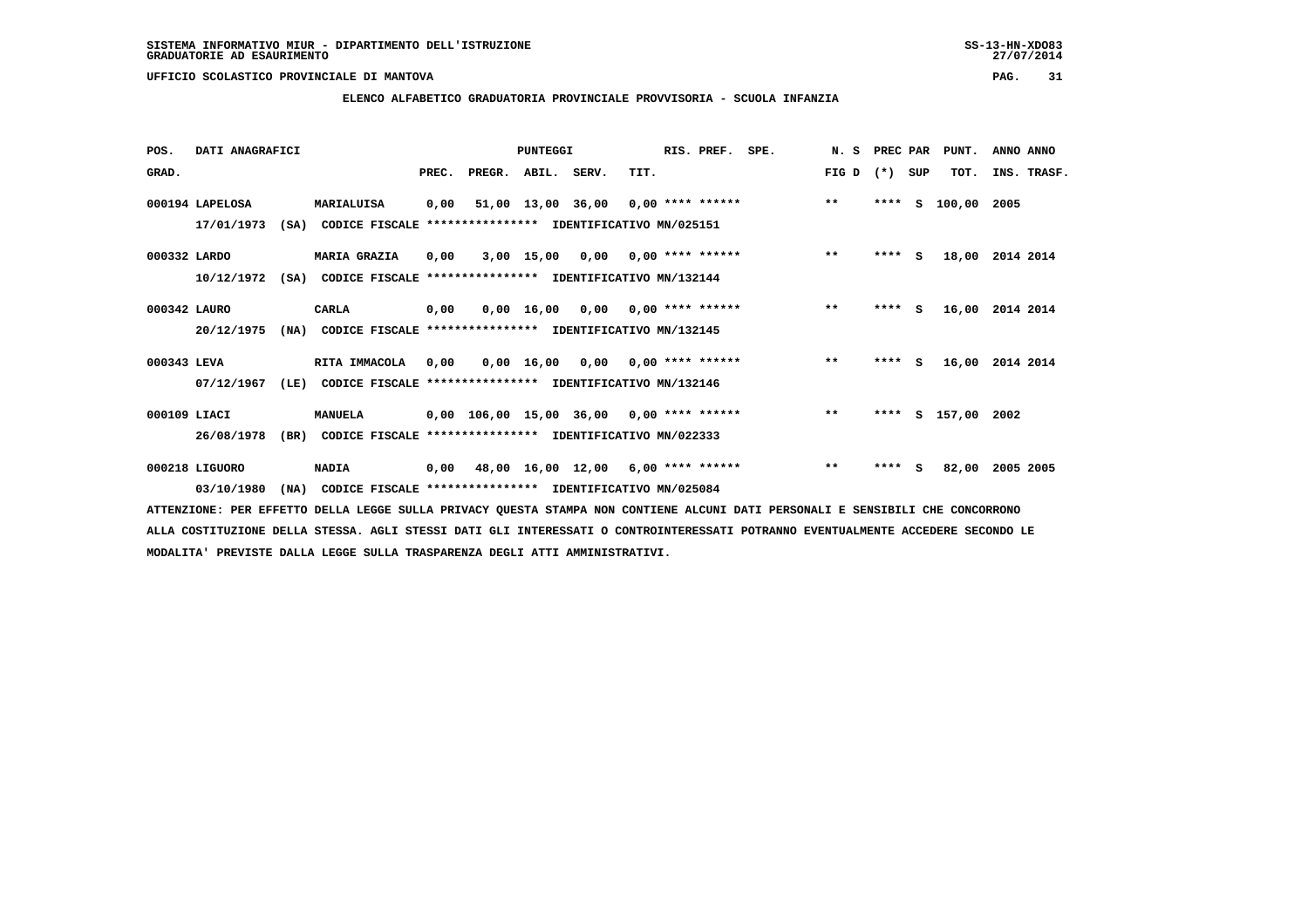SISTEMA INFORMATIVO MIUR - DIPARTIMENTO DELL'ISTRUZIONE
GRADUATORIE AD ESAURIMENTO

UFFICIO SCOLASTICO PROVINCIALE DI MANTOVA

## ELENCO ALFABETICO GRADUATORIA PROVINCIALE PROVVISORIA - SCUOLA INFANZIA

| POS. GRAD. | DATI ANAGRAFICI | | PREC. | PREGR. | ABIL. | SERV. | TIT. | RIS. PREF. | SPE. | N. S FIG D | PREC (*) | PAR SUP | PUNT. TOT. | ANNO INS. | ANNO TRASF. |
|---|---|---|---|---|---|---|---|---|---|---|---|---|---|---|---|
| 000194 | LAPELOSA | MARIALUISA | 0,00 | 51,00 | 13,00 | 36,00 | 0,00 | **** ****** | | ** | **** | S | 100,00 | 2005 | |
| | 17/01/1973 (SA) | CODICE FISCALE **************** IDENTIFICATIVO MN/025151 | | | | | | | | | | | | | |
| 000332 | LARDO | MARIA GRAZIA | 0,00 | 3,00 | 15,00 | 0,00 | 0,00 | **** ****** | | ** | **** | S | 18,00 | 2014 | 2014 |
| | 10/12/1972 (SA) | CODICE FISCALE **************** IDENTIFICATIVO MN/132144 | | | | | | | | | | | | | |
| 000342 | LAURO | CARLA | 0,00 | 0,00 | 16,00 | 0,00 | 0,00 | **** ****** | | ** | **** | S | 16,00 | 2014 | 2014 |
| | 20/12/1975 (NA) | CODICE FISCALE **************** IDENTIFICATIVO MN/132145 | | | | | | | | | | | | | |
| 000343 | LEVA | RITA IMMACOLA | 0,00 | 0,00 | 16,00 | 0,00 | 0,00 | **** ****** | | ** | **** | S | 16,00 | 2014 | 2014 |
| | 07/12/1967 (LE) | CODICE FISCALE **************** IDENTIFICATIVO MN/132146 | | | | | | | | | | | | | |
| 000109 | LIACI | MANUELA | 0,00 | 106,00 | 15,00 | 36,00 | 0,00 | **** ****** | | ** | **** | S | 157,00 | 2002 | |
| | 26/08/1978 (BR) | CODICE FISCALE **************** IDENTIFICATIVO MN/022333 | | | | | | | | | | | | | |
| 000218 | LIGUORO | NADIA | 0,00 | 48,00 | 16,00 | 12,00 | 6,00 | **** ****** | | ** | **** | S | 82,00 | 2005 | 2005 |
| | 03/10/1980 (NA) | CODICE FISCALE **************** IDENTIFICATIVO MN/025084 | | | | | | | | | | | | | |

ATTENZIONE: PER EFFETTO DELLA LEGGE SULLA PRIVACY QUESTA STAMPA NON CONTIENE ALCUNI DATI PERSONALI E SENSIBILI CHE CONCORRONO ALLA COSTITUZIONE DELLA STESSA. AGLI STESSI DATI GLI INTERESSATI O CONTROINTERESSATI POTRANNO EVENTUALMENTE ACCEDERE SECONDO LE MODALITA' PREVISTE DALLA LEGGE SULLA TRASPARENZA DEGLI ATTI AMMINISTRATIVI.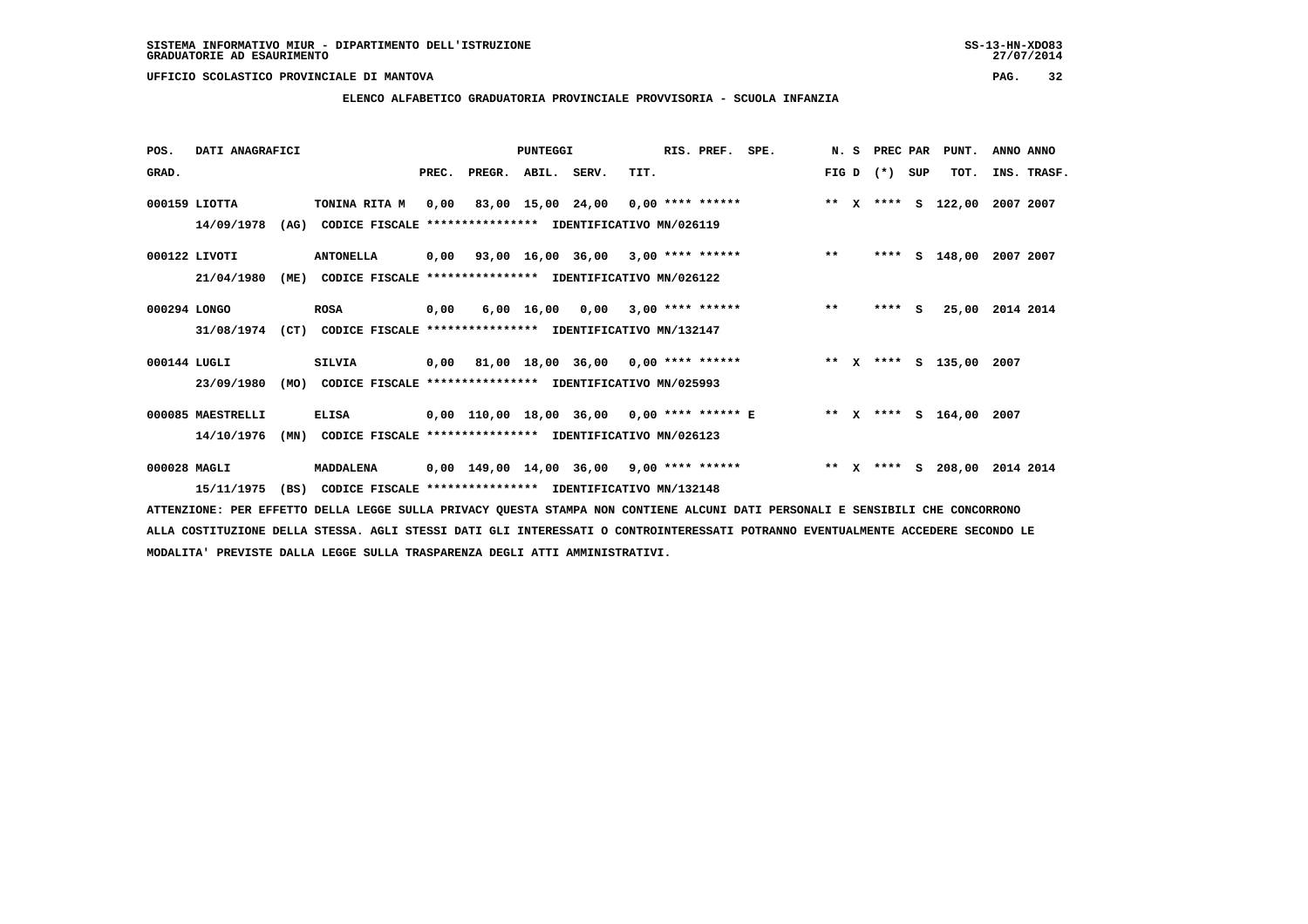SISTEMA INFORMATIVO MIUR - DIPARTIMENTO DELL'ISTRUZIONE
GRADUATORIE AD ESAURIMENTO

UFFICIO SCOLASTICO PROVINCIALE DI MANTOVA

ELENCO ALFABETICO GRADUATORIA PROVINCIALE PROVVISORIA - SCUOLA INFANZIA

| POS. GRAD. | DATI ANAGRAFICI | | PUNTEGGI PREC. | PREGR. | ABIL. | SERV. | TIT. | RIS. PREF. | SPE. | N. S FIG D | PREC PAR (*) | SUP | PUNT. TOT. | ANNO INS. | ANNO TRASF. |
|---|---|---|---|---|---|---|---|---|---|---|---|---|---|---|---|
| 000159 | LIOTTA 14/09/1978 (AG) CODICE FISCALE **************** IDENTIFICATIVO MN/026119 | TONINA RITA M | 0,00 | 83,00 | 15,00 | 24,00 | 0,00 | **** ****** | | ** X | **** | S | 122,00 | 2007 | 2007 |
| 000122 | LIVOTI 21/04/1980 (ME) CODICE FISCALE **************** IDENTIFICATIVO MN/026122 | ANTONELLA | 0,00 | 93,00 | 16,00 | 36,00 | 3,00 | **** ****** | | ** | **** | S | 148,00 | 2007 | 2007 |
| 000294 | LONGO 31/08/1974 (CT) CODICE FISCALE **************** IDENTIFICATIVO MN/132147 | ROSA | 0,00 | 6,00 | 16,00 | 0,00 | 3,00 | **** ****** | | ** | **** | S | 25,00 | 2014 | 2014 |
| 000144 | LUGLI 23/09/1980 (MO) CODICE FISCALE **************** IDENTIFICATIVO MN/025993 | SILVIA | 0,00 | 81,00 | 18,00 | 36,00 | 0,00 | **** ****** | | ** X | **** | S | 135,00 | 2007 | |
| 000085 | MAESTRELLI 14/10/1976 (MN) CODICE FISCALE **************** IDENTIFICATIVO MN/026123 | ELISA | 0,00 | 110,00 | 18,00 | 36,00 | 0,00 | **** ****** | E | ** X | **** | S | 164,00 | 2007 | |
| 000028 | MAGLI 15/11/1975 (BS) CODICE FISCALE **************** IDENTIFICATIVO MN/132148 | MADDALENA | 0,00 | 149,00 | 14,00 | 36,00 | 9,00 | **** ****** | | ** X | **** | S | 208,00 | 2014 | 2014 |

ATTENZIONE: PER EFFETTO DELLA LEGGE SULLA PRIVACY QUESTA STAMPA NON CONTIENE ALCUNI DATI PERSONALI E SENSIBILI CHE CONCORRONO ALLA COSTITUZIONE DELLA STESSA. AGLI STESSI DATI GLI INTERESSATI O CONTROINTERESSATI POTRANNO EVENTUALMENTE ACCEDERE SECONDO LE MODALITA' PREVISTE DALLA LEGGE SULLA TRASPARENZA DEGLI ATTI AMMINISTRATIVI.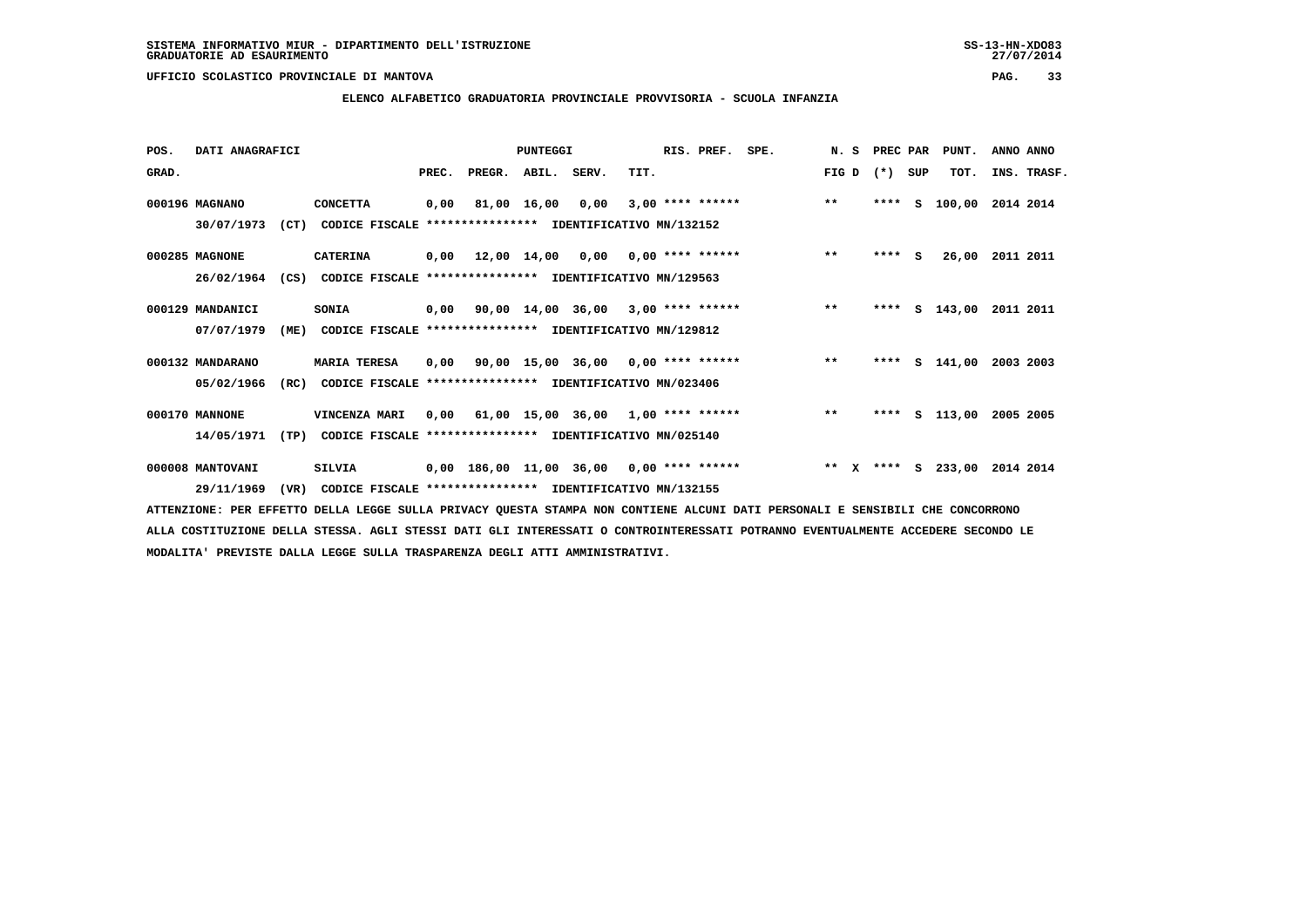SISTEMA INFORMATIVO MIUR - DIPARTIMENTO DELL'ISTRUZIONE
GRADUATORIE AD ESAURIMENTO

UFFICIO SCOLASTICO PROVINCIALE DI MANTOVA

**ELENCO ALFABETICO GRADUATORIA PROVINCIALE PROVVISORIA - SCUOLA INFANZIA**

| POS. GRAD. | DATI ANAGRAFICI | | PREC. | PREGR. | ABIL. | SERV. | TIT. | RIS. PREF. | SPE. | N. S FIG D | PREC PAR (*) | SUP | PUNT. TOT. | ANNO INS. | ANNO TRASF. |
|---|---|---|---|---|---|---|---|---|---|---|---|---|---|---|---|
| 000196 | MAGNANO | CONCETTA | 0,00 | 81,00 | 16,00 | 0,00 | 3,00 | **** ****** | | ** | **** | S | 100,00 | 2014 | 2014 |
| | 30/07/1973 (CT) | CODICE FISCALE **************** IDENTIFICATIVO MN/132152 | | | | | | | | | | | | | |
| 000285 | MAGNONE | CATERINA | 0,00 | 12,00 | 14,00 | 0,00 | 0,00 | **** ****** | | ** | **** | S | 26,00 | 2011 | 2011 |
| | 26/02/1964 (CS) | CODICE FISCALE **************** IDENTIFICATIVO MN/129563 | | | | | | | | | | | | | |
| 000129 | MANDANICI | SONIA | 0,00 | 90,00 | 14,00 | 36,00 | 3,00 | **** ****** | | ** | **** | S | 143,00 | 2011 | 2011 |
| | 07/07/1979 (ME) | CODICE FISCALE **************** IDENTIFICATIVO MN/129812 | | | | | | | | | | | | | |
| 000132 | MANDARANO | MARIA TERESA | 0,00 | 90,00 | 15,00 | 36,00 | 0,00 | **** ****** | | ** | **** | S | 141,00 | 2003 | 2003 |
| | 05/02/1966 (RC) | CODICE FISCALE **************** IDENTIFICATIVO MN/023406 | | | | | | | | | | | | | |
| 000170 | MANNONE | VINCENZA MARI | 0,00 | 61,00 | 15,00 | 36,00 | 1,00 | **** ****** | | ** | **** | S | 113,00 | 2005 | 2005 |
| | 14/05/1971 (TP) | CODICE FISCALE **************** IDENTIFICATIVO MN/025140 | | | | | | | | | | | | | |
| 000008 | MANTOVANI | SILVIA | 0,00 | 186,00 | 11,00 | 36,00 | 0,00 | **** ****** | | ** X | **** | S | 233,00 | 2014 | 2014 |
| | 29/11/1969 (VR) | CODICE FISCALE **************** IDENTIFICATIVO MN/132155 | | | | | | | | | | | | | |

ATTENZIONE: PER EFFETTO DELLA LEGGE SULLA PRIVACY QUESTA STAMPA NON CONTIENE ALCUNI DATI PERSONALI E SENSIBILI CHE CONCORRONO ALLA COSTITUZIONE DELLA STESSA. AGLI STESSI DATI GLI INTERESSATI O CONTROINTERESSATI POTRANNO EVENTUALMENTE ACCEDERE SECONDO LE MODALITA' PREVISTE DALLA LEGGE SULLA TRASPARENZA DEGLI ATTI AMMINISTRATIVI.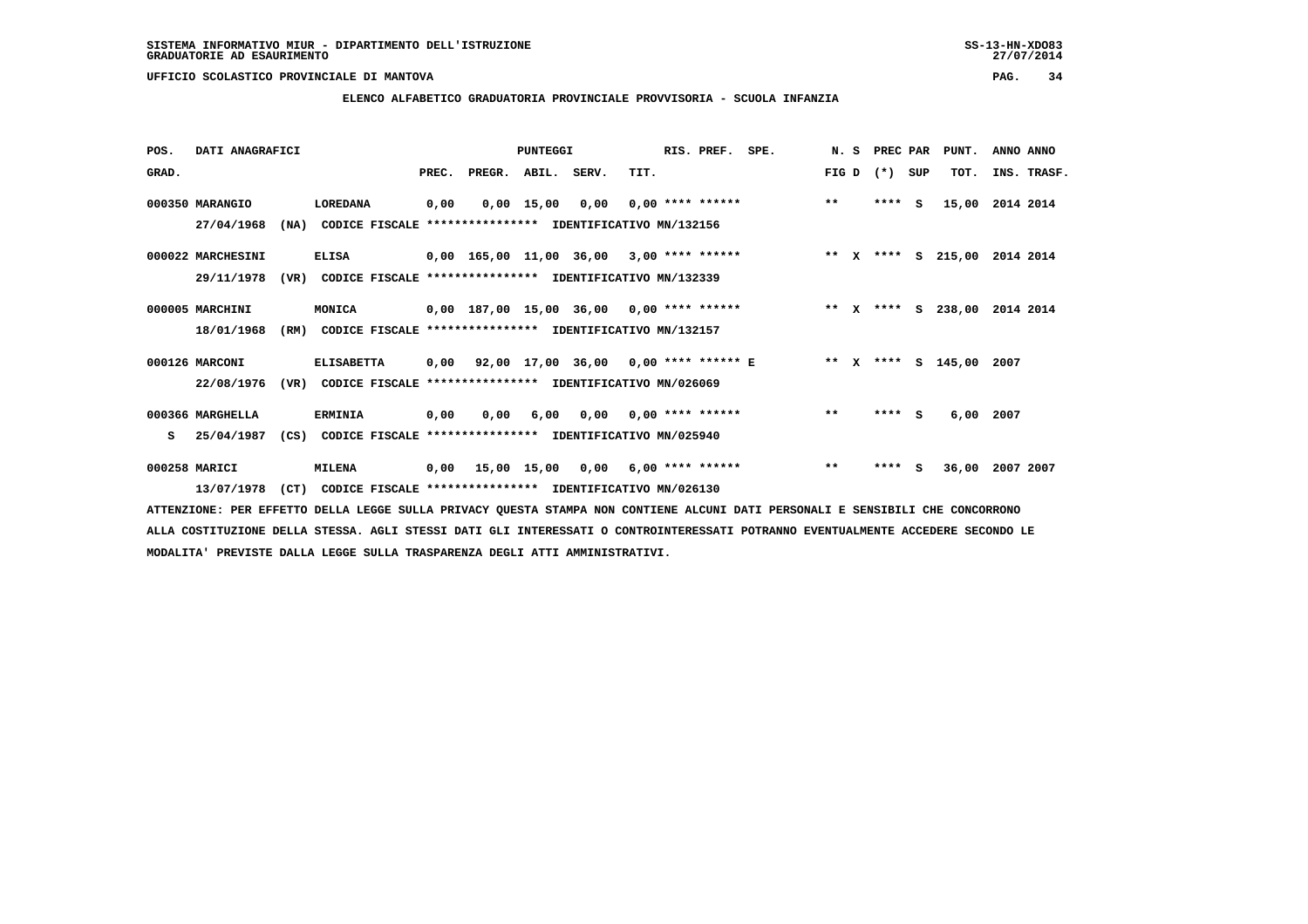SISTEMA INFORMATIVO MIUR - DIPARTIMENTO DELL'ISTRUZIONE
GRADUATORIE AD ESAURIMENTO

UFFICIO SCOLASTICO PROVINCIALE DI MANTOVA

## ELENCO ALFABETICO GRADUATORIA PROVINCIALE PROVVISORIA - SCUOLA INFANZIA

| POS. GRAD. | DATI ANAGRAFICI | | PREC. | PREGR. | ABIL. | SERV. | TIT. | RIS. PREF. | SPE. | N. S FIG D | PREC PAR (*) SUP | PUNT. TOT. | ANNO ANNO INS. TRASF. |
|---|---|---|---|---|---|---|---|---|---|---|---|---|---|
| 000350 | MARANGIO | LOREDANA | 0,00 | 0,00 | 15,00 | 0,00 | 0,00 | **** ****** | | ** | **** S | 15,00 | 2014 2014 |
| | 27/04/1968 (NA) | CODICE FISCALE **************** IDENTIFICATIVO MN/132156 | | | | | | | | | | | |
| 000022 | MARCHESINI | ELISA | 0,00 | 165,00 | 11,00 | 36,00 | 3,00 | **** ****** | | ** X | **** S | 215,00 | 2014 2014 |
| | 29/11/1978 (VR) | CODICE FISCALE **************** IDENTIFICATIVO MN/132339 | | | | | | | | | | | |
| 000005 | MARCHINI | MONICA | 0,00 | 187,00 | 15,00 | 36,00 | 0,00 | **** ****** | | ** X | **** S | 238,00 | 2014 2014 |
| | 18/01/1968 (RM) | CODICE FISCALE **************** IDENTIFICATIVO MN/132157 | | | | | | | | | | | |
| 000126 | MARCONI | ELISABETTA | 0,00 | 92,00 | 17,00 | 36,00 | 0,00 | **** ****** | E | ** X | **** S | 145,00 | 2007 |
| | 22/08/1976 (VR) | CODICE FISCALE **************** IDENTIFICATIVO MN/026069 | | | | | | | | | | | |
| 000366 | MARGHELLA | ERMINIA | 0,00 | 0,00 | 6,00 | 0,00 | 0,00 | **** ****** | | ** | **** S | 6,00 | 2007 |
| S | 25/04/1987 (CS) | CODICE FISCALE **************** IDENTIFICATIVO MN/025940 | | | | | | | | | | | |
| 000258 | MARICI | MILENA | 0,00 | 15,00 | 15,00 | 0,00 | 6,00 | **** ****** | | ** | **** S | 36,00 | 2007 2007 |
| | 13/07/1978 (CT) | CODICE FISCALE **************** IDENTIFICATIVO MN/026130 | | | | | | | | | | | |

ATTENZIONE: PER EFFETTO DELLA LEGGE SULLA PRIVACY QUESTA STAMPA NON CONTIENE ALCUNI DATI PERSONALI E SENSIBILI CHE CONCORRONO ALLA COSTITUZIONE DELLA STESSA. AGLI STESSI DATI GLI INTERESSATI O CONTROINTERESSATI POTRANNO EVENTUALMENTE ACCEDERE SECONDO LE MODALITA' PREVISTE DALLA LEGGE SULLA TRASPARENZA DEGLI ATTI AMMINISTRATIVI.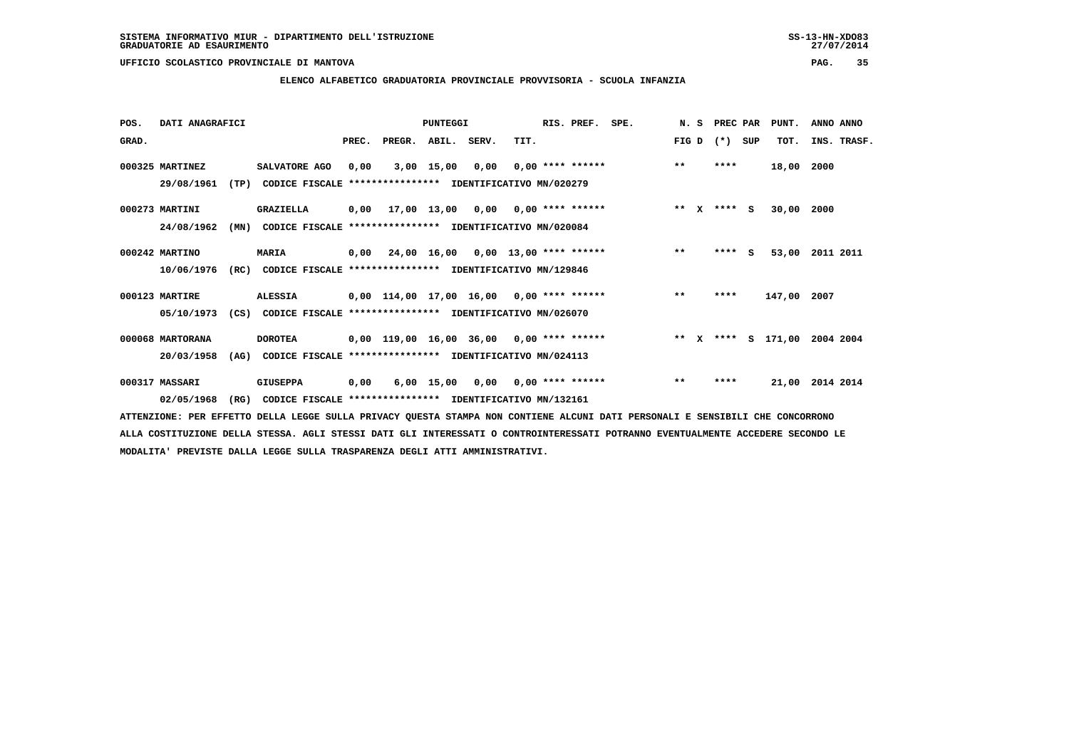SISTEMA INFORMATIVO MIUR - DIPARTIMENTO DELL'ISTRUZIONE
GRADUATORIE AD ESAURIMENTO

UFFICIO SCOLASTICO PROVINCIALE DI MANTOVA

## ELENCO ALFABETICO GRADUATORIA PROVINCIALE PROVVISORIA - SCUOLA INFANZIA

| POS. GRAD. | DATI ANAGRAFICI | | PREC. | PREGR. | ABIL. | SERV. | TIT. | RIS. PREF. | SPE. | N. S FIG D | PREC PAR (*) SUP | PUNT. TOT. | ANNO INS. | ANNO TRASF. |
|---|---|---|---|---|---|---|---|---|---|---|---|---|---|---|
| 000325 | MARTINEZ | SALVATORE AGO | 0,00 | 3,00 | 15,00 | 0,00 | 0,00 | **** ****** | | ** | **** | 18,00 | 2000 | |
| | 29/08/1961 (TP) | CODICE FISCALE **************** IDENTIFICATIVO MN/020279 | | | | | | | | | | | | |
| 000273 | MARTINI | GRAZIELLA | 0,00 | 17,00 | 13,00 | 0,00 | 0,00 | **** ****** | | ** X | **** S | 30,00 | 2000 | |
| | 24/08/1962 (MN) | CODICE FISCALE **************** IDENTIFICATIVO MN/020084 | | | | | | | | | | | | |
| 000242 | MARTINO | MARIA | 0,00 | 24,00 | 16,00 | 0,00 | 13,00 | **** ****** | | ** | **** S | 53,00 | 2011 | 2011 |
| | 10/06/1976 (RC) | CODICE FISCALE **************** IDENTIFICATIVO MN/129846 | | | | | | | | | | | | |
| 000123 | MARTIRE | ALESSIA | 0,00 | 114,00 | 17,00 | 16,00 | 0,00 | **** ****** | | ** | **** | 147,00 | 2007 | |
| | 05/10/1973 (CS) | CODICE FISCALE **************** IDENTIFICATIVO MN/026070 | | | | | | | | | | | | |
| 000068 | MARTORANA | DOROTEA | 0,00 | 119,00 | 16,00 | 36,00 | 0,00 | **** ****** | | ** X | **** S | 171,00 | 2004 | 2004 |
| | 20/03/1958 (AG) | CODICE FISCALE **************** IDENTIFICATIVO MN/024113 | | | | | | | | | | | | |
| 000317 | MASSARI | GIUSEPPA | 0,00 | 6,00 | 15,00 | 0,00 | 0,00 | **** ****** | | ** | **** | 21,00 | 2014 | 2014 |
| | 02/05/1968 (RG) | CODICE FISCALE **************** IDENTIFICATIVO MN/132161 | | | | | | | | | | | | |

ATTENZIONE: PER EFFETTO DELLA LEGGE SULLA PRIVACY QUESTA STAMPA NON CONTIENE ALCUNI DATI PERSONALI E SENSIBILI CHE CONCORRONO ALLA COSTITUZIONE DELLA STESSA. AGLI STESSI DATI GLI INTERESSATI O CONTROINTERESSATI POTRANNO EVENTUALMENTE ACCEDERE SECONDO LE MODALITA' PREVISTE DALLA LEGGE SULLA TRASPARENZA DEGLI ATTI AMMINISTRATIVI.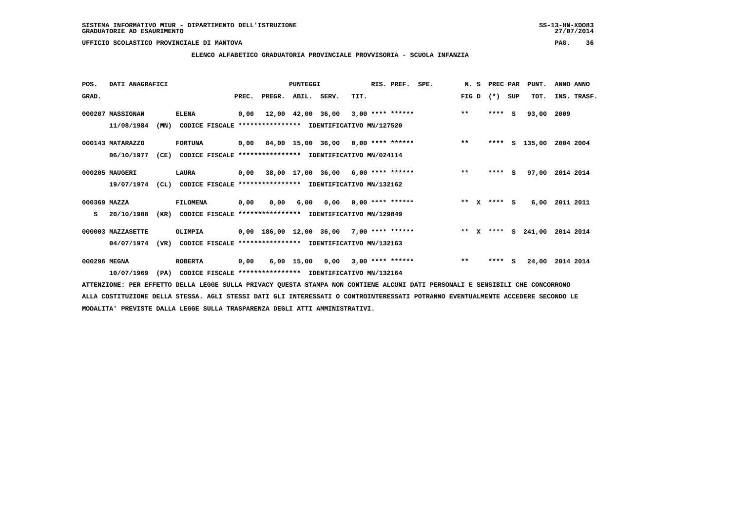SISTEMA INFORMATIVO MIUR - DIPARTIMENTO DELL'ISTRUZIONE
GRADUATORIE AD ESAURIMENTO

UFFICIO SCOLASTICO PROVINCIALE DI MANTOVA

## ELENCO ALFABETICO GRADUATORIA PROVINCIALE PROVVISORIA - SCUOLA INFANZIA

| POS. GRAD. | DATI ANAGRAFICI | | PREC. | PREGR. | ABIL. | SERV. | TIT. | RIS. PREF. | SPE. | N. S FIG D | PREC PAR (*) SUP | PUNT. TOT. | ANNO INS. | ANNO TRASF. |
|---|---|---|---|---|---|---|---|---|---|---|---|---|---|---|
| 000207 | MASSIGNAN 11/08/1984 (MN) | ELENA CODICE FISCALE **************** IDENTIFICATIVO MN/127520 | 0,00 | 12,00 | 42,00 | 36,00 | 3,00 | **** ****** | | ** | **** S | 93,00 | 2009 | |
| 000143 | MATARAZZO 06/10/1977 (CE) | FORTUNA CODICE FISCALE **************** IDENTIFICATIVO MN/024114 | 0,00 | 84,00 | 15,00 | 36,00 | 0,00 | **** ****** | | ** | **** S | 135,00 | 2004 | 2004 |
| 000205 | MAUGERI 19/07/1974 (CL) | LAURA CODICE FISCALE **************** IDENTIFICATIVO MN/132162 | 0,00 | 38,00 | 17,00 | 36,00 | 6,00 | **** ****** | | ** | **** S | 97,00 | 2014 | 2014 |
| 000369 S | MAZZA 20/10/1988 (KR) | FILOMENA CODICE FISCALE **************** IDENTIFICATIVO MN/129849 | 0,00 | 0,00 | 6,00 | 0,00 | 0,00 | **** ****** | | ** X | **** S | 6,00 | 2011 | 2011 |
| 000003 | MAZZASETTE 04/07/1974 (VR) | OLIMPIA CODICE FISCALE **************** IDENTIFICATIVO MN/132163 | 0,00 | 186,00 | 12,00 | 36,00 | 7,00 | **** ****** | | ** X | **** S | 241,00 | 2014 | 2014 |
| 000296 | MEGNA 10/07/1969 (PA) | ROBERTA CODICE FISCALE **************** IDENTIFICATIVO MN/132164 | 0,00 | 6,00 | 15,00 | 0,00 | 3,00 | **** ****** | | ** | **** S | 24,00 | 2014 | 2014 |

ATTENZIONE: PER EFFETTO DELLA LEGGE SULLA PRIVACY QUESTA STAMPA NON CONTIENE ALCUNI DATI PERSONALI E SENSIBILI CHE CONCORRONO ALLA COSTITUZIONE DELLA STESSA. AGLI STESSI DATI GLI INTERESSATI O CONTROINTERESSATI POTRANNO EVENTUALMENTE ACCEDERE SECONDO LE MODALITA' PREVISTE DALLA LEGGE SULLA TRASPARENZA DEGLI ATTI AMMINISTRATIVI.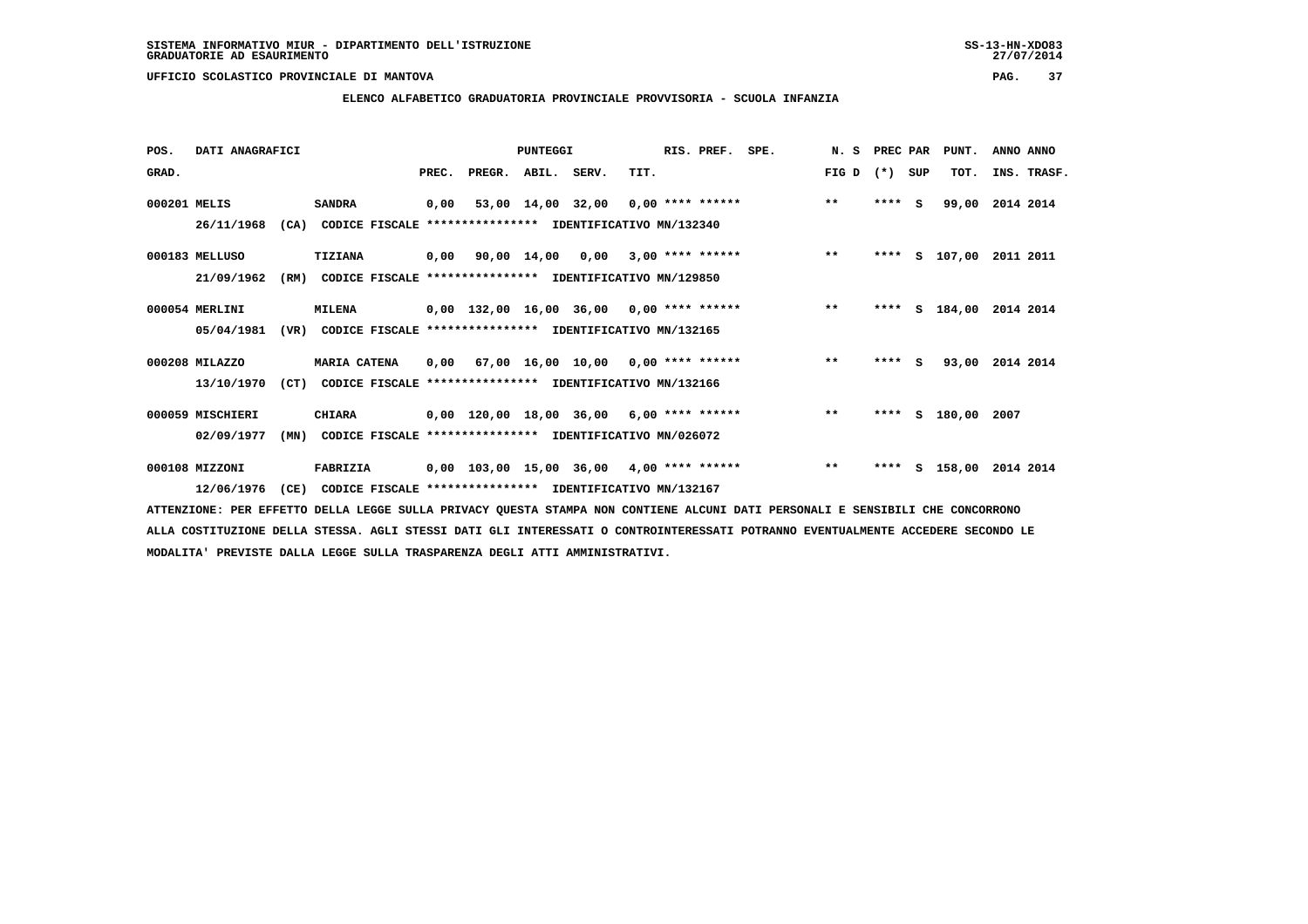SISTEMA INFORMATIVO MIUR - DIPARTIMENTO DELL'ISTRUZIONE
GRADUATORIE AD ESAURIMENTO

UFFICIO SCOLASTICO PROVINCIALE DI MANTOVA

## ELENCO ALFABETICO GRADUATORIA PROVINCIALE PROVVISORIA - SCUOLA INFANZIA

| POS. GRAD. | DATI ANAGRAFICI | | PREC. | PREGR. | ABIL. | SERV. | TIT. | RIS. PREF. | SPE. | N. S FIG D | PREC PAR (*) | SUP | PUNT. TOT. | ANNO INS. | ANNO TRASF. |
|---|---|---|---|---|---|---|---|---|---|---|---|---|---|---|---|
| 000201 | MELIS | SANDRA | 0,00 | 53,00 | 14,00 | 32,00 | 0,00 | **** ****** | | ** | **** | S | 99,00 | 2014 | 2014 |
| | 26/11/1968 (CA) | CODICE FISCALE **************** IDENTIFICATIVO MN/132340 | | | | | | | | | | | | | |
| 000183 | MELLUSO | TIZIANA | 0,00 | 90,00 | 14,00 | 0,00 | 3,00 | **** ****** | | ** | **** | S | 107,00 | 2011 | 2011 |
| | 21/09/1962 (RM) | CODICE FISCALE **************** IDENTIFICATIVO MN/129850 | | | | | | | | | | | | | |
| 000054 | MERLINI | MILENA | 0,00 | 132,00 | 16,00 | 36,00 | 0,00 | **** ****** | | ** | **** | S | 184,00 | 2014 | 2014 |
| | 05/04/1981 (VR) | CODICE FISCALE **************** IDENTIFICATIVO MN/132165 | | | | | | | | | | | | | |
| 000208 | MILAZZO | MARIA CATENA | 0,00 | 67,00 | 16,00 | 10,00 | 0,00 | **** ****** | | ** | **** | S | 93,00 | 2014 | 2014 |
| | 13/10/1970 (CT) | CODICE FISCALE **************** IDENTIFICATIVO MN/132166 | | | | | | | | | | | | | |
| 000059 | MISCHIERI | CHIARA | 0,00 | 120,00 | 18,00 | 36,00 | 6,00 | **** ****** | | ** | **** | S | 180,00 | 2007 | |
| | 02/09/1977 (MN) | CODICE FISCALE **************** IDENTIFICATIVO MN/026072 | | | | | | | | | | | | | |
| 000108 | MIZZONI | FABRIZIA | 0,00 | 103,00 | 15,00 | 36,00 | 4,00 | **** ****** | | ** | **** | S | 158,00 | 2014 | 2014 |
| | 12/06/1976 (CE) | CODICE FISCALE **************** IDENTIFICATIVO MN/132167 | | | | | | | | | | | | | |

ATTENZIONE: PER EFFETTO DELLA LEGGE SULLA PRIVACY QUESTA STAMPA NON CONTIENE ALCUNI DATI PERSONALI E SENSIBILI CHE CONCORRONO ALLA COSTITUZIONE DELLA STESSA. AGLI STESSI DATI GLI INTERESSATI O CONTROINTERESSATI POTRANNO EVENTUALMENTE ACCEDERE SECONDO LE MODALITA' PREVISTE DALLA LEGGE SULLA TRASPARENZA DEGLI ATTI AMMINISTRATIVI.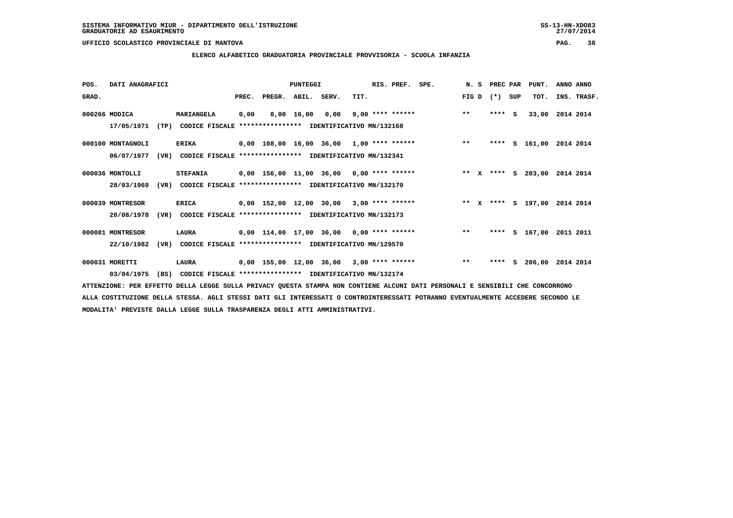SISTEMA INFORMATIVO MIUR - DIPARTIMENTO DELL'ISTRUZIONE
GRADUATORIE AD ESAURIMENTO

UFFICIO SCOLASTICO PROVINCIALE DI MANTOVA

**ELENCO ALFABETICO GRADUATORIA PROVINCIALE PROVVISORIA - SCUOLA INFANZIA**

| POS. GRAD. | DATI ANAGRAFICI | | PUNTEGGI PREC. | PREGR. | ABIL. | SERV. | TIT. | RIS. PREF. | SPE. | N. S FIG D | PREC PAR (*) | SUP | PUNT. TOT. | ANNO INS. | ANNO TRASF. |
|---|---|---|---|---|---|---|---|---|---|---|---|---|---|---|---|
| 000266 | MODICA 17/05/1971 (TP) CODICE FISCALE **************** IDENTIFICATIVO MN/132168 | MARIANGELA | 0,00 | 8,00 | 16,00 | 0,00 | 9,00 | **** ****** | | ** | **** | S | 33,00 | 2014 | 2014 |
| 000100 | MONTAGNOLI 06/07/1977 (VR) CODICE FISCALE **************** IDENTIFICATIVO MN/132341 | ERIKA | 0,00 | 108,00 | 16,00 | 36,00 | 1,00 | **** ****** | | ** | **** | S | 161,00 | 2014 | 2014 |
| 000036 | MONTOLLI 28/03/1969 (VR) CODICE FISCALE **************** IDENTIFICATIVO MN/132170 | STEFANIA | 0,00 | 156,00 | 11,00 | 36,00 | 0,00 | **** ****** | | ** X | **** | S | 203,00 | 2014 | 2014 |
| 000039 | MONTRESOR 20/08/1978 (VR) CODICE FISCALE **************** IDENTIFICATIVO MN/132173 | ERICA | 0,00 | 152,00 | 12,00 | 30,00 | 3,00 | **** ****** | | ** X | **** | S | 197,00 | 2014 | 2014 |
| 000081 | MONTRESOR 22/10/1982 (VR) CODICE FISCALE **************** IDENTIFICATIVO MN/129570 | LAURA | 0,00 | 114,00 | 17,00 | 36,00 | 0,00 | **** ****** | | ** | **** | S | 167,00 | 2011 | 2011 |
| 000031 | MORETTI 03/04/1975 (BS) CODICE FISCALE **************** IDENTIFICATIVO MN/132174 | LAURA | 0,00 | 155,00 | 12,00 | 36,00 | 3,00 | **** ****** | | ** | **** | S | 206,00 | 2014 | 2014 |

ATTENZIONE: PER EFFETTO DELLA LEGGE SULLA PRIVACY QUESTA STAMPA NON CONTIENE ALCUNI DATI PERSONALI E SENSIBILI CHE CONCORRONO ALLA COSTITUZIONE DELLA STESSA. AGLI STESSI DATI GLI INTERESSATI O CONTROINTERESSATI POTRANNO EVENTUALMENTE ACCEDERE SECONDO LE MODALITA' PREVISTE DALLA LEGGE SULLA TRASPARENZA DEGLI ATTI AMMINISTRATIVI.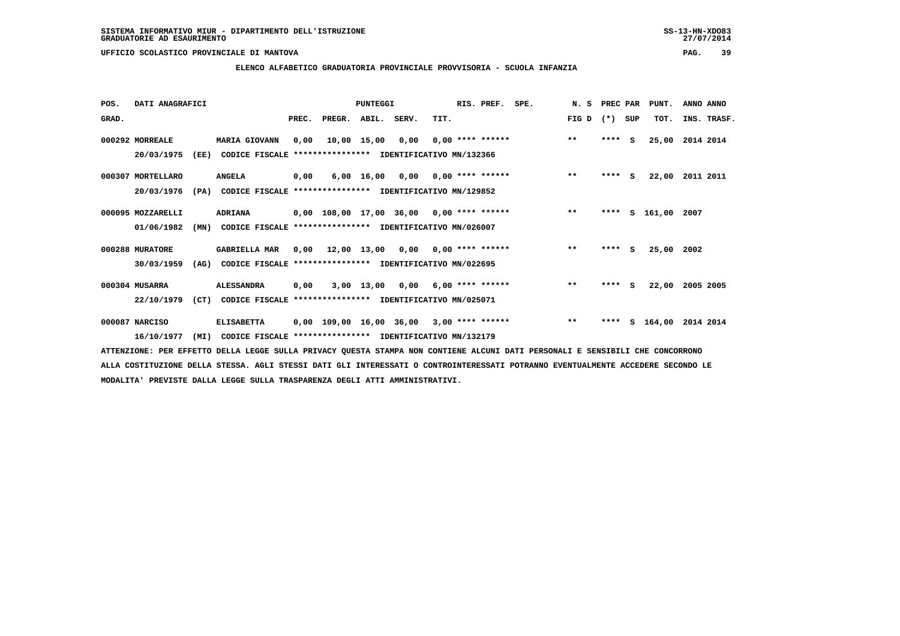SISTEMA INFORMATIVO MIUR - DIPARTIMENTO DELL'ISTRUZIONE
GRADUATORIE AD ESAURIMENTO

UFFICIO SCOLASTICO PROVINCIALE DI MANTOVA

**ELENCO ALFABETICO GRADUATORIA PROVINCIALE PROVVISORIA - SCUOLA INFANZIA**

| POS. GRAD. | DATI ANAGRAFICI | | PREC. | PREGR. | ABIL. | SERV. | TIT. | RIS. PREF. | SPE. | N. S FIG D | PREC PAR (*) | SUP | PUNT. TOT. | ANNO INS. | ANNO TRASF. |
|---|---|---|---|---|---|---|---|---|---|---|---|---|---|---|---|
| 000292 | MORREALE | MARIA GIOVANN | 0,00 | 10,00 | 15,00 | 0,00 | 0,00 | **** ****** | | ** | **** | S | 25,00 | 2014 | 2014 |
| | 20/03/1975 (EE) | CODICE FISCALE **************** IDENTIFICATIVO MN/132366 | | | | | | | | | | | | | |
| 000307 | MORTELLARO | ANGELA | 0,00 | 6,00 | 16,00 | 0,00 | 0,00 | **** ****** | | ** | **** | S | 22,00 | 2011 | 2011 |
| | 20/03/1976 (PA) | CODICE FISCALE **************** IDENTIFICATIVO MN/129852 | | | | | | | | | | | | | |
| 000095 | MOZZARELLI | ADRIANA | 0,00 | 108,00 | 17,00 | 36,00 | 0,00 | **** ****** | | ** | **** | S | 161,00 | 2007 | |
| | 01/06/1982 (MN) | CODICE FISCALE **************** IDENTIFICATIVO MN/026007 | | | | | | | | | | | | | |
| 000288 | MURATORE | GABRIELLA MAR | 0,00 | 12,00 | 13,00 | 0,00 | 0,00 | **** ****** | | ** | **** | S | 25,00 | 2002 | |
| | 30/03/1959 (AG) | CODICE FISCALE **************** IDENTIFICATIVO MN/022695 | | | | | | | | | | | | | |
| 000304 | MUSARRA | ALESSANDRA | 0,00 | 3,00 | 13,00 | 0,00 | 6,00 | **** ****** | | ** | **** | S | 22,00 | 2005 | 2005 |
| | 22/10/1979 (CT) | CODICE FISCALE **************** IDENTIFICATIVO MN/025071 | | | | | | | | | | | | | |
| 000087 | NARCISO | ELISABETTA | 0,00 | 109,00 | 16,00 | 36,00 | 3,00 | **** ****** | | ** | **** | S | 164,00 | 2014 | 2014 |
| | 16/10/1977 (MI) | CODICE FISCALE **************** IDENTIFICATIVO MN/132179 | | | | | | | | | | | | | |

ATTENZIONE: PER EFFETTO DELLA LEGGE SULLA PRIVACY QUESTA STAMPA NON CONTIENE ALCUNI DATI PERSONALI E SENSIBILI CHE CONCORRONO ALLA COSTITUZIONE DELLA STESSA. AGLI STESSI DATI GLI INTERESSATI O CONTROINTERESSATI POTRANNO EVENTUALMENTE ACCEDERE SECONDO LE MODALITA' PREVISTE DALLA LEGGE SULLA TRASPARENZA DEGLI ATTI AMMINISTRATIVI.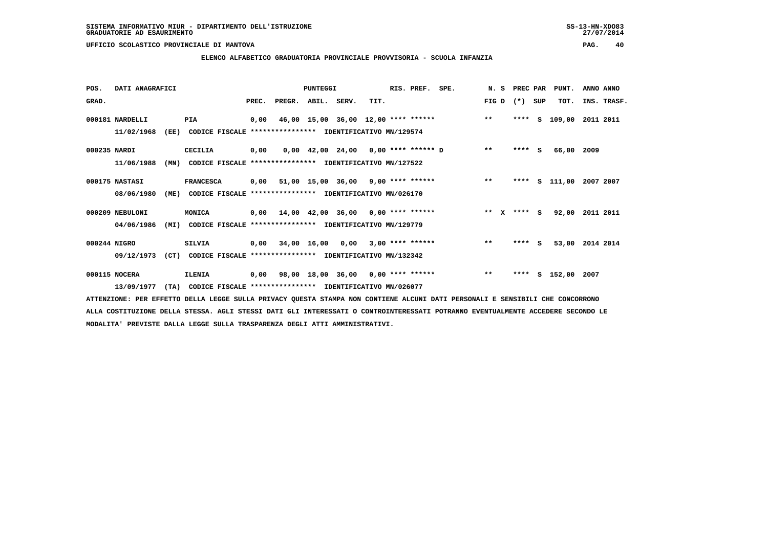SISTEMA INFORMATIVO MIUR - DIPARTIMENTO DELL'ISTRUZIONE
GRADUATORIE AD ESAURIMENTO

UFFICIO SCOLASTICO PROVINCIALE DI MANTOVA

## ELENCO ALFABETICO GRADUATORIA PROVINCIALE PROVVISORIA - SCUOLA INFANZIA

| POS. GRAD. | DATI ANAGRAFICI | | PUNTEGGI PREC. | PREGR. | ABIL. | SERV. | TIT. | RIS. PREF. | SPE. | N. S FIG D | PREC PAR (*) | SUP | PUNT. TOT. | ANNO ANNO INS. TRASF. |
|---|---|---|---|---|---|---|---|---|---|---|---|---|---|---|
| 000181 | NARDELLI 11/02/1968 (EE) CODICE FISCALE **************** IDENTIFICATIVO MN/129574 | PIA | 0,00 | 46,00 | 15,00 | 36,00 | 12,00 | **** ****** | | ** | **** | S | 109,00 | 2011 2011 |
| 000235 | NARDI 11/06/1988 (MN) CODICE FISCALE **************** IDENTIFICATIVO MN/127522 | CECILIA | 0,00 | 0,00 | 42,00 | 24,00 | 0,00 | **** ****** | D | ** | **** | S | 66,00 | 2009 |
| 000175 | NASTASI 08/06/1980 (ME) CODICE FISCALE **************** IDENTIFICATIVO MN/026170 | FRANCESCA | 0,00 | 51,00 | 15,00 | 36,00 | 9,00 | **** ****** | | ** | **** | S | 111,00 | 2007 2007 |
| 000209 | NEBULONI 04/06/1986 (MI) CODICE FISCALE **************** IDENTIFICATIVO MN/129779 | MONICA | 0,00 | 14,00 | 42,00 | 36,00 | 0,00 | **** ****** | | ** X | **** | S | 92,00 | 2011 2011 |
| 000244 | NIGRO 09/12/1973 (CT) CODICE FISCALE **************** IDENTIFICATIVO MN/132342 | SILVIA | 0,00 | 34,00 | 16,00 | 0,00 | 3,00 | **** ****** | | ** | **** | S | 53,00 | 2014 2014 |
| 000115 | NOCERA 13/09/1977 (TA) CODICE FISCALE **************** IDENTIFICATIVO MN/026077 | ILENIA | 0,00 | 98,00 | 18,00 | 36,00 | 0,00 | **** ****** | | ** | **** | S | 152,00 | 2007 |

ATTENZIONE: PER EFFETTO DELLA LEGGE SULLA PRIVACY QUESTA STAMPA NON CONTIENE ALCUNI DATI PERSONALI E SENSIBILI CHE CONCORRONO ALLA COSTITUZIONE DELLA STESSA. AGLI STESSI DATI GLI INTERESSATI O CONTROINTERESSATI POTRANNO EVENTUALMENTE ACCEDERE SECONDO LE MODALITA' PREVISTE DALLA LEGGE SULLA TRASPARENZA DEGLI ATTI AMMINISTRATIVI.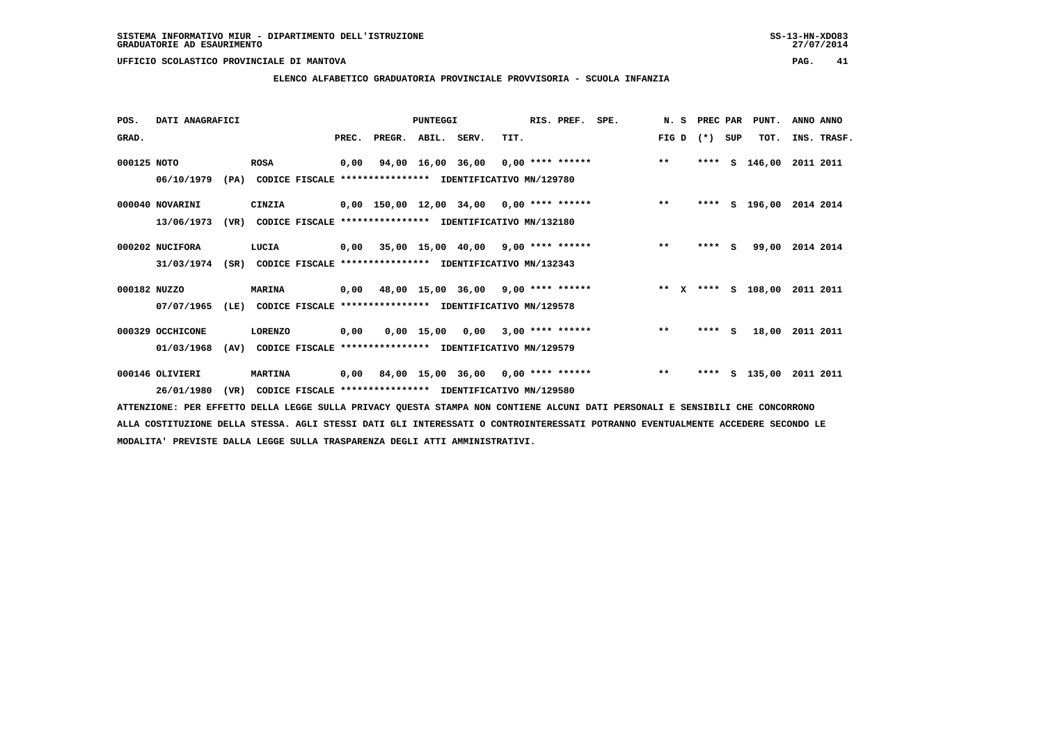SISTEMA INFORMATIVO MIUR - DIPARTIMENTO DELL'ISTRUZIONE
GRADUATORIE AD ESAURIMENTO

UFFICIO SCOLASTICO PROVINCIALE DI MANTOVA

## ELENCO ALFABETICO GRADUATORIA PROVINCIALE PROVVISORIA - SCUOLA INFANZIA

| POS. GRAD. | DATI ANAGRAFICI | | PUNTEGGI PREC. | PREGR. | ABIL. | SERV. | TIT. | RIS. PREF. | SPE. | N. S FIG D | PREC PAR (*) | SUP | PUNT. TOT. | ANNO INS. | ANNO TRASF. |
|---|---|---|---|---|---|---|---|---|---|---|---|---|---|---|---|
| 000125 | NOTO | ROSA | 0,00 | 94,00 | 16,00 | 36,00 | 0,00 | **** ****** | | ** | **** | S | 146,00 | 2011 | 2011 |
| | 06/10/1979 (PA) | CODICE FISCALE **************** IDENTIFICATIVO MN/129780 | | | | | | | | | | | | | |
| 000040 | NOVARINI | CINZIA | 0,00 | 150,00 | 12,00 | 34,00 | 0,00 | **** ****** | | ** | **** | S | 196,00 | 2014 | 2014 |
| | 13/06/1973 (VR) | CODICE FISCALE **************** IDENTIFICATIVO MN/132180 | | | | | | | | | | | | | |
| 000202 | NUCIFORA | LUCIA | 0,00 | 35,00 | 15,00 | 40,00 | 9,00 | **** ****** | | ** | **** | S | 99,00 | 2014 | 2014 |
| | 31/03/1974 (SR) | CODICE FISCALE **************** IDENTIFICATIVO MN/132343 | | | | | | | | | | | | | |
| 000182 | NUZZO | MARINA | 0,00 | 48,00 | 15,00 | 36,00 | 9,00 | **** ****** | | ** X | **** | S | 108,00 | 2011 | 2011 |
| | 07/07/1965 (LE) | CODICE FISCALE **************** IDENTIFICATIVO MN/129578 | | | | | | | | | | | | | |
| 000329 | OCCHICONE | LORENZO | 0,00 | 0,00 | 15,00 | 0,00 | 3,00 | **** ****** | | ** | **** | S | 18,00 | 2011 | 2011 |
| | 01/03/1968 (AV) | CODICE FISCALE **************** IDENTIFICATIVO MN/129579 | | | | | | | | | | | | | |
| 000146 | OLIVIERI | MARTINA | 0,00 | 84,00 | 15,00 | 36,00 | 0,00 | **** ****** | | ** | **** | S | 135,00 | 2011 | 2011 |
| | 26/01/1980 (VR) | CODICE FISCALE **************** IDENTIFICATIVO MN/129580 | | | | | | | | | | | | | |

ATTENZIONE: PER EFFETTO DELLA LEGGE SULLA PRIVACY QUESTA STAMPA NON CONTIENE ALCUNI DATI PERSONALI E SENSIBILI CHE CONCORRONO ALLA COSTITUZIONE DELLA STESSA. AGLI STESSI DATI GLI INTERESSATI O CONTROINTERESSATI POTRANNO EVENTUALMENTE ACCEDERE SECONDO LE MODALITA' PREVISTE DALLA LEGGE SULLA TRASPARENZA DEGLI ATTI AMMINISTRATIVI.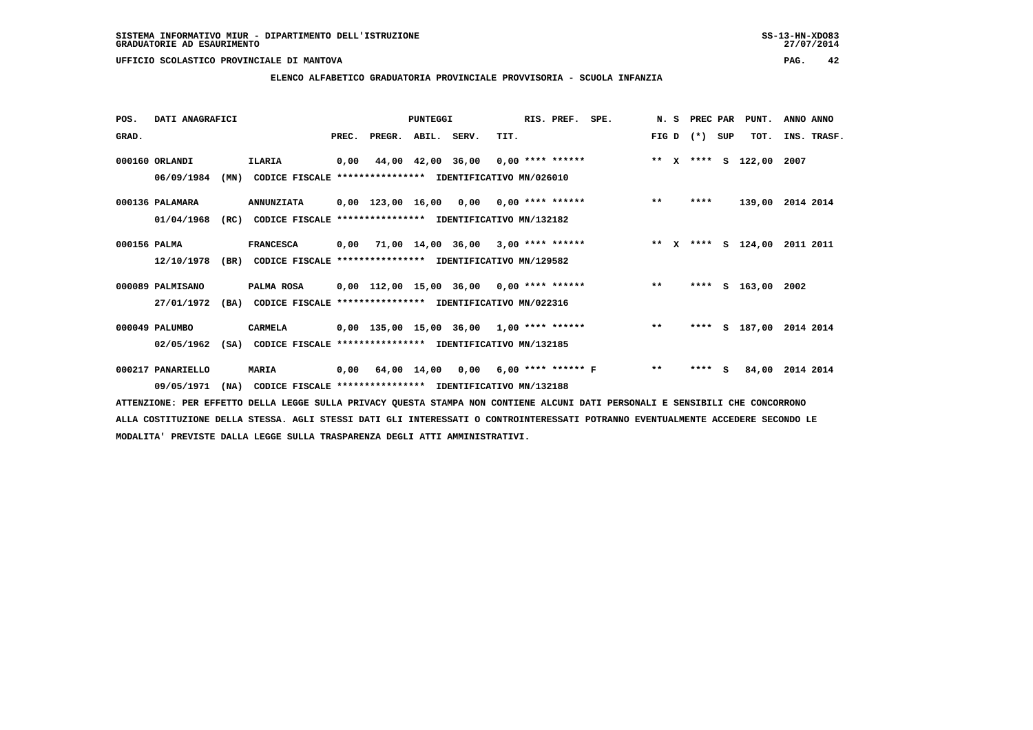SISTEMA INFORMATIVO MIUR - DIPARTIMENTO DELL'ISTRUZIONE
GRADUATORIE AD ESAURIMENTO

UFFICIO SCOLASTICO PROVINCIALE DI MANTOVA

ELENCO ALFABETICO GRADUATORIA PROVINCIALE PROVVISORIA - SCUOLA INFANZIA

| POS. GRAD. | DATI ANAGRAFICI | | PREC. | PREGR. | ABIL. | SERV. | TIT. | RIS. PREF. | SPE. | N. S FIG D | PREC PAR (*) | SUP | PUNT. TOT. | ANNO INS. | ANNO TRASF. |
|---|---|---|---|---|---|---|---|---|---|---|---|---|---|---|---|
| 000160 | ORLANDI 06/09/1984 (MN) CODICE FISCALE **************** IDENTIFICATIVO MN/026010 | ILARIA | 0,00 | 44,00 | 42,00 | 36,00 | 0,00 | **** ****** | | ** X | **** | S | 122,00 | 2007 | |
| 000136 | PALAMARA 01/04/1968 (RC) CODICE FISCALE **************** IDENTIFICATIVO MN/132182 | ANNUNZIATA | 0,00 | 123,00 | 16,00 | 0,00 | 0,00 | **** ****** | | ** | **** | | 139,00 | 2014 | 2014 |
| 000156 | PALMA 12/10/1978 (BR) CODICE FISCALE **************** IDENTIFICATIVO MN/129582 | FRANCESCA | 0,00 | 71,00 | 14,00 | 36,00 | 3,00 | **** ****** | | ** X | **** | S | 124,00 | 2011 | 2011 |
| 000089 | PALMISANO 27/01/1972 (BA) CODICE FISCALE **************** IDENTIFICATIVO MN/022316 | PALMA ROSA | 0,00 | 112,00 | 15,00 | 36,00 | 0,00 | **** ****** | | ** | **** | S | 163,00 | 2002 | |
| 000049 | PALUMBO 02/05/1962 (SA) CODICE FISCALE **************** IDENTIFICATIVO MN/132185 | CARMELA | 0,00 | 135,00 | 15,00 | 36,00 | 1,00 | **** ****** | | ** | **** | S | 187,00 | 2014 | 2014 |
| 000217 | PANARIELLO 09/05/1971 (NA) CODICE FISCALE **************** IDENTIFICATIVO MN/132188 | MARIA | 0,00 | 64,00 | 14,00 | 0,00 | 6,00 | **** ****** | F | ** | **** | S | 84,00 | 2014 | 2014 |

ATTENZIONE: PER EFFETTO DELLA LEGGE SULLA PRIVACY QUESTA STAMPA NON CONTIENE ALCUNI DATI PERSONALI E SENSIBILI CHE CONCORRONO ALLA COSTITUZIONE DELLA STESSA. AGLI STESSI DATI GLI INTERESSATI O CONTROINTERESSATI POTRANNO EVENTUALMENTE ACCEDERE SECONDO LE MODALITA' PREVISTE DALLA LEGGE SULLA TRASPARENZA DEGLI ATTI AMMINISTRATIVI.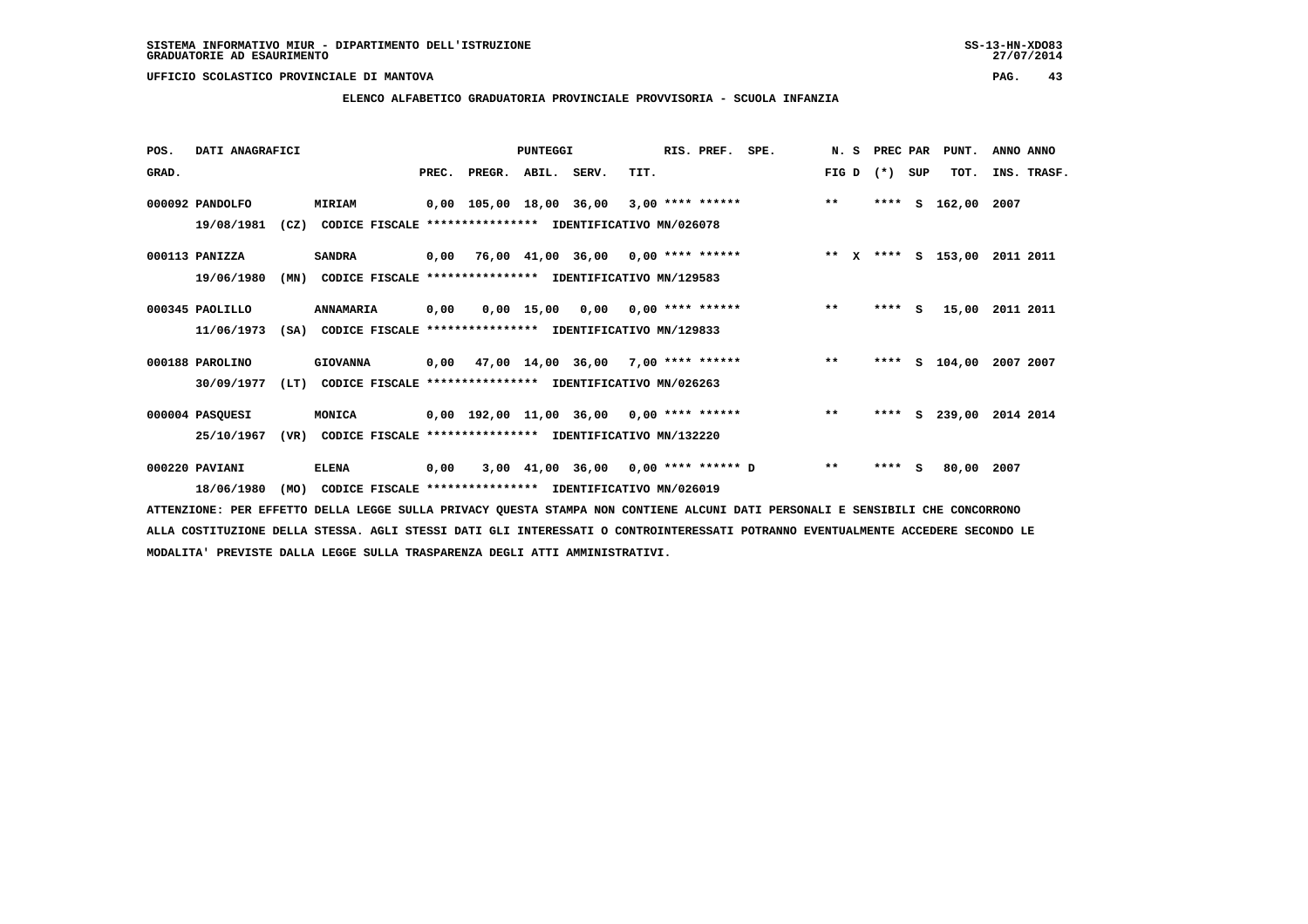SISTEMA INFORMATIVO MIUR - DIPARTIMENTO DELL'ISTRUZIONE
GRADUATORIE AD ESAURIMENTO

UFFICIO SCOLASTICO PROVINCIALE DI MANTOVA

**ELENCO ALFABETICO GRADUATORIA PROVINCIALE PROVVISORIA - SCUOLA INFANZIA**

| POS. GRAD. | DATI ANAGRAFICI | | PREC. | PREGR. | ABIL. | SERV. | TIT. | RIS. PREF. | SPE. | N. S FIG D | PREC PAR (*) SUP | PUNT. TOT. | ANNO INS. | ANNO TRASF. |
|---|---|---|---|---|---|---|---|---|---|---|---|---|---|---|
| 000092 | PANDOLFO 19/08/1981 (CZ) | MIRIAM CODICE FISCALE **************** IDENTIFICATIVO MN/026078 | 0,00 | 105,00 | 18,00 | 36,00 | 3,00 | **** ****** | | ** | **** S | 162,00 | 2007 | |
| 000113 | PANIZZA 19/06/1980 (MN) | SANDRA CODICE FISCALE **************** IDENTIFICATIVO MN/129583 | 0,00 | 76,00 | 41,00 | 36,00 | 0,00 | **** ****** | | ** X | **** S | 153,00 | 2011 | 2011 |
| 000345 | PAOLILLO 11/06/1973 (SA) | ANNAMARIA CODICE FISCALE **************** IDENTIFICATIVO MN/129833 | 0,00 | 0,00 | 15,00 | 0,00 | 0,00 | **** ****** | | ** | **** S | 15,00 | 2011 | 2011 |
| 000188 | PAROLINO 30/09/1977 (LT) | GIOVANNA CODICE FISCALE **************** IDENTIFICATIVO MN/026263 | 0,00 | 47,00 | 14,00 | 36,00 | 7,00 | **** ****** | | ** | **** S | 104,00 | 2007 | 2007 |
| 000004 | PASQUESI 25/10/1967 (VR) | MONICA CODICE FISCALE **************** IDENTIFICATIVO MN/132220 | 0,00 | 192,00 | 11,00 | 36,00 | 0,00 | **** ****** | | ** | **** S | 239,00 | 2014 | 2014 |
| 000220 | PAVIANI 18/06/1980 (MO) | ELENA CODICE FISCALE **************** IDENTIFICATIVO MN/026019 | 0,00 | 3,00 | 41,00 | 36,00 | 0,00 | **** ****** | D | ** | **** S | 80,00 | 2007 | |

ATTENZIONE: PER EFFETTO DELLA LEGGE SULLA PRIVACY QUESTA STAMPA NON CONTIENE ALCUNI DATI PERSONALI E SENSIBILI CHE CONCORRONO ALLA COSTITUZIONE DELLA STESSA. AGLI STESSI DATI GLI INTERESSATI O CONTROINTERESSATI POTRANNO EVENTUALMENTE ACCEDERE SECONDO LE MODALITA' PREVISTE DALLA LEGGE SULLA TRASPARENZA DEGLI ATTI AMMINISTRATIVI.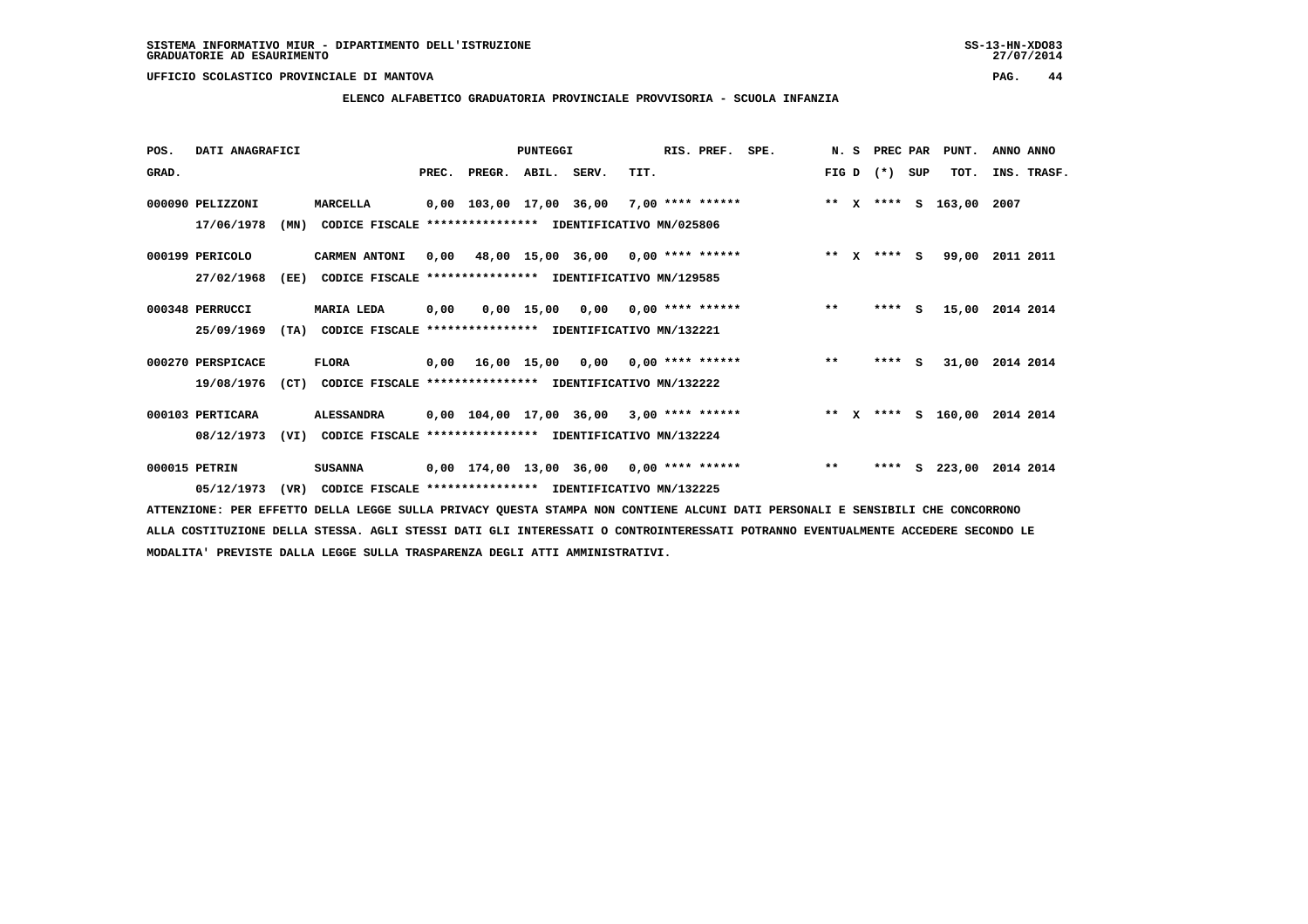SISTEMA INFORMATIVO MIUR - DIPARTIMENTO DELL'ISTRUZIONE
GRADUATORIE AD ESAURIMENTO

UFFICIO SCOLASTICO PROVINCIALE DI MANTOVA

## ELENCO ALFABETICO GRADUATORIA PROVINCIALE PROVVISORIA - SCUOLA INFANZIA

| POS. GRAD. | DATI ANAGRAFICI | | PREC. | PREGR. | ABIL. | SERV. | TIT. | RIS. PREF. | SPE. | N. S FIG D | PREC (*) | PAR SUP | PUNT. TOT. | ANNO INS. | ANNO TRASF. |
|---|---|---|---|---|---|---|---|---|---|---|---|---|---|---|---|
| 000090 | PELIZZONI | MARCELLA | 0,00 | 103,00 | 17,00 | 36,00 | 7,00 | **** ****** | | ** X | **** | S | 163,00 | 2007 | |
| | 17/06/1978 (MN) | CODICE FISCALE **************** IDENTIFICATIVO MN/025806 | | | | | | | | | | | | | |
| 000199 | PERICOLO | CARMEN ANTONI | 0,00 | 48,00 | 15,00 | 36,00 | 0,00 | **** ****** | | ** X | **** | S | 99,00 | 2011 | 2011 |
| | 27/02/1968 (EE) | CODICE FISCALE **************** IDENTIFICATIVO MN/129585 | | | | | | | | | | | | | |
| 000348 | PERRUCCI | MARIA LEDA | 0,00 | 0,00 | 15,00 | 0,00 | 0,00 | **** ****** | | ** | **** | S | 15,00 | 2014 | 2014 |
| | 25/09/1969 (TA) | CODICE FISCALE **************** IDENTIFICATIVO MN/132221 | | | | | | | | | | | | | |
| 000270 | PERSPICACE | FLORA | 0,00 | 16,00 | 15,00 | 0,00 | 0,00 | **** ****** | | ** | **** | S | 31,00 | 2014 | 2014 |
| | 19/08/1976 (CT) | CODICE FISCALE **************** IDENTIFICATIVO MN/132222 | | | | | | | | | | | | | |
| 000103 | PERTICARA | ALESSANDRA | 0,00 | 104,00 | 17,00 | 36,00 | 3,00 | **** ****** | | ** X | **** | S | 160,00 | 2014 | 2014 |
| | 08/12/1973 (VI) | CODICE FISCALE **************** IDENTIFICATIVO MN/132224 | | | | | | | | | | | | | |
| 000015 | PETRIN | SUSANNA | 0,00 | 174,00 | 13,00 | 36,00 | 0,00 | **** ****** | | ** | **** | S | 223,00 | 2014 | 2014 |
| | 05/12/1973 (VR) | CODICE FISCALE **************** IDENTIFICATIVO MN/132225 | | | | | | | | | | | | | |

ATTENZIONE: PER EFFETTO DELLA LEGGE SULLA PRIVACY QUESTA STAMPA NON CONTIENE ALCUNI DATI PERSONALI E SENSIBILI CHE CONCORRONO ALLA COSTITUZIONE DELLA STESSA. AGLI STESSI DATI GLI INTERESSATI O CONTROINTERESSATI POTRANNO EVENTUALMENTE ACCEDERE SECONDO LE MODALITA' PREVISTE DALLA LEGGE SULLA TRASPARENZA DEGLI ATTI AMMINISTRATIVI.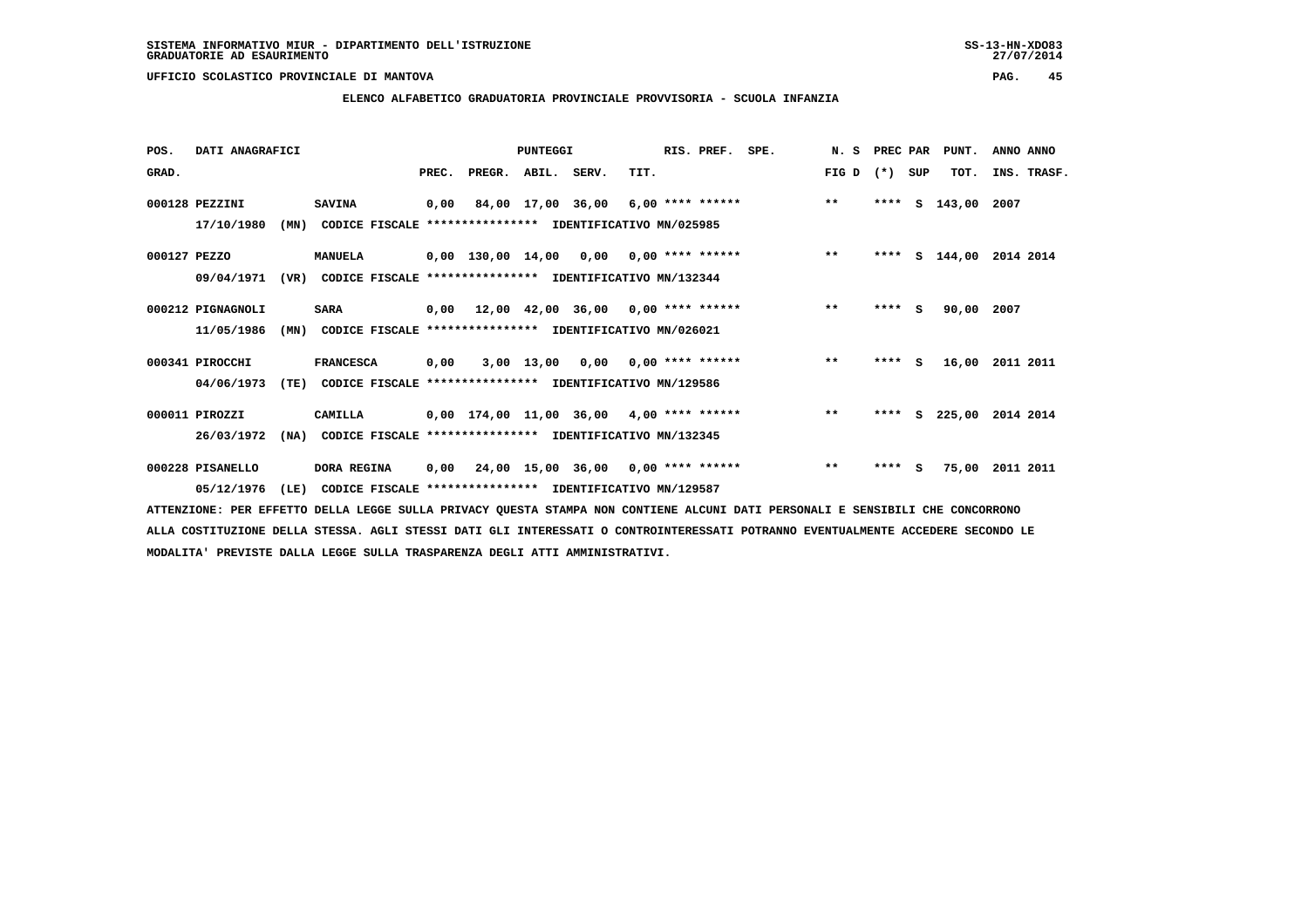SISTEMA INFORMATIVO MIUR - DIPARTIMENTO DELL'ISTRUZIONE
GRADUATORIE AD ESAURIMENTO

UFFICIO SCOLASTICO PROVINCIALE DI MANTOVA

## ELENCO ALFABETICO GRADUATORIA PROVINCIALE PROVVISORIA - SCUOLA INFANZIA

| POS. GRAD. | DATI ANAGRAFICI | | PREC. | PREGR. | ABIL. | SERV. | TIT. | RIS. PREF. | SPE. | N. S FIG D | PREC PAR (*) | SUP | PUNT. TOT. | ANNO INS. | ANNO TRASF. |
|---|---|---|---|---|---|---|---|---|---|---|---|---|---|---|---|
| 000128 | PEZZINI | SAVINA | 0,00 | 84,00 | 17,00 | 36,00 | 6,00 | **** ****** | | ** | **** | S | 143,00 | 2007 | |
| | 17/10/1980 (MN) | CODICE FISCALE **************** IDENTIFICATIVO MN/025985 | | | | | | | | | | | | | |
| 000127 | PEZZO | MANUELA | 0,00 | 130,00 | 14,00 | 0,00 | 0,00 | **** ****** | | ** | **** | S | 144,00 | 2014 | 2014 |
| | 09/04/1971 (VR) | CODICE FISCALE **************** IDENTIFICATIVO MN/132344 | | | | | | | | | | | | | |
| 000212 | PIGNAGNOLI | SARA | 0,00 | 12,00 | 42,00 | 36,00 | 0,00 | **** ****** | | ** | **** | S | 90,00 | 2007 | |
| | 11/05/1986 (MN) | CODICE FISCALE **************** IDENTIFICATIVO MN/026021 | | | | | | | | | | | | | |
| 000341 | PIROCCHI | FRANCESCA | 0,00 | 3,00 | 13,00 | 0,00 | 0,00 | **** ****** | | ** | **** | S | 16,00 | 2011 | 2011 |
| | 04/06/1973 (TE) | CODICE FISCALE **************** IDENTIFICATIVO MN/129586 | | | | | | | | | | | | | |
| 000011 | PIROZZI | CAMILLA | 0,00 | 174,00 | 11,00 | 36,00 | 4,00 | **** ****** | | ** | **** | S | 225,00 | 2014 | 2014 |
| | 26/03/1972 (NA) | CODICE FISCALE **************** IDENTIFICATIVO MN/132345 | | | | | | | | | | | | | |
| 000228 | PISANELLO | DORA REGINA | 0,00 | 24,00 | 15,00 | 36,00 | 0,00 | **** ****** | | ** | **** | S | 75,00 | 2011 | 2011 |
| | 05/12/1976 (LE) | CODICE FISCALE **************** IDENTIFICATIVO MN/129587 | | | | | | | | | | | | | |

ATTENZIONE: PER EFFETTO DELLA LEGGE SULLA PRIVACY QUESTA STAMPA NON CONTIENE ALCUNI DATI PERSONALI E SENSIBILI CHE CONCORRONO ALLA COSTITUZIONE DELLA STESSA. AGLI STESSI DATI GLI INTERESSATI O CONTROINTERESSATI POTRANNO EVENTUALMENTE ACCEDERE SECONDO LE MODALITA' PREVISTE DALLA LEGGE SULLA TRASPARENZA DEGLI ATTI AMMINISTRATIVI.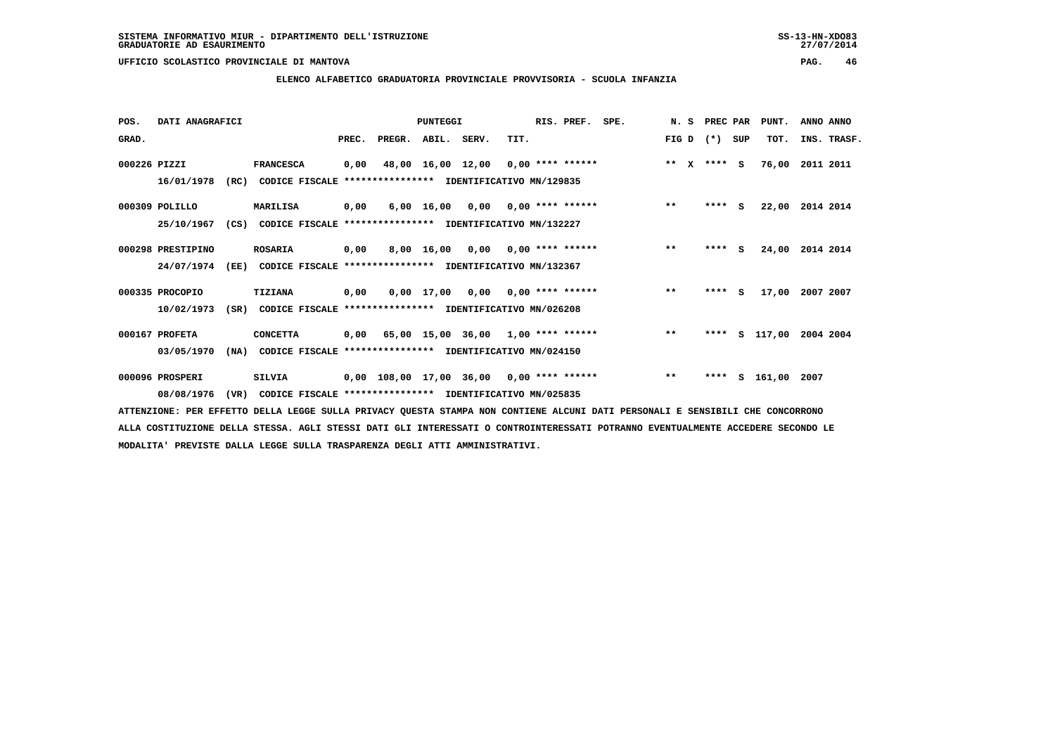SISTEMA INFORMATIVO MIUR - DIPARTIMENTO DELL'ISTRUZIONE
GRADUATORIE AD ESAURIMENTO

UFFICIO SCOLASTICO PROVINCIALE DI MANTOVA

**ELENCO ALFABETICO GRADUATORIA PROVINCIALE PROVVISORIA - SCUOLA INFANZIA**

| POS. GRAD. | DATI ANAGRAFICI | | PREC. | PREGR. | ABIL. | SERV. | TIT. | RIS. PREF. | SPE. | N. S FIG D | PREC PAR (*) SUP | PUNT. TOT. | ANNO ANNO INS. TRASF. |
|---|---|---|---|---|---|---|---|---|---|---|---|---|---|
| 000226 | PIZZI | FRANCESCA | 0,00 | 48,00 | 16,00 | 12,00 | 0,00 | **** ****** | | ** X | **** S | 76,00 | 2011 2011 |
| | 16/01/1978 (RC) | CODICE FISCALE **************** IDENTIFICATIVO MN/129835 | | | | | | | | | | | |
| 000309 | POLILLO | MARILISA | 0,00 | 6,00 | 16,00 | 0,00 | 0,00 | **** ****** | | ** | **** S | 22,00 | 2014 2014 |
| | 25/10/1967 (CS) | CODICE FISCALE **************** IDENTIFICATIVO MN/132227 | | | | | | | | | | | |
| 000298 | PRESTIPINO | ROSARIA | 0,00 | 8,00 | 16,00 | 0,00 | 0,00 | **** ****** | | ** | **** S | 24,00 | 2014 2014 |
| | 24/07/1974 (EE) | CODICE FISCALE **************** IDENTIFICATIVO MN/132367 | | | | | | | | | | | |
| 000335 | PROCOPIO | TIZIANA | 0,00 | 0,00 | 17,00 | 0,00 | 0,00 | **** ****** | | ** | **** S | 17,00 | 2007 2007 |
| | 10/02/1973 (SR) | CODICE FISCALE **************** IDENTIFICATIVO MN/026208 | | | | | | | | | | | |
| 000167 | PROFETA | CONCETTA | 0,00 | 65,00 | 15,00 | 36,00 | 1,00 | **** ****** | | ** | **** S | 117,00 | 2004 2004 |
| | 03/05/1970 (NA) | CODICE FISCALE **************** IDENTIFICATIVO MN/024150 | | | | | | | | | | | |
| 000096 | PROSPERI | SILVIA | 0,00 | 108,00 | 17,00 | 36,00 | 0,00 | **** ****** | | ** | **** S | 161,00 | 2007 |
| | 08/08/1976 (VR) | CODICE FISCALE **************** IDENTIFICATIVO MN/025835 | | | | | | | | | | | |

ATTENZIONE: PER EFFETTO DELLA LEGGE SULLA PRIVACY QUESTA STAMPA NON CONTIENE ALCUNI DATI PERSONALI E SENSIBILI CHE CONCORRONO ALLA COSTITUZIONE DELLA STESSA. AGLI STESSI DATI GLI INTERESSATI O CONTROINTERESSATI POTRANNO EVENTUALMENTE ACCEDERE SECONDO LE MODALITA' PREVISTE DALLA LEGGE SULLA TRASPARENZA DEGLI ATTI AMMINISTRATIVI.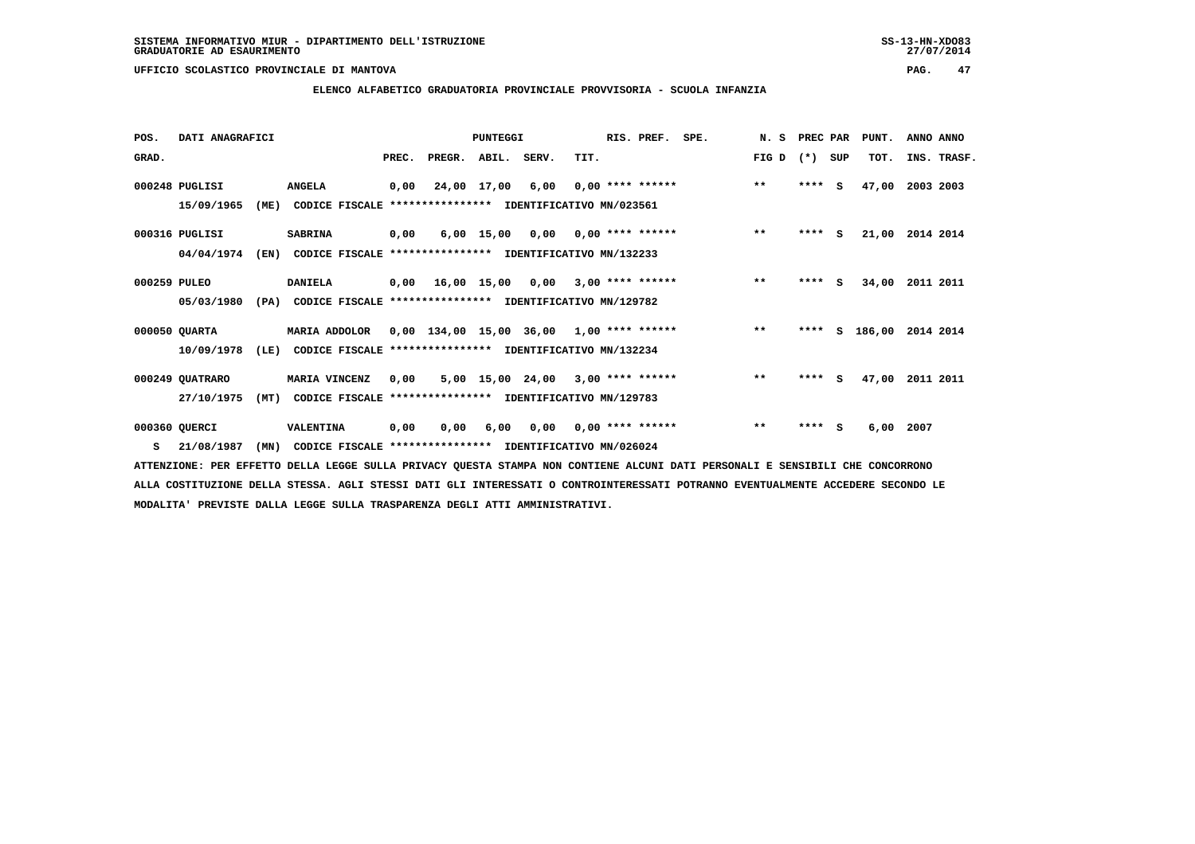SISTEMA INFORMATIVO MIUR - DIPARTIMENTO DELL'ISTRUZIONE
GRADUATORIE AD ESAURIMENTO

UFFICIO SCOLASTICO PROVINCIALE DI MANTOVA

## ELENCO ALFABETICO GRADUATORIA PROVINCIALE PROVVISORIA - SCUOLA INFANZIA

| POS. GRAD. | DATI ANAGRAFICI | | PREC. | PREGR. | ABIL. | SERV. | TIT. | RIS. PREF. | SPE. | N. S FIG D | PREC PAR (*) | SUP | PUNT. TOT. | ANNO ANNO INS. TRASF. |
|---|---|---|---|---|---|---|---|---|---|---|---|---|---|---|
| 000248 | PUGLISI | ANGELA | 0,00 | 24,00 | 17,00 | 6,00 | 0,00 | **** ****** | | ** | **** | S | 47,00 | 2003 2003 |
| | 15/09/1965 (ME) | CODICE FISCALE **************** IDENTIFICATIVO MN/023561 | | | | | | | | | | | | |
| 000316 | PUGLISI | SABRINA | 0,00 | 6,00 | 15,00 | 0,00 | 0,00 | **** ****** | | ** | **** | S | 21,00 | 2014 2014 |
| | 04/04/1974 (EN) | CODICE FISCALE **************** IDENTIFICATIVO MN/132233 | | | | | | | | | | | | |
| 000259 | PULEO | DANIELA | 0,00 | 16,00 | 15,00 | 0,00 | 3,00 | **** ****** | | ** | **** | S | 34,00 | 2011 2011 |
| | 05/03/1980 (PA) | CODICE FISCALE **************** IDENTIFICATIVO MN/129782 | | | | | | | | | | | | |
| 000050 | QUARTA | MARIA ADDOLOR | 0,00 | 134,00 | 15,00 | 36,00 | 1,00 | **** ****** | | ** | **** | S | 186,00 | 2014 2014 |
| | 10/09/1978 (LE) | CODICE FISCALE **************** IDENTIFICATIVO MN/132234 | | | | | | | | | | | | |
| 000249 | QUATRARO | MARIA VINCENZ | 0,00 | 5,00 | 15,00 | 24,00 | 3,00 | **** ****** | | ** | **** | S | 47,00 | 2011 2011 |
| | 27/10/1975 (MT) | CODICE FISCALE **************** IDENTIFICATIVO MN/129783 | | | | | | | | | | | | |
| 000360 | QUERCI | VALENTINA | 0,00 | 0,00 | 6,00 | 0,00 | 0,00 | **** ****** | | ** | **** | S | 6,00 | 2007 |
| S | 21/08/1987 (MN) | CODICE FISCALE **************** IDENTIFICATIVO MN/026024 | | | | | | | | | | | | |

ATTENZIONE: PER EFFETTO DELLA LEGGE SULLA PRIVACY QUESTA STAMPA NON CONTIENE ALCUNI DATI PERSONALI E SENSIBILI CHE CONCORRONO ALLA COSTITUZIONE DELLA STESSA. AGLI STESSI DATI GLI INTERESSATI O CONTROINTERESSATI POTRANNO EVENTUALMENTE ACCEDERE SECONDO LE MODALITA' PREVISTE DALLA LEGGE SULLA TRASPARENZA DEGLI ATTI AMMINISTRATIVI.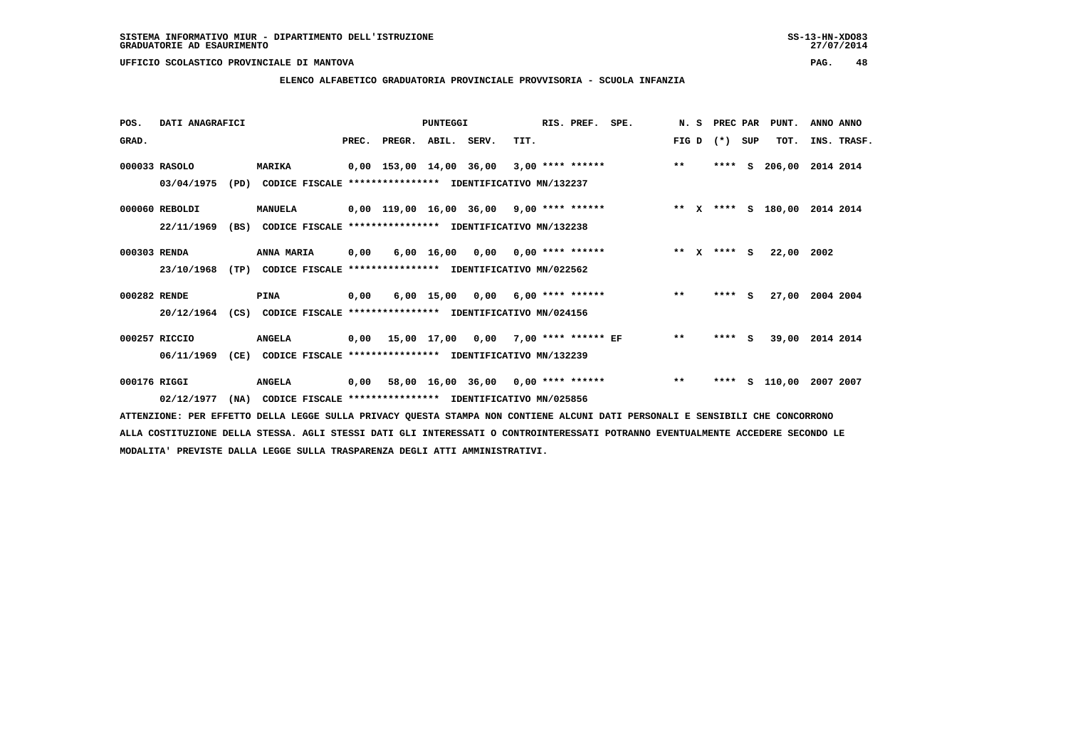**ELENCO ALFABETICO GRADUATORIA PROVINCIALE PROVVISORIA - SCUOLA INFANZIA**

| POS. GRAD. | DATI ANAGRAFICI | | PREC. | PREGR. | ABIL. | SERV. | TIT. | RIS. PREF. | SPE. | N. S FIG D | PREC (*) | PAR SUP | PUNT. TOT. | ANNO INS. | ANNO TRASF. |
|---|---|---|---|---|---|---|---|---|---|---|---|---|---|---|---|
| 000033 | RASOLO | MARIKA | 0,00 | 153,00 | 14,00 | 36,00 | 3,00 | **** ****** | | ** | **** | S | 206,00 | 2014 | 2014 |
| | 03/04/1975 (PD) | CODICE FISCALE **************** IDENTIFICATIVO MN/132237 | | | | | | | | | | | | | |
| 000060 | REBOLDI | MANUELA | 0,00 | 119,00 | 16,00 | 36,00 | 9,00 | **** ****** | | ** X | **** | S | 180,00 | 2014 | 2014 |
| | 22/11/1969 (BS) | CODICE FISCALE **************** IDENTIFICATIVO MN/132238 | | | | | | | | | | | | | |
| 000303 | RENDA | ANNA MARIA | 0,00 | 6,00 | 16,00 | 0,00 | 0,00 | **** ****** | | ** X | **** | S | 22,00 | 2002 | |
| | 23/10/1968 (TP) | CODICE FISCALE **************** IDENTIFICATIVO MN/022562 | | | | | | | | | | | | | |
| 000282 | RENDE | PINA | 0,00 | 6,00 | 15,00 | 0,00 | 6,00 | **** ****** | | ** | **** | S | 27,00 | 2004 | 2004 |
| | 20/12/1964 (CS) | CODICE FISCALE **************** IDENTIFICATIVO MN/024156 | | | | | | | | | | | | | |
| 000257 | RICCIO | ANGELA | 0,00 | 15,00 | 17,00 | 0,00 | 7,00 | **** ****** | EF | ** | **** | S | 39,00 | 2014 | 2014 |
| | 06/11/1969 (CE) | CODICE FISCALE **************** IDENTIFICATIVO MN/132239 | | | | | | | | | | | | | |
| 000176 | RIGGI | ANGELA | 0,00 | 58,00 | 16,00 | 36,00 | 0,00 | **** ****** | | ** | **** | S | 110,00 | 2007 | 2007 |
| | 02/12/1977 (NA) | CODICE FISCALE **************** IDENTIFICATIVO MN/025856 | | | | | | | | | | | | | |

ATTENZIONE: PER EFFETTO DELLA LEGGE SULLA PRIVACY QUESTA STAMPA NON CONTIENE ALCUNI DATI PERSONALI E SENSIBILI CHE CONCORRONO ALLA COSTITUZIONE DELLA STESSA. AGLI STESSI DATI GLI INTERESSATI O CONTROINTERESSATI POTRANNO EVENTUALMENTE ACCEDERE SECONDO LE MODALITA' PREVISTE DALLA LEGGE SULLA TRASPARENZA DEGLI ATTI AMMINISTRATIVI.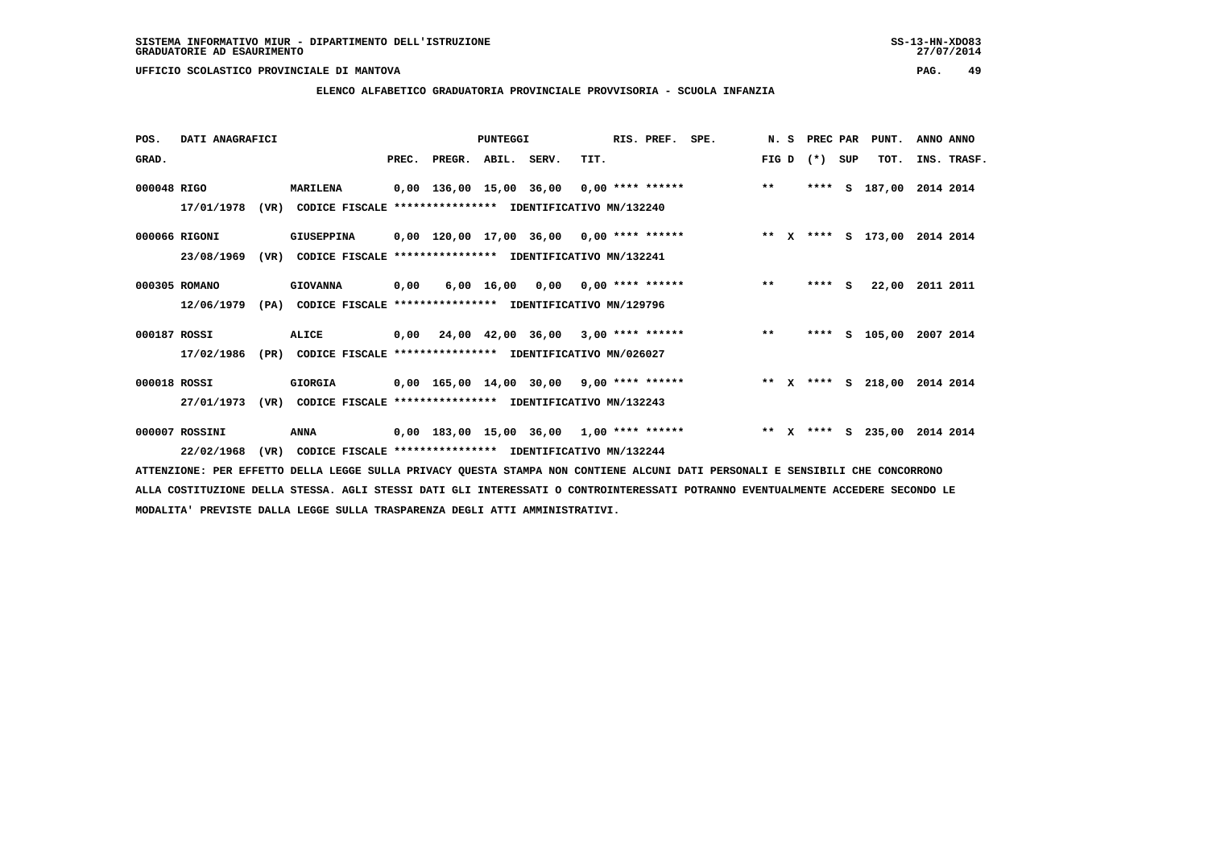SISTEMA INFORMATIVO MIUR - DIPARTIMENTO DELL'ISTRUZIONE
GRADUATORIE AD ESAURIMENTO

UFFICIO SCOLASTICO PROVINCIALE DI MANTOVA

**ELENCO ALFABETICO GRADUATORIA PROVINCIALE PROVVISORIA - SCUOLA INFANZIA**

| POS. GRAD. | DATI ANAGRAFICI | | PREC. | PREGR. | ABIL. | SERV. | TIT. | RIS. PREF. | SPE. | N. S FIG D | PREC PAR (*) | SUP | PUNT. TOT. | ANNO INS. | ANNO TRASF. |
|---|---|---|---|---|---|---|---|---|---|---|---|---|---|---|---|
| 000048 | RIGO | MARILENA | 0,00 | 136,00 | 15,00 | 36,00 | 0,00 | **** ****** | | ** | **** | S | 187,00 | 2014 | 2014 |
| | 17/01/1978 (VR) | CODICE FISCALE **************** IDENTIFICATIVO MN/132240 | | | | | | | | | | | | | |
| 000066 | RIGONI | GIUSEPPINA | 0,00 | 120,00 | 17,00 | 36,00 | 0,00 | **** ****** | | ** X | **** | S | 173,00 | 2014 | 2014 |
| | 23/08/1969 (VR) | CODICE FISCALE **************** IDENTIFICATIVO MN/132241 | | | | | | | | | | | | | |
| 000305 | ROMANO | GIOVANNA | 0,00 | 6,00 | 16,00 | 0,00 | 0,00 | **** ****** | | ** | **** | S | 22,00 | 2011 | 2011 |
| | 12/06/1979 (PA) | CODICE FISCALE **************** IDENTIFICATIVO MN/129796 | | | | | | | | | | | | | |
| 000187 | ROSSI | ALICE | 0,00 | 24,00 | 42,00 | 36,00 | 3,00 | **** ****** | | ** | **** | S | 105,00 | 2007 | 2014 |
| | 17/02/1986 (PR) | CODICE FISCALE **************** IDENTIFICATIVO MN/026027 | | | | | | | | | | | | | |
| 000018 | ROSSI | GIORGIA | 0,00 | 165,00 | 14,00 | 30,00 | 9,00 | **** ****** | | ** X | **** | S | 218,00 | 2014 | 2014 |
| | 27/01/1973 (VR) | CODICE FISCALE **************** IDENTIFICATIVO MN/132243 | | | | | | | | | | | | | |
| 000007 | ROSSINI | ANNA | 0,00 | 183,00 | 15,00 | 36,00 | 1,00 | **** ****** | | ** X | **** | S | 235,00 | 2014 | 2014 |
| | 22/02/1968 (VR) | CODICE FISCALE **************** IDENTIFICATIVO MN/132244 | | | | | | | | | | | | | |

ATTENZIONE: PER EFFETTO DELLA LEGGE SULLA PRIVACY QUESTA STAMPA NON CONTIENE ALCUNI DATI PERSONALI E SENSIBILI CHE CONCORRONO ALLA COSTITUZIONE DELLA STESSA. AGLI STESSI DATI GLI INTERESSATI O CONTROINTERESSATI POTRANNO EVENTUALMENTE ACCEDERE SECONDO LE MODALITA' PREVISTE DALLA LEGGE SULLA TRASPARENZA DEGLI ATTI AMMINISTRATIVI.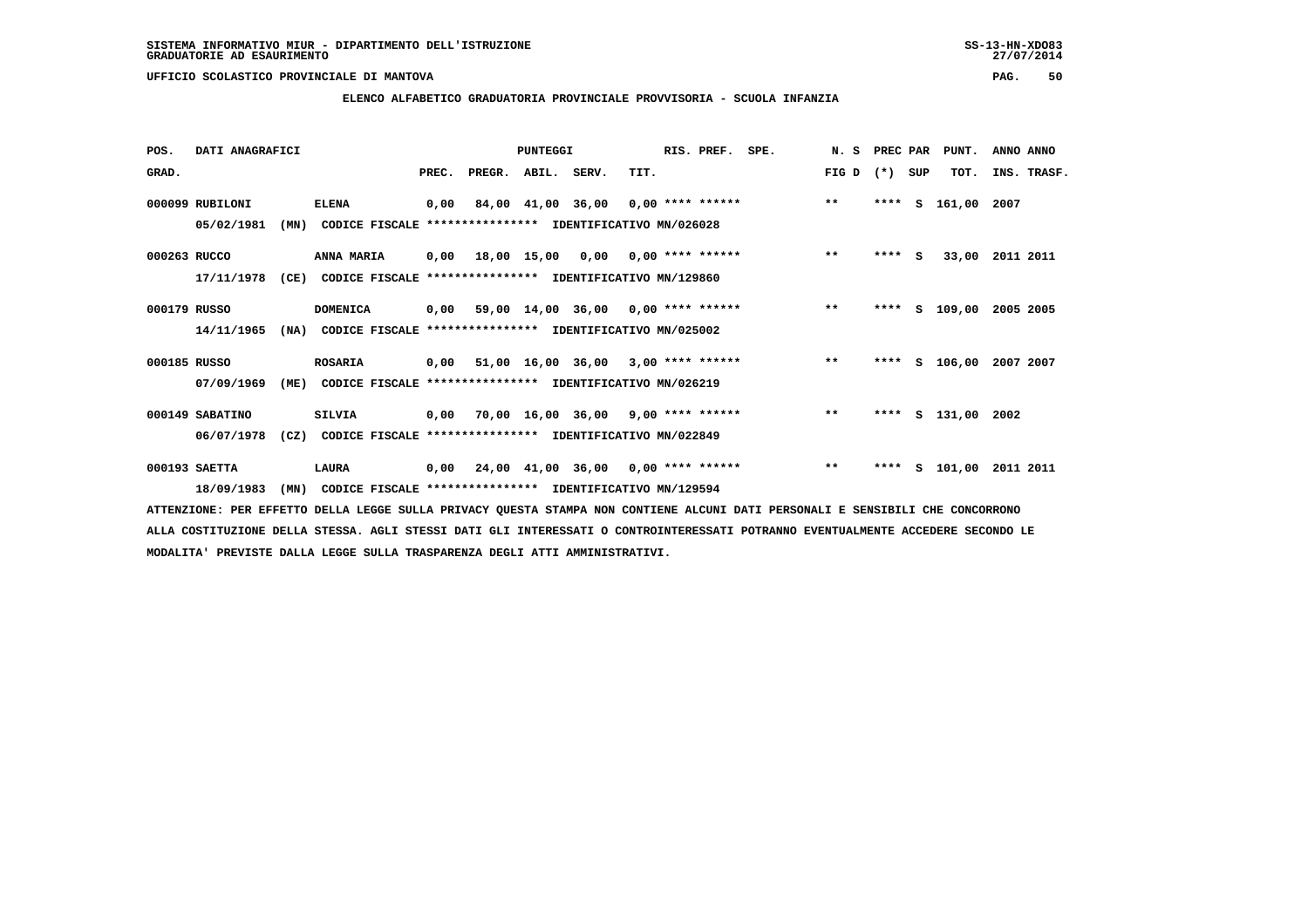**SISTEMA INFORMATIVO MIUR - DIPARTIMENTO DELL'ISTRUZIONE**
**GRADUATORIE AD ESAURIMENTO**

**UFFICIO SCOLASTICO PROVINCIALE DI MANTOVA**

**ELENCO ALFABETICO GRADUATORIA PROVINCIALE PROVVISORIA - SCUOLA INFANZIA**

| POS. GRAD. | DATI ANAGRAFICI | | PREC. | PREGR. | ABIL. | SERV. | TIT. | RIS. PREF. | SPE. | N. S FIG D | PREC PAR (*) | SUP | PUNT. TOT. | ANNO INS. | ANNO TRASF. |
|---|---|---|---|---|---|---|---|---|---|---|---|---|---|---|---|
| 000099 | RUBILONI | ELENA | 0,00 | 84,00 | 41,00 | 36,00 | 0,00 | **** ****** | | ** | **** | S | 161,00 | 2007 | |
| | 05/02/1981 (MN) | CODICE FISCALE **************** IDENTIFICATIVO MN/026028 | | | | | | | | | | | | | |
| 000263 | RUCCO | ANNA MARIA | 0,00 | 18,00 | 15,00 | 0,00 | 0,00 | **** ****** | | ** | **** | S | 33,00 | 2011 | 2011 |
| | 17/11/1978 (CE) | CODICE FISCALE **************** IDENTIFICATIVO MN/129860 | | | | | | | | | | | | | |
| 000179 | RUSSO | DOMENICA | 0,00 | 59,00 | 14,00 | 36,00 | 0,00 | **** ****** | | ** | **** | S | 109,00 | 2005 | 2005 |
| | 14/11/1965 (NA) | CODICE FISCALE **************** IDENTIFICATIVO MN/025002 | | | | | | | | | | | | | |
| 000185 | RUSSO | ROSARIA | 0,00 | 51,00 | 16,00 | 36,00 | 3,00 | **** ****** | | ** | **** | S | 106,00 | 2007 | 2007 |
| | 07/09/1969 (ME) | CODICE FISCALE **************** IDENTIFICATIVO MN/026219 | | | | | | | | | | | | | |
| 000149 | SABATINO | SILVIA | 0,00 | 70,00 | 16,00 | 36,00 | 9,00 | **** ****** | | ** | **** | S | 131,00 | 2002 | |
| | 06/07/1978 (CZ) | CODICE FISCALE **************** IDENTIFICATIVO MN/022849 | | | | | | | | | | | | | |
| 000193 | SAETTA | LAURA | 0,00 | 24,00 | 41,00 | 36,00 | 0,00 | **** ****** | | ** | **** | S | 101,00 | 2011 | 2011 |
| | 18/09/1983 (MN) | CODICE FISCALE **************** IDENTIFICATIVO MN/129594 | | | | | | | | | | | | | |

ATTENZIONE: PER EFFETTO DELLA LEGGE SULLA PRIVACY QUESTA STAMPA NON CONTIENE ALCUNI DATI PERSONALI E SENSIBILI CHE CONCORRONO ALLA COSTITUZIONE DELLA STESSA. AGLI STESSI DATI GLI INTERESSATI O CONTROINTERESSATI POTRANNO EVENTUALMENTE ACCEDERE SECONDO LE MODALITA' PREVISTE DALLA LEGGE SULLA TRASPARENZA DEGLI ATTI AMMINISTRATIVI.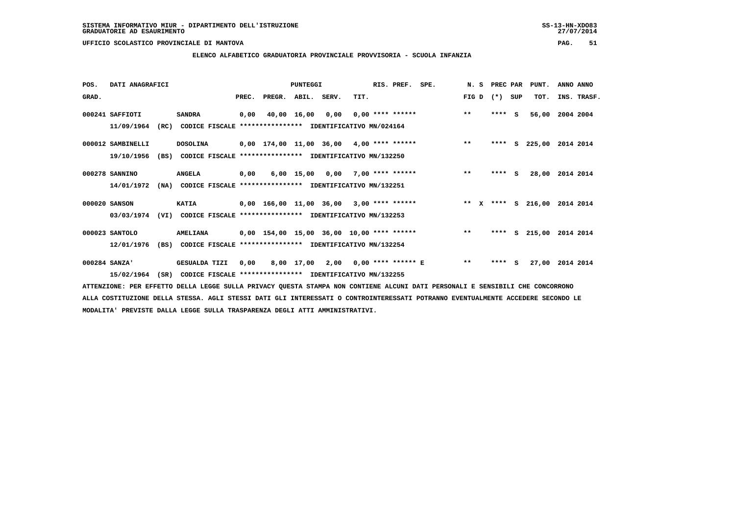SISTEMA INFORMATIVO MIUR - DIPARTIMENTO DELL'ISTRUZIONE
GRADUATORIE AD ESAURIMENTO

UFFICIO SCOLASTICO PROVINCIALE DI MANTOVA

**ELENCO ALFABETICO GRADUATORIA PROVINCIALE PROVVISORIA - SCUOLA INFANZIA**

| POS. GRAD. | DATI ANAGRAFICI | | PREC. | PREGR. | ABIL. | SERV. | TIT. | RIS. PREF. | SPE. | N. S FIG D | PREC PAR (*) | SUP | PUNT. TOT. | ANNO INS. | ANNO TRASF. |
|---|---|---|---|---|---|---|---|---|---|---|---|---|---|---|---|
| 000241 | SAFFIOTI | SANDRA | 0,00 | 40,00 | 16,00 | 0,00 | 0,00 | **** ****** | | ** | **** | S | 56,00 | 2004 | 2004 |
| | 11/09/1964 (RC) | CODICE FISCALE **************** IDENTIFICATIVO MN/024164 | | | | | | | | | | | | | |
| 000012 | SAMBINELLI | DOSOLINA | 0,00 | 174,00 | 11,00 | 36,00 | 4,00 | **** ****** | | ** | **** | S | 225,00 | 2014 | 2014 |
| | 19/10/1956 (BS) | CODICE FISCALE **************** IDENTIFICATIVO MN/132250 | | | | | | | | | | | | | |
| 000278 | SANNINO | ANGELA | 0,00 | 6,00 | 15,00 | 0,00 | 7,00 | **** ****** | | ** | **** | S | 28,00 | 2014 | 2014 |
| | 14/01/1972 (NA) | CODICE FISCALE **************** IDENTIFICATIVO MN/132251 | | | | | | | | | | | | | |
| 000020 | SANSON | KATIA | 0,00 | 166,00 | 11,00 | 36,00 | 3,00 | **** ****** | | ** X | **** | S | 216,00 | 2014 | 2014 |
| | 03/03/1974 (VI) | CODICE FISCALE **************** IDENTIFICATIVO MN/132253 | | | | | | | | | | | | | |
| 000023 | SANTOLO | AMELIANA | 0,00 | 154,00 | 15,00 | 36,00 | 10,00 | **** ****** | | ** | **** | S | 215,00 | 2014 | 2014 |
| | 12/01/1976 (BS) | CODICE FISCALE **************** IDENTIFICATIVO MN/132254 | | | | | | | | | | | | | |
| 000284 | SANZA' | GESUALDA TIZI | 0,00 | 8,00 | 17,00 | 2,00 | 0,00 | **** ****** | E | ** | **** | S | 27,00 | 2014 | 2014 |
| | 15/02/1964 (SR) | CODICE FISCALE **************** IDENTIFICATIVO MN/132255 | | | | | | | | | | | | | |

ATTENZIONE: PER EFFETTO DELLA LEGGE SULLA PRIVACY QUESTA STAMPA NON CONTIENE ALCUNI DATI PERSONALI E SENSIBILI CHE CONCORRONO ALLA COSTITUZIONE DELLA STESSA. AGLI STESSI DATI GLI INTERESSATI O CONTROINTERESSATI POTRANNO EVENTUALMENTE ACCEDERE SECONDO LE MODALITA' PREVISTE DALLA LEGGE SULLA TRASPARENZA DEGLI ATTI AMMINISTRATIVI.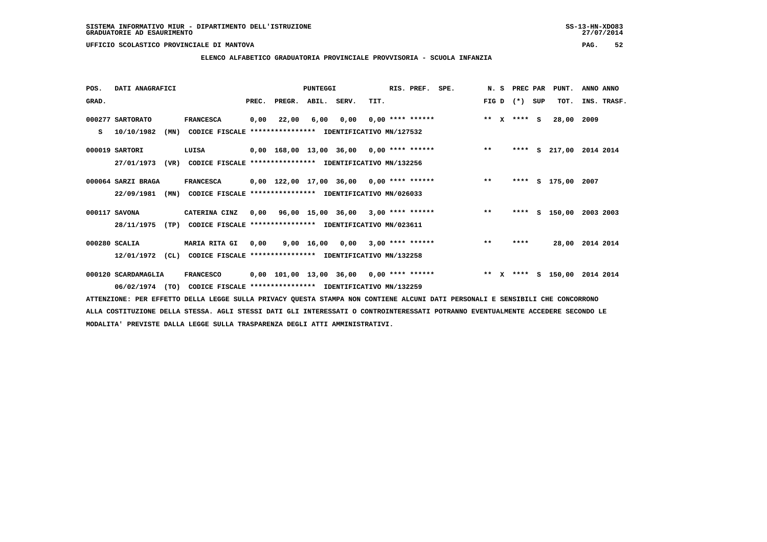SISTEMA INFORMATIVO MIUR - DIPARTIMENTO DELL'ISTRUZIONE
GRADUATORIE AD ESAURIMENTO

UFFICIO SCOLASTICO PROVINCIALE DI MANTOVA

## ELENCO ALFABETICO GRADUATORIA PROVINCIALE PROVVISORIA - SCUOLA INFANZIA

| POS. GRAD. | DATI ANAGRAFICI | | PREC. | PREGR. | ABIL. | SERV. | TIT. | RIS. PREF. | SPE. | N. S FIG D | PREC PAR (*) | SUP | PUNT. TOT. | ANNO INS. | ANNO TRASF. |
|---|---|---|---|---|---|---|---|---|---|---|---|---|---|---|---|
| 000277 | SARTORATO | FRANCESCA | 0,00 | 22,00 | 6,00 | 0,00 | 0,00 | **** ****** | | ** X | **** | S | 28,00 | 2009 | |
| S | 10/10/1982 (MN) | CODICE FISCALE **************** IDENTIFICATIVO MN/127532 | | | | | | | | | | | | | |
| 000019 | SARTORI | LUISA | 0,00 | 168,00 | 13,00 | 36,00 | 0,00 | **** ****** | | ** | **** | S | 217,00 | 2014 | 2014 |
| | 27/01/1973 (VR) | CODICE FISCALE **************** IDENTIFICATIVO MN/132256 | | | | | | | | | | | | | |
| 000064 | SARZI BRAGA | FRANCESCA | 0,00 | 122,00 | 17,00 | 36,00 | 0,00 | **** ****** | | ** | **** | S | 175,00 | 2007 | |
| | 22/09/1981 (MN) | CODICE FISCALE **************** IDENTIFICATIVO MN/026033 | | | | | | | | | | | | | |
| 000117 | SAVONA | CATERINA CINZ | 0,00 | 96,00 | 15,00 | 36,00 | 3,00 | **** ****** | | ** | **** | S | 150,00 | 2003 | 2003 |
| | 28/11/1975 (TP) | CODICE FISCALE **************** IDENTIFICATIVO MN/023611 | | | | | | | | | | | | | |
| 000280 | SCALIA | MARIA RITA GI | 0,00 | 9,00 | 16,00 | 0,00 | 3,00 | **** ****** | | ** | **** | | 28,00 | 2014 | 2014 |
| | 12/01/1972 (CL) | CODICE FISCALE **************** IDENTIFICATIVO MN/132258 | | | | | | | | | | | | | |
| 000120 | SCARDAMAGLIA | FRANCESCO | 0,00 | 101,00 | 13,00 | 36,00 | 0,00 | **** ****** | | ** X | **** | S | 150,00 | 2014 | 2014 |
| | 06/02/1974 (TO) | CODICE FISCALE **************** IDENTIFICATIVO MN/132259 | | | | | | | | | | | | | |

ATTENZIONE: PER EFFETTO DELLA LEGGE SULLA PRIVACY QUESTA STAMPA NON CONTIENE ALCUNI DATI PERSONALI E SENSIBILI CHE CONCORRONO ALLA COSTITUZIONE DELLA STESSA. AGLI STESSI DATI GLI INTERESSATI O CONTROINTERESSATI POTRANNO EVENTUALMENTE ACCEDERE SECONDO LE MODALITA' PREVISTE DALLA LEGGE SULLA TRASPARENZA DEGLI ATTI AMMINISTRATIVI.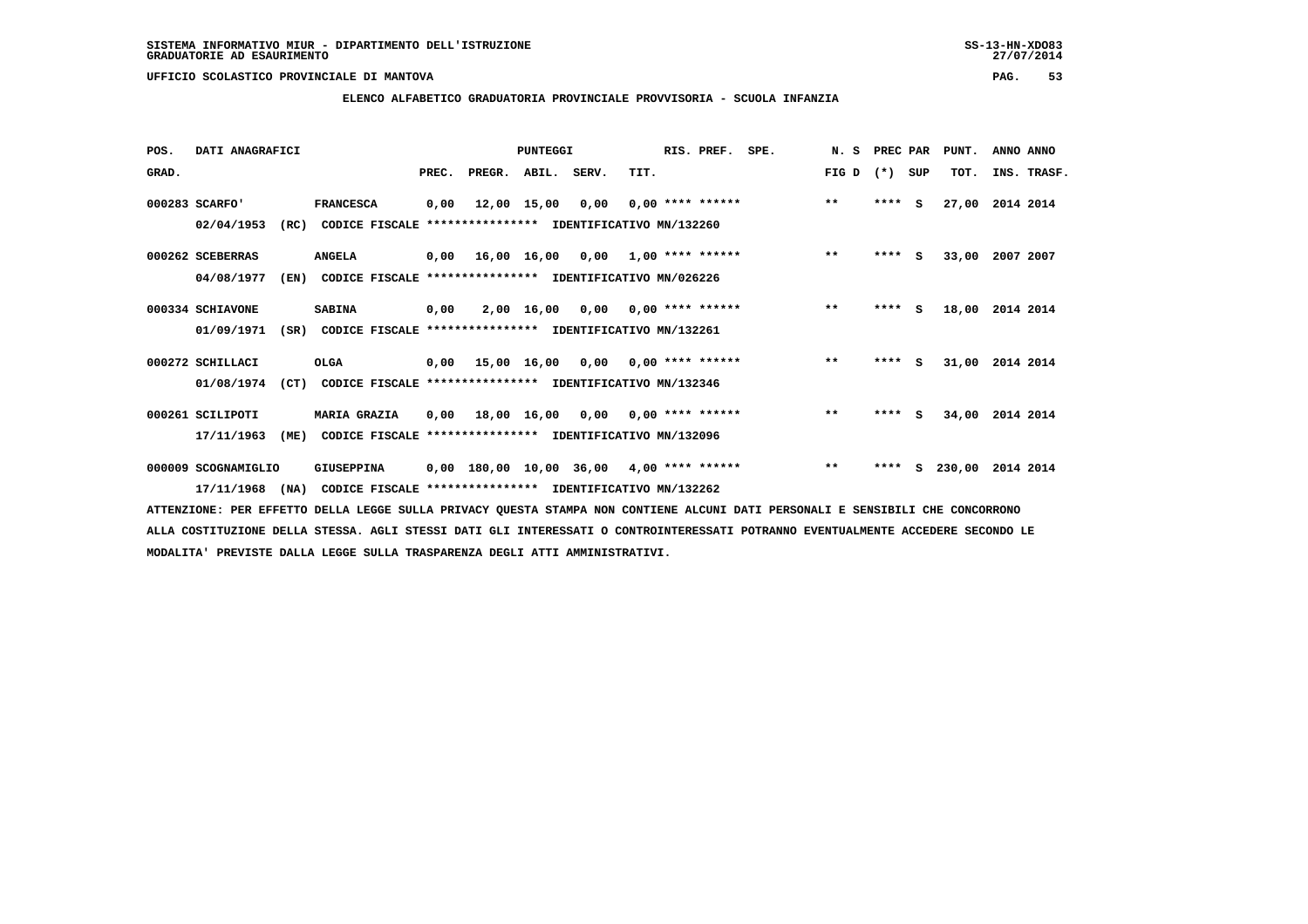SISTEMA INFORMATIVO MIUR - DIPARTIMENTO DELL'ISTRUZIONE
GRADUATORIE AD ESAURIMENTO

UFFICIO SCOLASTICO PROVINCIALE DI MANTOVA

**ELENCO ALFABETICO GRADUATORIA PROVINCIALE PROVVISORIA - SCUOLA INFANZIA**

| POS. GRAD. | DATI ANAGRAFICI | | PREC. | PREGR. | ABIL. | SERV. | TIT. | RIS. PREF. | SPE. | N. S FIG D | PREC (*) | PAR SUP | PUNT. TOT. | ANNO INS. | ANNO TRASF. |
|---|---|---|---|---|---|---|---|---|---|---|---|---|---|---|---|
| 000283 | SCARFO' | FRANCESCA | 0,00 | 12,00 | 15,00 | 0,00 | 0,00 | **** ****** | | ** | **** | S | 27,00 | 2014 | 2014 |
| | 02/04/1953 (RC) | CODICE FISCALE **************** IDENTIFICATIVO MN/132260 | | | | | | | | | | | | | |
| 000262 | SCEBERRAS | ANGELA | 0,00 | 16,00 | 16,00 | 0,00 | 1,00 | **** ****** | | ** | **** | S | 33,00 | 2007 | 2007 |
| | 04/08/1977 (EN) | CODICE FISCALE **************** IDENTIFICATIVO MN/026226 | | | | | | | | | | | | | |
| 000334 | SCHIAVONE | SABINA | 0,00 | 2,00 | 16,00 | 0,00 | 0,00 | **** ****** | | ** | **** | S | 18,00 | 2014 | 2014 |
| | 01/09/1971 (SR) | CODICE FISCALE **************** IDENTIFICATIVO MN/132261 | | | | | | | | | | | | | |
| 000272 | SCHILLACI | OLGA | 0,00 | 15,00 | 16,00 | 0,00 | 0,00 | **** ****** | | ** | **** | S | 31,00 | 2014 | 2014 |
| | 01/08/1974 (CT) | CODICE FISCALE **************** IDENTIFICATIVO MN/132346 | | | | | | | | | | | | | |
| 000261 | SCILIPOTI | MARIA GRAZIA | 0,00 | 18,00 | 16,00 | 0,00 | 0,00 | **** ****** | | ** | **** | S | 34,00 | 2014 | 2014 |
| | 17/11/1963 (ME) | CODICE FISCALE **************** IDENTIFICATIVO MN/132096 | | | | | | | | | | | | | |
| 000009 | SCOGNAMIGLIO | GIUSEPPINA | 0,00 | 180,00 | 10,00 | 36,00 | 4,00 | **** ****** | | ** | **** | S | 230,00 | 2014 | 2014 |
| | 17/11/1968 (NA) | CODICE FISCALE **************** IDENTIFICATIVO MN/132262 | | | | | | | | | | | | | |

ATTENZIONE: PER EFFETTO DELLA LEGGE SULLA PRIVACY QUESTA STAMPA NON CONTIENE ALCUNI DATI PERSONALI E SENSIBILI CHE CONCORRONO ALLA COSTITUZIONE DELLA STESSA. AGLI STESSI DATI GLI INTERESSATI O CONTROINTERESSATI POTRANNO EVENTUALMENTE ACCEDERE SECONDO LE MODALITA' PREVISTE DALLA LEGGE SULLA TRASPARENZA DEGLI ATTI AMMINISTRATIVI.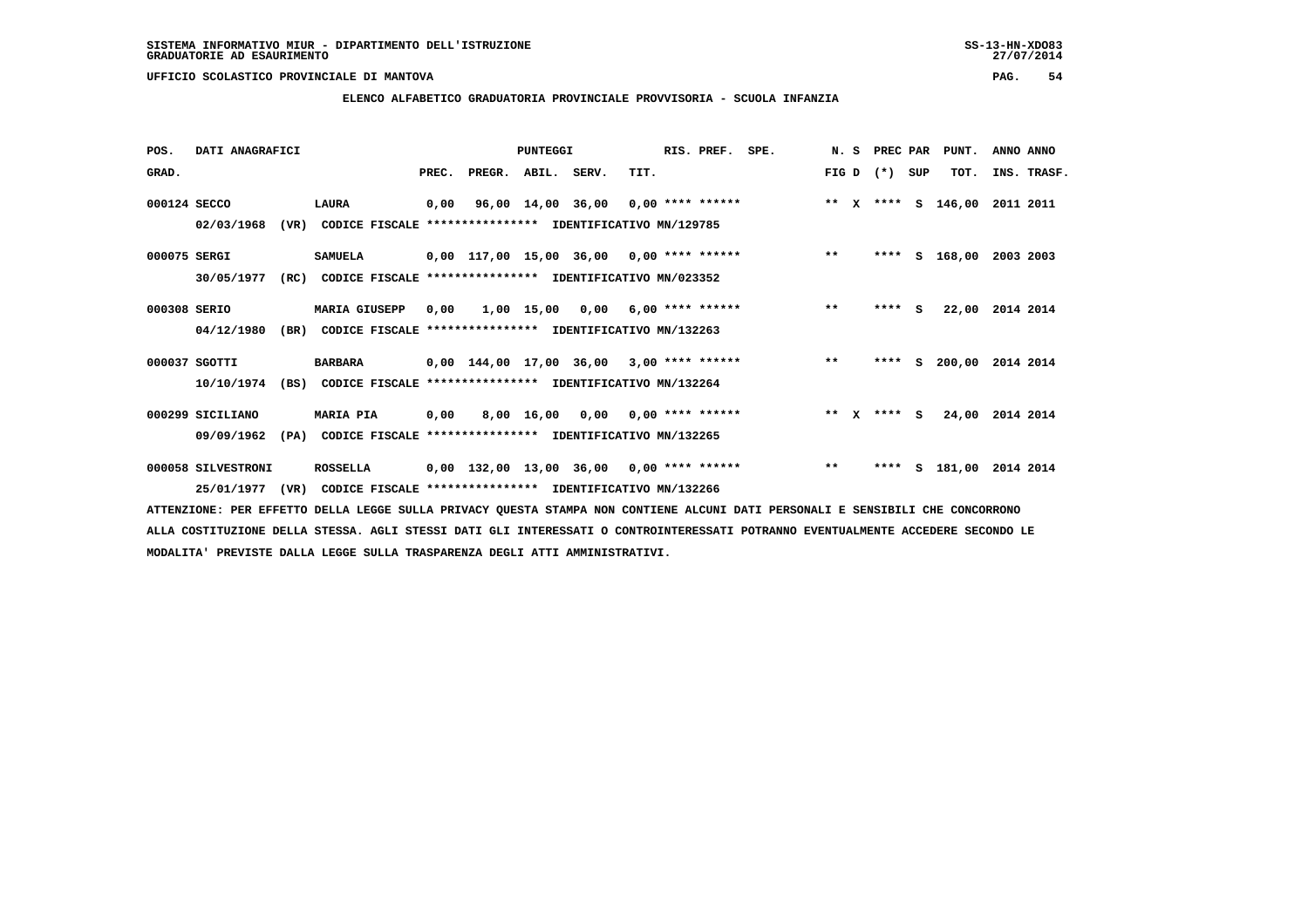SISTEMA INFORMATIVO MIUR - DIPARTIMENTO DELL'ISTRUZIONE
GRADUATORIE AD ESAURIMENTO

UFFICIO SCOLASTICO PROVINCIALE DI MANTOVA

**ELENCO ALFABETICO GRADUATORIA PROVINCIALE PROVVISORIA - SCUOLA INFANZIA**

| POS. GRAD. | DATI ANAGRAFICI | | PREC. | PREGR. | ABIL. | SERV. | TIT. | RIS. PREF. | SPE. | N. S FIG D | PREC PAR (*) SUP | PUNT. TOT. | ANNO ANNO INS. TRASF. |
|---|---|---|---|---|---|---|---|---|---|---|---|---|---|
| 000124 | SECCO | LAURA | 0,00 | 96,00 | 14,00 | 36,00 | 0,00 | **** ****** | | ** X | **** S | 146,00 | 2011 2011 |
| | 02/03/1968 (VR) | CODICE FISCALE **************** IDENTIFICATIVO MN/129785 | | | | | | | | | | | |
| 000075 | SERGI | SAMUELA | 0,00 | 117,00 | 15,00 | 36,00 | 0,00 | **** ****** | | ** | **** S | 168,00 | 2003 2003 |
| | 30/05/1977 (RC) | CODICE FISCALE **************** IDENTIFICATIVO MN/023352 | | | | | | | | | | | |
| 000308 | SERIO | MARIA GIUSEPP | 0,00 | 1,00 | 15,00 | 0,00 | 6,00 | **** ****** | | ** | **** S | 22,00 | 2014 2014 |
| | 04/12/1980 (BR) | CODICE FISCALE **************** IDENTIFICATIVO MN/132263 | | | | | | | | | | | |
| 000037 | SGOTTI | BARBARA | 0,00 | 144,00 | 17,00 | 36,00 | 3,00 | **** ****** | | ** | **** S | 200,00 | 2014 2014 |
| | 10/10/1974 (BS) | CODICE FISCALE **************** IDENTIFICATIVO MN/132264 | | | | | | | | | | | |
| 000299 | SICILIANO | MARIA PIA | 0,00 | 8,00 | 16,00 | 0,00 | 0,00 | **** ****** | | ** X | **** S | 24,00 | 2014 2014 |
| | 09/09/1962 (PA) | CODICE FISCALE **************** IDENTIFICATIVO MN/132265 | | | | | | | | | | | |
| 000058 | SILVESTRONI | ROSSELLA | 0,00 | 132,00 | 13,00 | 36,00 | 0,00 | **** ****** | | ** | **** S | 181,00 | 2014 2014 |
| | 25/01/1977 (VR) | CODICE FISCALE **************** IDENTIFICATIVO MN/132266 | | | | | | | | | | | |

ATTENZIONE: PER EFFETTO DELLA LEGGE SULLA PRIVACY QUESTA STAMPA NON CONTIENE ALCUNI DATI PERSONALI E SENSIBILI CHE CONCORRONO ALLA COSTITUZIONE DELLA STESSA. AGLI STESSI DATI GLI INTERESSATI O CONTROINTERESSATI POTRANNO EVENTUALMENTE ACCEDERE SECONDO LE MODALITA' PREVISTE DALLA LEGGE SULLA TRASPARENZA DEGLI ATTI AMMINISTRATIVI.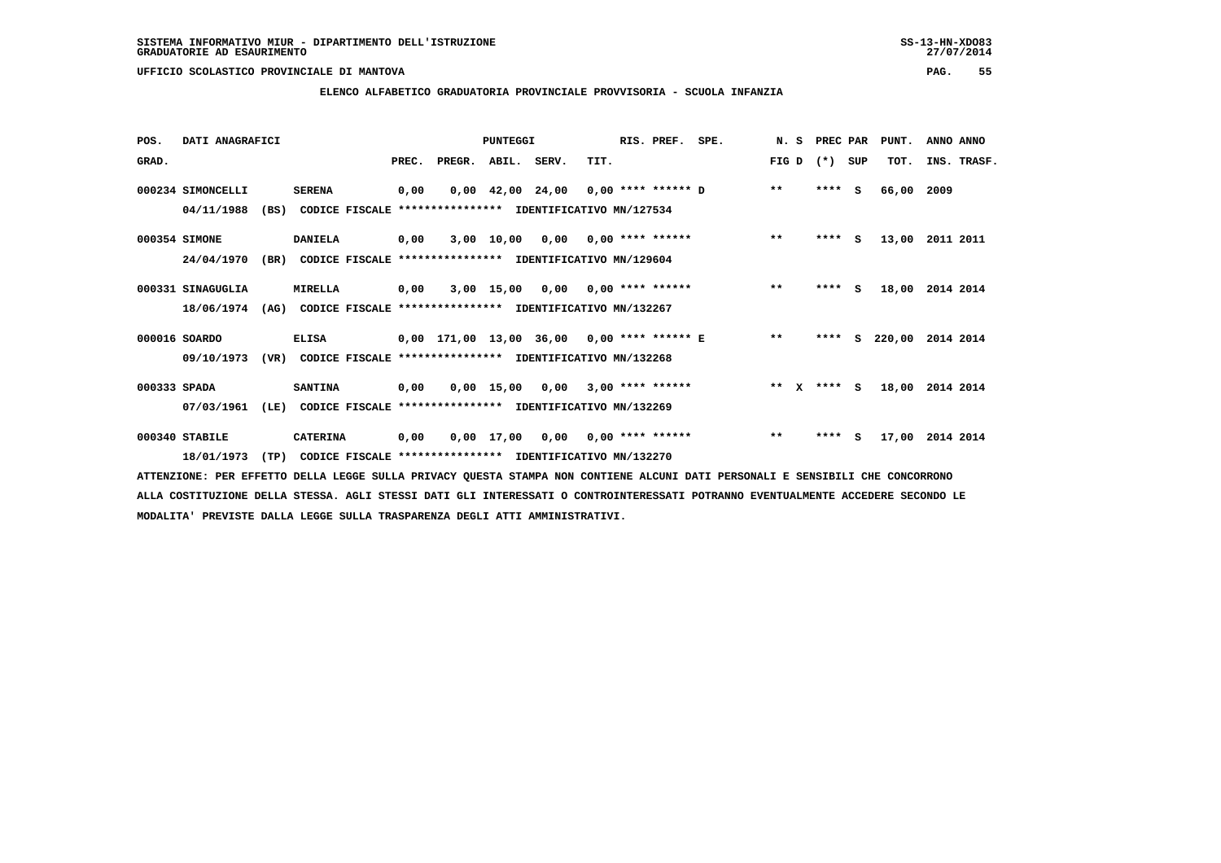SISTEMA INFORMATIVO MIUR - DIPARTIMENTO DELL'ISTRUZIONE
GRADUATORIE AD ESAURIMENTO

UFFICIO SCOLASTICO PROVINCIALE DI MANTOVA

ELENCO ALFABETICO GRADUATORIA PROVINCIALE PROVVISORIA - SCUOLA INFANZIA

| POS. GRAD. | DATI ANAGRAFICI | | PREC. | PREGR. | ABIL. | SERV. | TIT. | RIS. PREF. | SPE. | N. S FIG D | PREC PAR (*) SUP | PUNT. TOT. | ANNO ANNO INS. TRASF. |
|---|---|---|---|---|---|---|---|---|---|---|---|---|---|
| 000234 | SIMONCELLI 04/11/1988 (BS) CODICE FISCALE **************** IDENTIFICATIVO MN/127534 | SERENA | 0,00 | 0,00 | 42,00 | 24,00 | 0,00 | **** ****** D | | ** | **** S | 66,00 | 2009 |
| 000354 | SIMONE 24/04/1970 (BR) CODICE FISCALE **************** IDENTIFICATIVO MN/129604 | DANIELA | 0,00 | 3,00 | 10,00 | 0,00 | 0,00 | **** ****** | | ** | **** S | 13,00 | 2011 2011 |
| 000331 | SINAGUGLIA 18/06/1974 (AG) CODICE FISCALE **************** IDENTIFICATIVO MN/132267 | MIRELLA | 0,00 | 3,00 | 15,00 | 0,00 | 0,00 | **** ****** | | ** | **** S | 18,00 | 2014 2014 |
| 000016 | SOARDO 09/10/1973 (VR) CODICE FISCALE **************** IDENTIFICATIVO MN/132268 | ELISA | 0,00 | 171,00 | 13,00 | 36,00 | 0,00 | **** ****** E | | ** | **** S | 220,00 | 2014 2014 |
| 000333 | SPADA 07/03/1961 (LE) CODICE FISCALE **************** IDENTIFICATIVO MN/132269 | SANTINA | 0,00 | 0,00 | 15,00 | 0,00 | 3,00 | **** ****** | | ** X | **** S | 18,00 | 2014 2014 |
| 000340 | STABILE 18/01/1973 (TP) CODICE FISCALE **************** IDENTIFICATIVO MN/132270 | CATERINA | 0,00 | 0,00 | 17,00 | 0,00 | 0,00 | **** ****** | | ** | **** S | 17,00 | 2014 2014 |

ATTENZIONE: PER EFFETTO DELLA LEGGE SULLA PRIVACY QUESTA STAMPA NON CONTIENE ALCUNI DATI PERSONALI E SENSIBILI CHE CONCORRONO ALLA COSTITUZIONE DELLA STESSA. AGLI STESSI DATI GLI INTERESSATI O CONTROINTERESSATI POTRANNO EVENTUALMENTE ACCEDERE SECONDO LE MODALITA' PREVISTE DALLA LEGGE SULLA TRASPARENZA DEGLI ATTI AMMINISTRATIVI.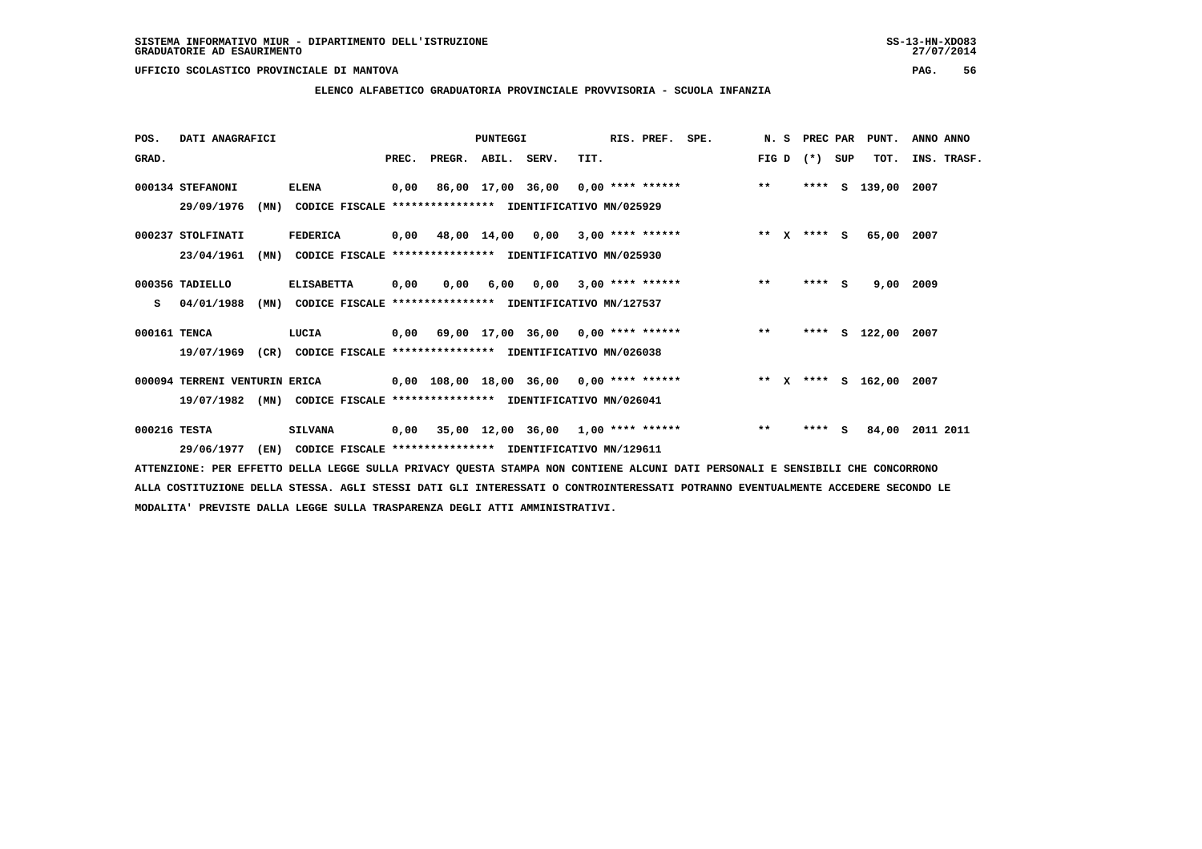SISTEMA INFORMATIVO MIUR - DIPARTIMENTO DELL'ISTRUZIONE
GRADUATORIE AD ESAURIMENTO

UFFICIO SCOLASTICO PROVINCIALE DI MANTOVA

**ELENCO ALFABETICO GRADUATORIA PROVINCIALE PROVVISORIA - SCUOLA INFANZIA**

| POS. GRAD. | DATI ANAGRAFICI | | PREC. | PREGR. | ABIL. | SERV. | TIT. | RIS. PREF. | SPE. | N. S FIG D | PREC PAR (*) SUP | PUNT. TOT. | ANNO ANNO INS. TRASF. |
|---|---|---|---|---|---|---|---|---|---|---|---|---|---|
| 000134 | STEFANONI | ELENA | 0,00 | 86,00 | 17,00 | 36,00 | 0,00 | **** ****** | | ** | **** S | 139,00 | 2007 |
| | 29/09/1976 (MN) | CODICE FISCALE **************** IDENTIFICATIVO MN/025929 | | | | | | | | | | | |
| 000237 | STOLFINATI | FEDERICA | 0,00 | 48,00 | 14,00 | 0,00 | 3,00 | **** ****** | | ** X | **** S | 65,00 | 2007 |
| | 23/04/1961 (MN) | CODICE FISCALE **************** IDENTIFICATIVO MN/025930 | | | | | | | | | | | |
| 000356 | TADIELLO | ELISABETTA | 0,00 | 0,00 | 6,00 | 0,00 | 3,00 | **** ****** | | ** | **** S | 9,00 | 2009 |
| S | 04/01/1988 (MN) | CODICE FISCALE **************** IDENTIFICATIVO MN/127537 | | | | | | | | | | | |
| 000161 | TENCA | LUCIA | 0,00 | 69,00 | 17,00 | 36,00 | 0,00 | **** ****** | | ** | **** S | 122,00 | 2007 |
| | 19/07/1969 (CR) | CODICE FISCALE **************** IDENTIFICATIVO MN/026038 | | | | | | | | | | | |
| 000094 | TERRENI VENTURIN | ERICA | 0,00 | 108,00 | 18,00 | 36,00 | 0,00 | **** ****** | | ** X | **** S | 162,00 | 2007 |
| | 19/07/1982 (MN) | CODICE FISCALE **************** IDENTIFICATIVO MN/026041 | | | | | | | | | | | |
| 000216 | TESTA | SILVANA | 0,00 | 35,00 | 12,00 | 36,00 | 1,00 | **** ****** | | ** | **** S | 84,00 | 2011 2011 |
| | 29/06/1977 (EN) | CODICE FISCALE **************** IDENTIFICATIVO MN/129611 | | | | | | | | | | | |

ATTENZIONE: PER EFFETTO DELLA LEGGE SULLA PRIVACY QUESTA STAMPA NON CONTIENE ALCUNI DATI PERSONALI E SENSIBILI CHE CONCORRONO ALLA COSTITUZIONE DELLA STESSA. AGLI STESSI DATI GLI INTERESSATI O CONTROINTERESSATI POTRANNO EVENTUALMENTE ACCEDERE SECONDO LE MODALITA' PREVISTE DALLA LEGGE SULLA TRASPARENZA DEGLI ATTI AMMINISTRATIVI.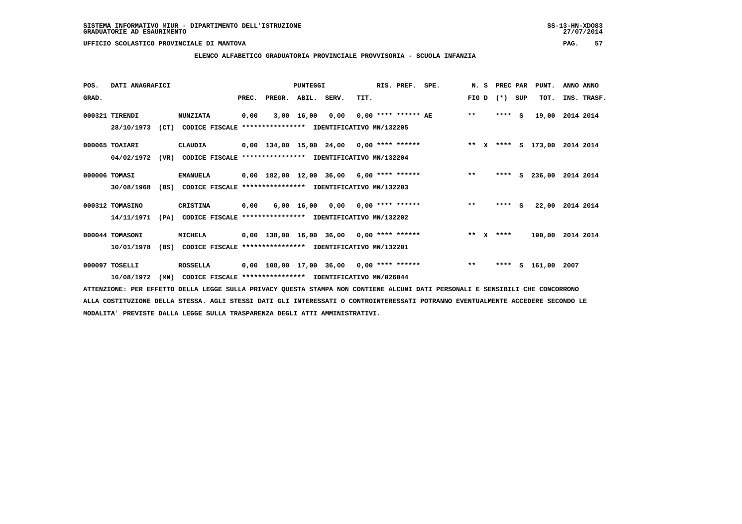SISTEMA INFORMATIVO MIUR - DIPARTIMENTO DELL'ISTRUZIONE
GRADUATORIE AD ESAURIMENTO

UFFICIO SCOLASTICO PROVINCIALE DI MANTOVA

**ELENCO ALFABETICO GRADUATORIA PROVINCIALE PROVVISORIA - SCUOLA INFANZIA**

| POS. GRAD. | DATI ANAGRAFICI | | PREC. | PREGR. | ABIL. | SERV. | TIT. | RIS. PREF. | SPE. | N. S FIG D | PREC PAR (*) | SUP | PUNT. TOT. | ANNO INS. | ANNO TRASF. |
|---|---|---|---|---|---|---|---|---|---|---|---|---|---|---|---|
| 000321 | TIRENDI | NUNZIATA | 0,00 | 3,00 | 16,00 | 0,00 | 0,00 | **** ****** | AE | ** | **** | S | 19,00 | 2014 | 2014 |
| | 28/10/1973 (CT) | CODICE FISCALE **************** IDENTIFICATIVO MN/132205 | | | | | | | | | | | | | |
| 000065 | TOAIARI | CLAUDIA | 0,00 | 134,00 | 15,00 | 24,00 | 0,00 | **** ****** | | ** X | **** | S | 173,00 | 2014 | 2014 |
| | 04/02/1972 (VR) | CODICE FISCALE **************** IDENTIFICATIVO MN/132204 | | | | | | | | | | | | | |
| 000006 | TOMASI | EMANUELA | 0,00 | 182,00 | 12,00 | 36,00 | 6,00 | **** ****** | | ** | **** | S | 236,00 | 2014 | 2014 |
| | 30/08/1968 (BS) | CODICE FISCALE **************** IDENTIFICATIVO MN/132203 | | | | | | | | | | | | | |
| 000312 | TOMASINO | CRISTINA | 0,00 | 6,00 | 16,00 | 0,00 | 0,00 | **** ****** | | ** | **** | S | 22,00 | 2014 | 2014 |
| | 14/11/1971 (PA) | CODICE FISCALE **************** IDENTIFICATIVO MN/132202 | | | | | | | | | | | | | |
| 000044 | TOMASONI | MICHELA | 0,00 | 138,00 | 16,00 | 36,00 | 0,00 | **** ****** | | ** X | **** | | 190,00 | 2014 | 2014 |
| | 10/01/1978 (BS) | CODICE FISCALE **************** IDENTIFICATIVO MN/132201 | | | | | | | | | | | | | |
| 000097 | TOSELLI | ROSSELLA | 0,00 | 108,00 | 17,00 | 36,00 | 0,00 | **** ****** | | ** | **** | S | 161,00 | 2007 | |
| | 16/08/1972 (MN) | CODICE FISCALE **************** IDENTIFICATIVO MN/026044 | | | | | | | | | | | | | |

ATTENZIONE: PER EFFETTO DELLA LEGGE SULLA PRIVACY QUESTA STAMPA NON CONTIENE ALCUNI DATI PERSONALI E SENSIBILI CHE CONCORRONO ALLA COSTITUZIONE DELLA STESSA. AGLI STESSI DATI GLI INTERESSATI O CONTROINTERESSATI POTRANNO EVENTUALMENTE ACCEDERE SECONDO LE MODALITA' PREVISTE DALLA LEGGE SULLA TRASPARENZA DEGLI ATTI AMMINISTRATIVI.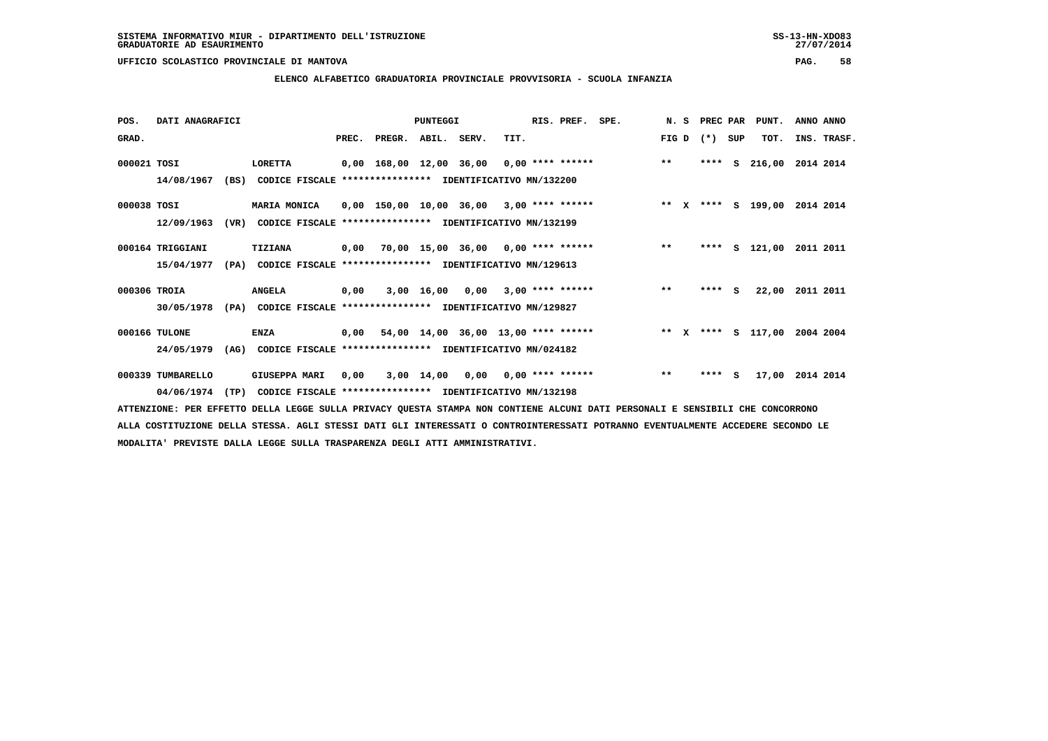SISTEMA INFORMATIVO MIUR - DIPARTIMENTO DELL'ISTRUZIONE
GRADUATORIE AD ESAURIMENTO

UFFICIO SCOLASTICO PROVINCIALE DI MANTOVA

**ELENCO ALFABETICO GRADUATORIA PROVINCIALE PROVVISORIA - SCUOLA INFANZIA**

| POS. GRAD. | DATI ANAGRAFICI | | PREC. | PREGR. | ABIL. | SERV. | TIT. | RIS. PREF. | SPE. | N. S FIG D | PREC PAR (*) SUP | PUNT. TOT. | ANNO ANNO INS. TRASF. |
|---|---|---|---|---|---|---|---|---|---|---|---|---|---|
| 000021 | TOSI | LORETTA | 0,00 | 168,00 | 12,00 | 36,00 | 0,00 | **** ****** | | ** | **** S | 216,00 | 2014 2014 |
| | 14/08/1967 (BS) | CODICE FISCALE **************** IDENTIFICATIVO MN/132200 | | | | | | | | | | | |
| 000038 | TOSI | MARIA MONICA | 0,00 | 150,00 | 10,00 | 36,00 | 3,00 | **** ****** | | ** X | **** S | 199,00 | 2014 2014 |
| | 12/09/1963 (VR) | CODICE FISCALE **************** IDENTIFICATIVO MN/132199 | | | | | | | | | | | |
| 000164 | TRIGGIANI | TIZIANA | 0,00 | 70,00 | 15,00 | 36,00 | 0,00 | **** ****** | | ** | **** S | 121,00 | 2011 2011 |
| | 15/04/1977 (PA) | CODICE FISCALE **************** IDENTIFICATIVO MN/129613 | | | | | | | | | | | |
| 000306 | TROIA | ANGELA | 0,00 | 3,00 | 16,00 | 0,00 | 3,00 | **** ****** | | ** | **** S | 22,00 | 2011 2011 |
| | 30/05/1978 (PA) | CODICE FISCALE **************** IDENTIFICATIVO MN/129827 | | | | | | | | | | | |
| 000166 | TULONE | ENZA | 0,00 | 54,00 | 14,00 | 36,00 | 13,00 | **** ****** | | ** X | **** S | 117,00 | 2004 2004 |
| | 24/05/1979 (AG) | CODICE FISCALE **************** IDENTIFICATIVO MN/024182 | | | | | | | | | | | |
| 000339 | TUMBARELLO | GIUSEPPA MARI | 0,00 | 3,00 | 14,00 | 0,00 | 0,00 | **** ****** | | ** | **** S | 17,00 | 2014 2014 |
| | 04/06/1974 (TP) | CODICE FISCALE **************** IDENTIFICATIVO MN/132198 | | | | | | | | | | | |

ATTENZIONE: PER EFFETTO DELLA LEGGE SULLA PRIVACY QUESTA STAMPA NON CONTIENE ALCUNI DATI PERSONALI E SENSIBILI CHE CONCORRONO ALLA COSTITUZIONE DELLA STESSA. AGLI STESSI DATI GLI INTERESSATI O CONTROINTERESSATI POTRANNO EVENTUALMENTE ACCEDERE SECONDO LE MODALITA' PREVISTE DALLA LEGGE SULLA TRASPARENZA DEGLI ATTI AMMINISTRATIVI.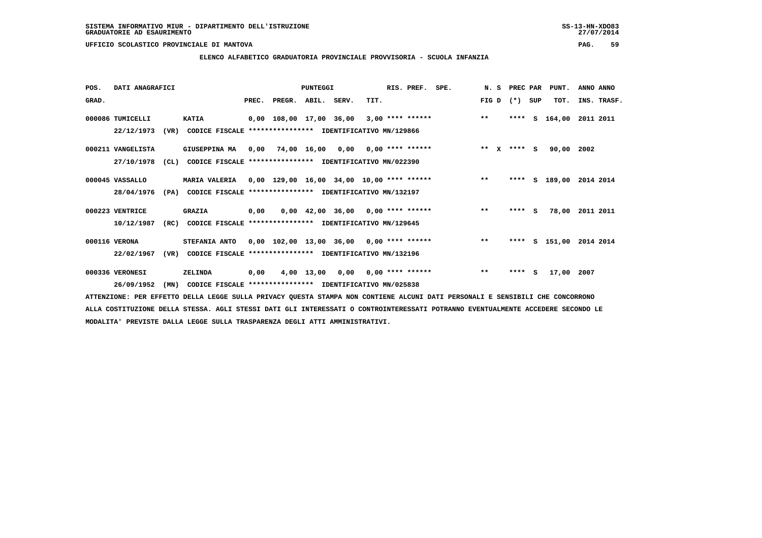SISTEMA INFORMATIVO MIUR - DIPARTIMENTO DELL'ISTRUZIONE
GRADUATORIE AD ESAURIMENTO

UFFICIO SCOLASTICO PROVINCIALE DI MANTOVA

**ELENCO ALFABETICO GRADUATORIA PROVINCIALE PROVVISORIA - SCUOLA INFANZIA**

| POS. GRAD. | DATI ANAGRAFICI | | PREC. | PREGR. | ABIL. | SERV. | TIT. | RIS. PREF. | SPE. | N. S FIG D | PREC PAR (*) SUP | | PUNT. TOT. | ANNO ANNO INS. TRASF. |
|---|---|---|---|---|---|---|---|---|---|---|---|---|---|---|
| 000086 | TUMICELLI | KATIA | 0,00 | 108,00 | 17,00 | 36,00 | 3,00 | **** ****** | | ** | **** | S | 164,00 | 2011 2011 |
| | 22/12/1973 (VR) | CODICE FISCALE **************** IDENTIFICATIVO MN/129866 | | | | | | | | | | | | |
| 000211 | VANGELISTA | GIUSEPPINA MA | 0,00 | 74,00 | 16,00 | 0,00 | 0,00 | **** ****** | | ** X | **** | S | 90,00 | 2002 |
| | 27/10/1978 (CL) | CODICE FISCALE **************** IDENTIFICATIVO MN/022390 | | | | | | | | | | | | |
| 000045 | VASSALLO | MARIA VALERIA | 0,00 | 129,00 | 16,00 | 34,00 | 10,00 | **** ****** | | ** | **** | S | 189,00 | 2014 2014 |
| | 28/04/1976 (PA) | CODICE FISCALE **************** IDENTIFICATIVO MN/132197 | | | | | | | | | | | | |
| 000223 | VENTRICE | GRAZIA | 0,00 | 0,00 | 42,00 | 36,00 | 0,00 | **** ****** | | ** | **** | S | 78,00 | 2011 2011 |
| | 10/12/1987 (RC) | CODICE FISCALE **************** IDENTIFICATIVO MN/129645 | | | | | | | | | | | | |
| 000116 | VERONA | STEFANIA ANTO | 0,00 | 102,00 | 13,00 | 36,00 | 0,00 | **** ****** | | ** | **** | S | 151,00 | 2014 2014 |
| | 22/02/1967 (VR) | CODICE FISCALE **************** IDENTIFICATIVO MN/132196 | | | | | | | | | | | | |
| 000336 | VERONESI | ZELINDA | 0,00 | 4,00 | 13,00 | 0,00 | 0,00 | **** ****** | | ** | **** | S | 17,00 | 2007 |
| | 26/09/1952 (MN) | CODICE FISCALE **************** IDENTIFICATIVO MN/025838 | | | | | | | | | | | | |

ATTENZIONE: PER EFFETTO DELLA LEGGE SULLA PRIVACY QUESTA STAMPA NON CONTIENE ALCUNI DATI PERSONALI E SENSIBILI CHE CONCORRONO ALLA COSTITUZIONE DELLA STESSA. AGLI STESSI DATI GLI INTERESSATI O CONTROINTERESSATI POTRANNO EVENTUALMENTE ACCEDERE SECONDO LE MODALITA' PREVISTE DALLA LEGGE SULLA TRASPARENZA DEGLI ATTI AMMINISTRATIVI.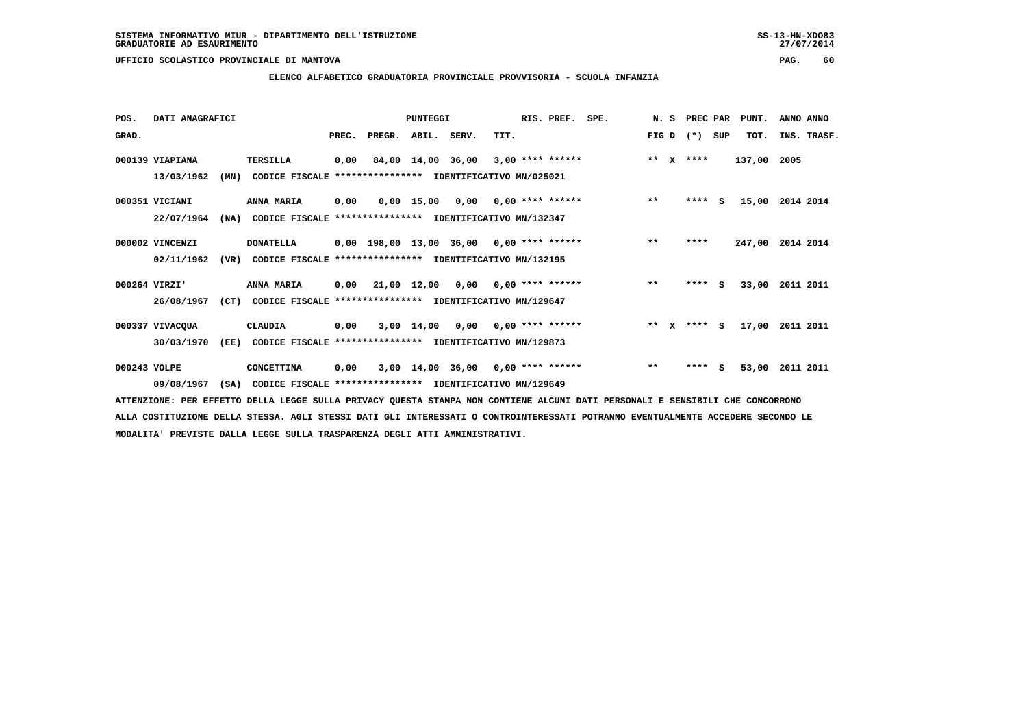SISTEMA INFORMATIVO MIUR - DIPARTIMENTO DELL'ISTRUZIONE
GRADUATORIE AD ESAURIMENTO

UFFICIO SCOLASTICO PROVINCIALE DI MANTOVA

## ELENCO ALFABETICO GRADUATORIA PROVINCIALE PROVVISORIA - SCUOLA INFANZIA

| POS. GRAD. | DATI ANAGRAFICI | | PREC. | PREGR. | ABIL. | SERV. | TIT. | RIS. PREF. | SPE. | N. S FIG D | PREC PAR (*) SUP | PUNT. TOT. | ANNO ANNO INS. TRASF. |
|---|---|---|---|---|---|---|---|---|---|---|---|---|---|
| 000139 | VIAPIANA | TERSILLA | 0,00 | 84,00 | 14,00 | 36,00 | 3,00 | **** ****** | | ** X | **** | 137,00 | 2005 |
| | 13/03/1962 (MN) | CODICE FISCALE **************** IDENTIFICATIVO MN/025021 | | | | | | | | | | | |
| 000351 | VICIANI | ANNA MARIA | 0,00 | 0,00 | 15,00 | 0,00 | 0,00 | **** ****** | | ** | **** S | 15,00 | 2014 2014 |
| | 22/07/1964 (NA) | CODICE FISCALE **************** IDENTIFICATIVO MN/132347 | | | | | | | | | | | |
| 000002 | VINCENZI | DONATELLA | 0,00 | 198,00 | 13,00 | 36,00 | 0,00 | **** ****** | | ** | **** | 247,00 | 2014 2014 |
| | 02/11/1962 (VR) | CODICE FISCALE **************** IDENTIFICATIVO MN/132195 | | | | | | | | | | | |
| 000264 | VIRZI' | ANNA MARIA | 0,00 | 21,00 | 12,00 | 0,00 | 0,00 | **** ****** | | ** | **** S | 33,00 | 2011 2011 |
| | 26/08/1967 (CT) | CODICE FISCALE **************** IDENTIFICATIVO MN/129647 | | | | | | | | | | | |
| 000337 | VIVACQUA | CLAUDIA | 0,00 | 3,00 | 14,00 | 0,00 | 0,00 | **** ****** | | ** X | **** S | 17,00 | 2011 2011 |
| | 30/03/1970 (EE) | CODICE FISCALE **************** IDENTIFICATIVO MN/129873 | | | | | | | | | | | |
| 000243 | VOLPE | CONCETTINA | 0,00 | 3,00 | 14,00 | 36,00 | 0,00 | **** ****** | | ** | **** S | 53,00 | 2011 2011 |
| | 09/08/1967 (SA) | CODICE FISCALE **************** IDENTIFICATIVO MN/129649 | | | | | | | | | | | |

ATTENZIONE: PER EFFETTO DELLA LEGGE SULLA PRIVACY QUESTA STAMPA NON CONTIENE ALCUNI DATI PERSONALI E SENSIBILI CHE CONCORRONO ALLA COSTITUZIONE DELLA STESSA. AGLI STESSI DATI GLI INTERESSATI O CONTROINTERESSATI POTRANNO EVENTUALMENTE ACCEDERE SECONDO LE MODALITA' PREVISTE DALLA LEGGE SULLA TRASPARENZA DEGLI ATTI AMMINISTRATIVI.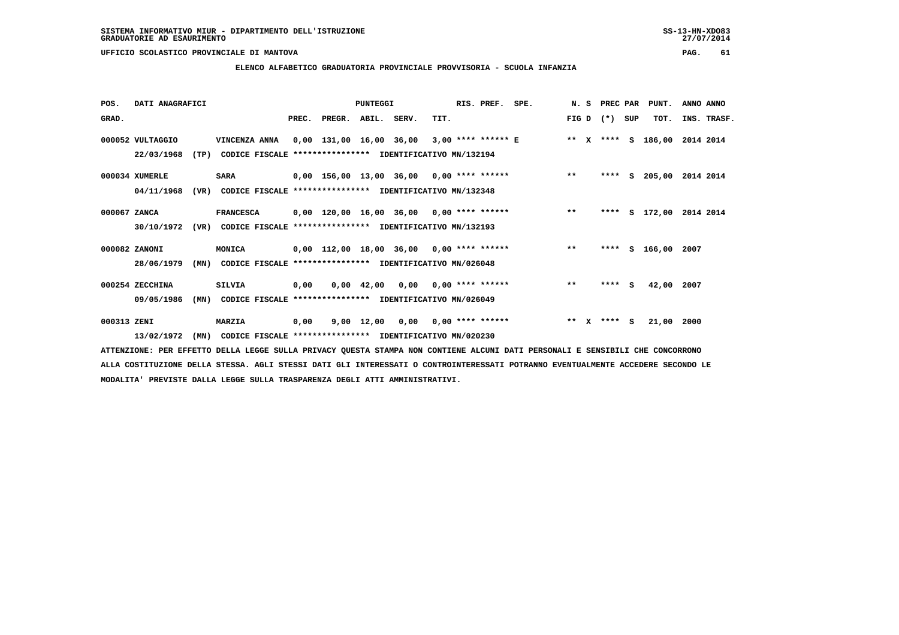**SISTEMA INFORMATIVO MIUR - DIPARTIMENTO DELL'ISTRUZIONE**
**GRADUATORIE AD ESAURIMENTO**

**UFFICIO SCOLASTICO PROVINCIALE DI MANTOVA**

**ELENCO ALFABETICO GRADUATORIA PROVINCIALE PROVVISORIA - SCUOLA INFANZIA**

| POS. GRAD. | DATI ANAGRAFICI | | PREC. | PREGR. | ABIL. | SERV. | TIT. | RIS. PREF. | SPE. | N. S FIG D | PREC (*) | PAR SUP | PUNT. TOT. | ANNO INS. | ANNO TRASF. |
|---|---|---|---|---|---|---|---|---|---|---|---|---|---|---|---|
| 000052 | VULTAGGIO | VINCENZA ANNA | 0,00 | 131,00 | 16,00 | 36,00 | 3,00 | **** ****** E | | ** X | **** | S | 186,00 | 2014 | 2014 |
| | 22/03/1968 (TP) | CODICE FISCALE **************** IDENTIFICATIVO MN/132194 | | | | | | | | | | | | | |
| 000034 | XUMERLE | SARA | 0,00 | 156,00 | 13,00 | 36,00 | 0,00 | **** ****** | | ** | **** | S | 205,00 | 2014 | 2014 |
| | 04/11/1968 (VR) | CODICE FISCALE **************** IDENTIFICATIVO MN/132348 | | | | | | | | | | | | | |
| 000067 | ZANCA | FRANCESCA | 0,00 | 120,00 | 16,00 | 36,00 | 0,00 | **** ****** | | ** | **** | S | 172,00 | 2014 | 2014 |
| | 30/10/1972 (VR) | CODICE FISCALE **************** IDENTIFICATIVO MN/132193 | | | | | | | | | | | | | |
| 000082 | ZANONI | MONICA | 0,00 | 112,00 | 18,00 | 36,00 | 0,00 | **** ****** | | ** | **** | S | 166,00 | 2007 | |
| | 28/06/1979 (MN) | CODICE FISCALE **************** IDENTIFICATIVO MN/026048 | | | | | | | | | | | | | |
| 000254 | ZECCHINA | SILVIA | 0,00 | 0,00 | 42,00 | 0,00 | 0,00 | **** ****** | | ** | **** | S | 42,00 | 2007 | |
| | 09/05/1986 (MN) | CODICE FISCALE **************** IDENTIFICATIVO MN/026049 | | | | | | | | | | | | | |
| 000313 | ZENI | MARZIA | 0,00 | 9,00 | 12,00 | 0,00 | 0,00 | **** ****** | | ** X | **** | S | 21,00 | 2000 | |
| | 13/02/1972 (MN) | CODICE FISCALE **************** IDENTIFICATIVO MN/020230 | | | | | | | | | | | | | |

ATTENZIONE: PER EFFETTO DELLA LEGGE SULLA PRIVACY QUESTA STAMPA NON CONTIENE ALCUNI DATI PERSONALI E SENSIBILI CHE CONCORRONO ALLA COSTITUZIONE DELLA STESSA. AGLI STESSI DATI GLI INTERESSATI O CONTROINTERESSATI POTRANNO EVENTUALMENTE ACCEDERE SECONDO LE MODALITA' PREVISTE DALLA LEGGE SULLA TRASPARENZA DEGLI ATTI AMMINISTRATIVI.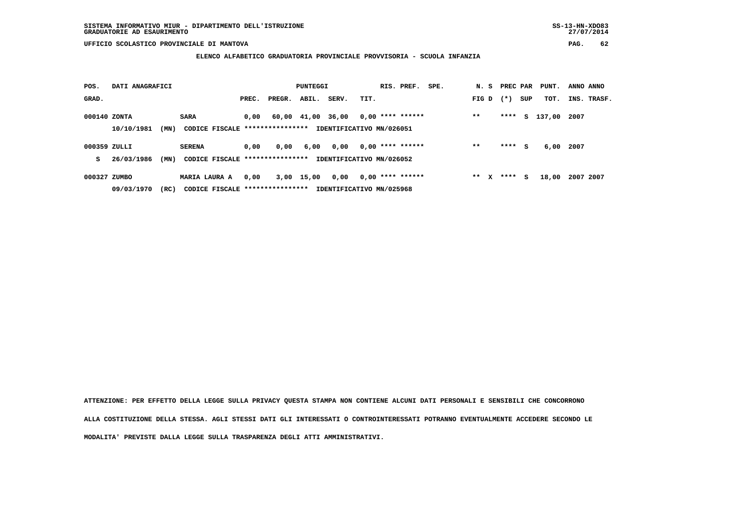SISTEMA INFORMATIVO MIUR - DIPARTIMENTO DELL'ISTRUZIONE
GRADUATORIE AD ESAURIMENTO

UFFICIO SCOLASTICO PROVINCIALE DI MANTOVA

## ELENCO ALFABETICO GRADUATORIA PROVINCIALE PROVVISORIA - SCUOLA INFANZIA

| POS. GRAD. | DATI ANAGRAFICI | | | PUNTEGGI PREC. | PREGR. | ABIL. | SERV. | TIT. | RIS. PREF. | SPE. | N. S FIG D | PREC (*) | PAR SUP | PUNT. TOT. | ANNO INS. | ANNO TRASF. |
|---|---|---|---|---|---|---|---|---|---|---|---|---|---|---|---|---|
| 000140 | ZONTA | SARA | | 0,00 | 60,00 | 41,00 | 36,00 | 0,00 | **** ****** | | ** | **** | S | 137,00 | 2007 | |
| | 10/10/1981 (MN) | CODICE FISCALE **************** | IDENTIFICATIVO MN/026051 | | | | | | | | | | | | | |
| 000359 | ZULLI | SERENA | | 0,00 | 0,00 | 6,00 | 0,00 | 0,00 | **** ****** | | ** | **** | S | 6,00 | 2007 | |
| S | 26/03/1986 (MN) | CODICE FISCALE **************** | IDENTIFICATIVO MN/026052 | | | | | | | | | | | | | |
| 000327 | ZUMBO | MARIA LAURA A | | 0,00 | 3,00 | 15,00 | 0,00 | 0,00 | **** ****** | | ** X | **** | S | 18,00 | 2007 | 2007 |
| | 09/03/1970 (RC) | CODICE FISCALE **************** | IDENTIFICATIVO MN/025968 | | | | | | | | | | | | | |

ATTENZIONE: PER EFFETTO DELLA LEGGE SULLA PRIVACY QUESTA STAMPA NON CONTIENE ALCUNI DATI PERSONALI E SENSIBILI CHE CONCORRONO ALLA COSTITUZIONE DELLA STESSA. AGLI STESSI DATI GLI INTERESSATI O CONTROINTERESSATI POTRANNO EVENTUALMENTE ACCEDERE SECONDO LE MODALITA' PREVISTE DALLA LEGGE SULLA TRASPARENZA DEGLI ATTI AMMINISTRATIVI.